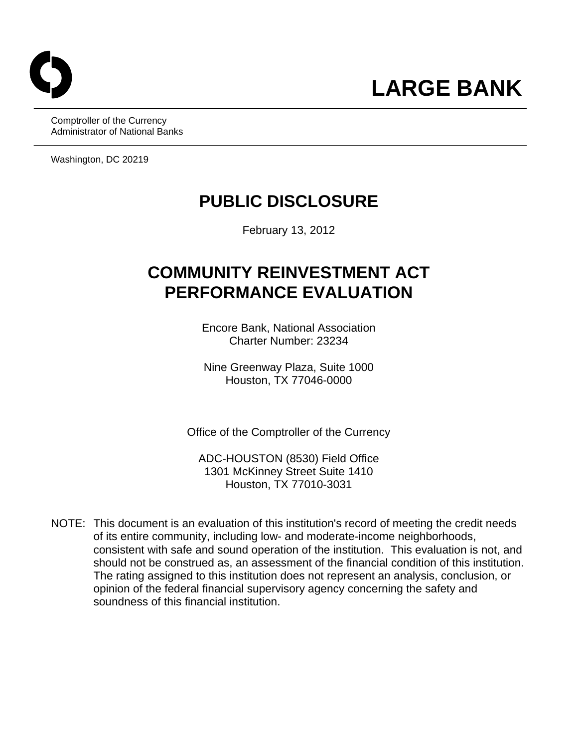# LARGE BANK

Comptroller of the Currency
Administrator of National Banks

Washington, DC 20219

## PUBLIC DISCLOSURE

February 13, 2012

## COMMUNITY REINVESTMENT ACT PERFORMANCE EVALUATION

Encore Bank, National Association
Charter Number: 23234

Nine Greenway Plaza, Suite 1000
Houston, TX 77046-0000

Office of the Comptroller of the Currency

ADC-HOUSTON (8530) Field Office
1301 McKinney Street Suite 1410
Houston, TX 77010-3031

NOTE: This document is an evaluation of this institution's record of meeting the credit needs of its entire community, including low- and moderate-income neighborhoods, consistent with safe and sound operation of the institution. This evaluation is not, and should not be construed as, an assessment of the financial condition of this institution. The rating assigned to this institution does not represent an analysis, conclusion, or opinion of the federal financial supervisory agency concerning the safety and soundness of this financial institution.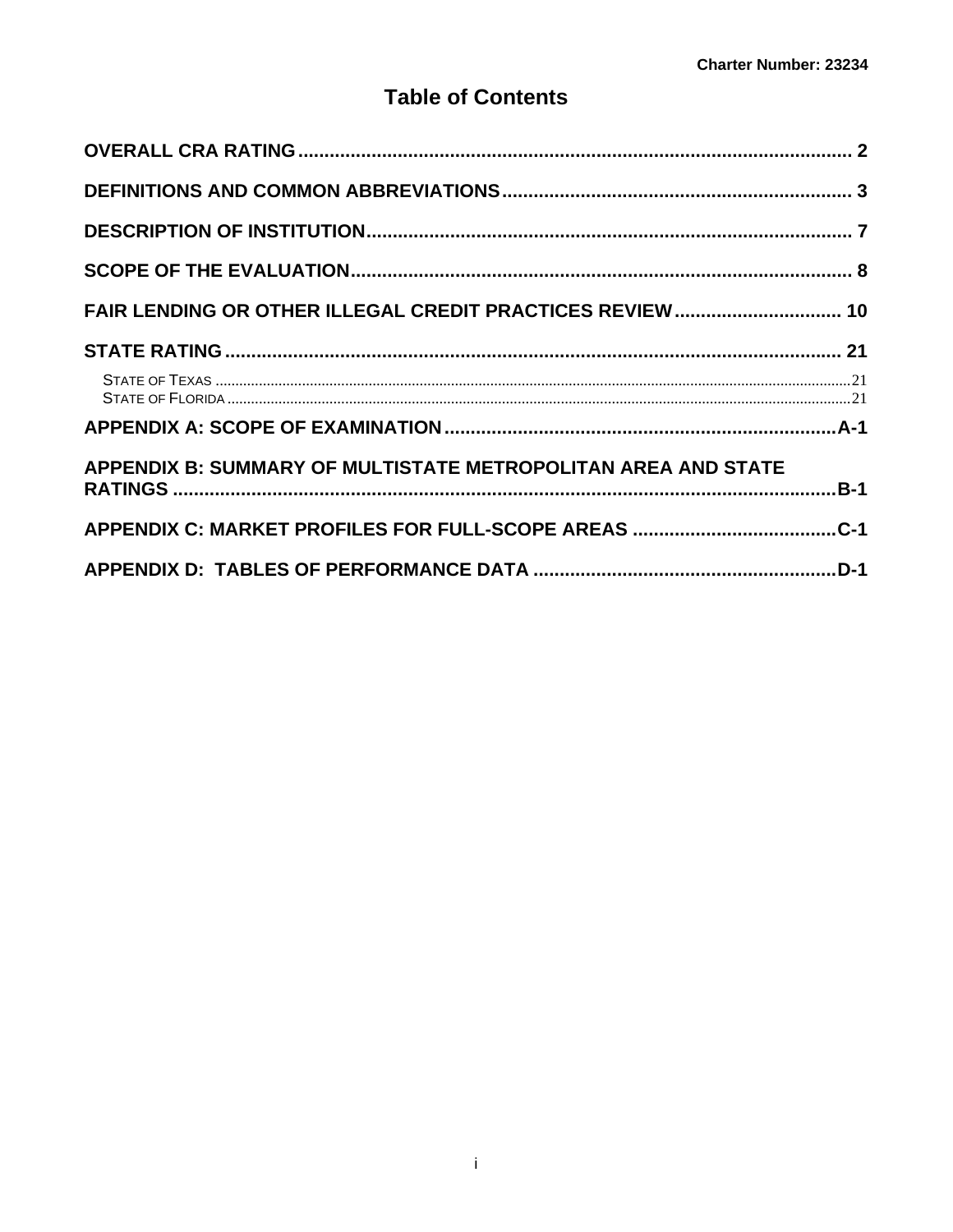# Table of Contents

| | |
|---|---|
| OVERALL CRA RATING | 2 |
| DEFINITIONS AND COMMON ABBREVIATIONS | 3 |
| DESCRIPTION OF INSTITUTION | 7 |
| SCOPE OF THE EVALUATION | 8 |
| FAIR LENDING OR OTHER ILLEGAL CREDIT PRACTICES REVIEW | 10 |
| STATE RATING | 21 |
| STATE OF TEXAS | 21 |
| STATE OF FLORIDA | 21 |
| APPENDIX A: SCOPE OF EXAMINATION | A-1 |
| APPENDIX B: SUMMARY OF MULTISTATE METROPOLITAN AREA AND STATE RATINGS | B-1 |
| APPENDIX C: MARKET PROFILES FOR FULL-SCOPE AREAS | C-1 |
| APPENDIX D: TABLES OF PERFORMANCE DATA | D-1 |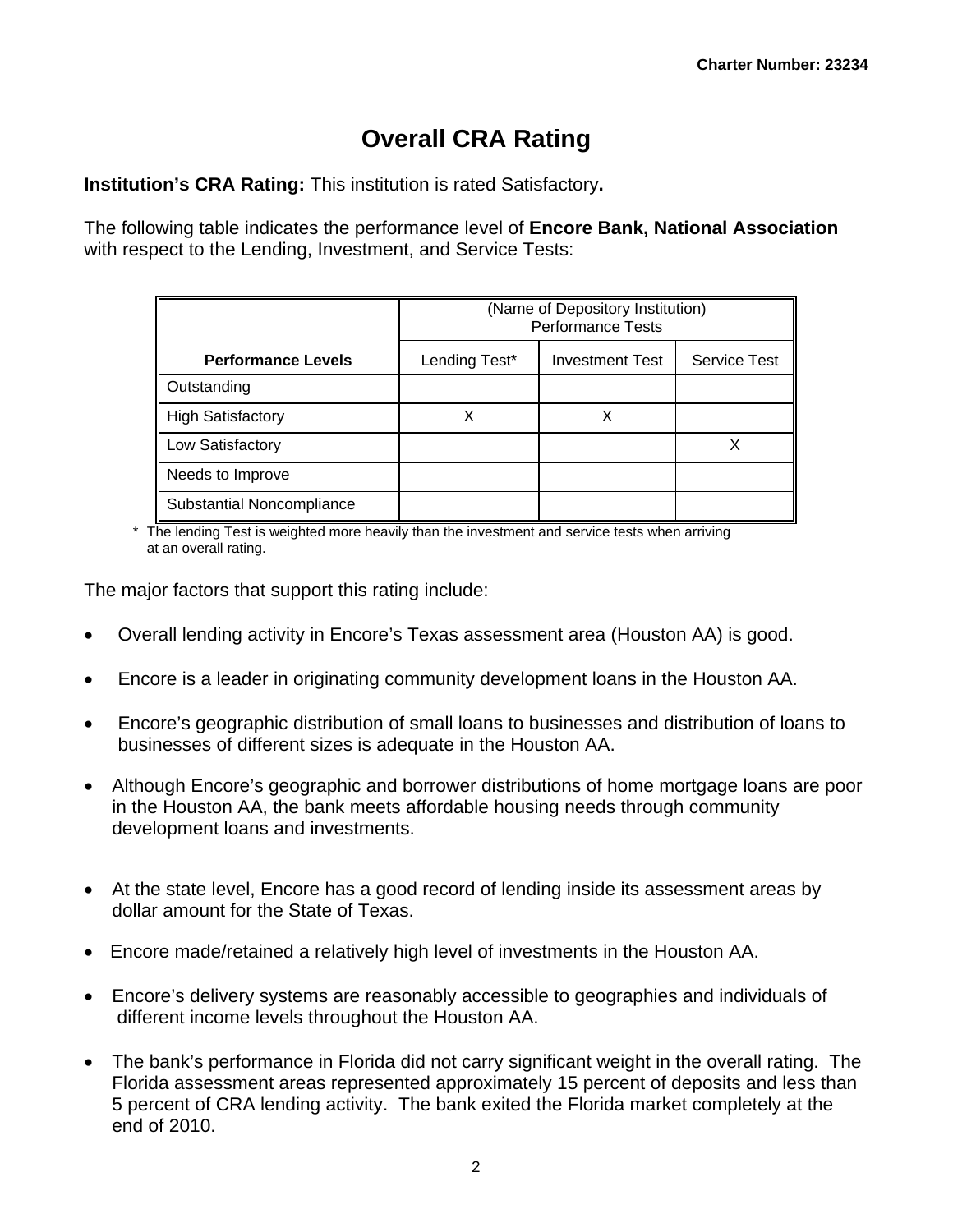Charter Number: 23234

# Overall CRA Rating

**Institution's CRA Rating:** This institution is rated Satisfactory**.**

The following table indicates the performance level of **Encore Bank, National Association** with respect to the Lending, Investment, and Service Tests:

| | (Name of Depository Institution) Performance Tests | | |
|---|---|---|---|
| **Performance Levels** | Lending Test* | Investment Test | Service Test |
| Outstanding | | | |
| High Satisfactory | X | X | |
| Low Satisfactory | | | X |
| Needs to Improve | | | |
| Substantial Noncompliance | | | |

\* The lending Test is weighted more heavily than the investment and service tests when arriving at an overall rating.

The major factors that support this rating include:

- Overall lending activity in Encore's Texas assessment area (Houston AA) is good.
- Encore is a leader in originating community development loans in the Houston AA.
- Encore's geographic distribution of small loans to businesses and distribution of loans to businesses of different sizes is adequate in the Houston AA.
- Although Encore's geographic and borrower distributions of home mortgage loans are poor in the Houston AA, the bank meets affordable housing needs through community development loans and investments.
- At the state level, Encore has a good record of lending inside its assessment areas by dollar amount for the State of Texas.
- Encore made/retained a relatively high level of investments in the Houston AA.
- Encore's delivery systems are reasonably accessible to geographies and individuals of different income levels throughout the Houston AA.
- The bank's performance in Florida did not carry significant weight in the overall rating. The Florida assessment areas represented approximately 15 percent of deposits and less than 5 percent of CRA lending activity. The bank exited the Florida market completely at the end of 2010.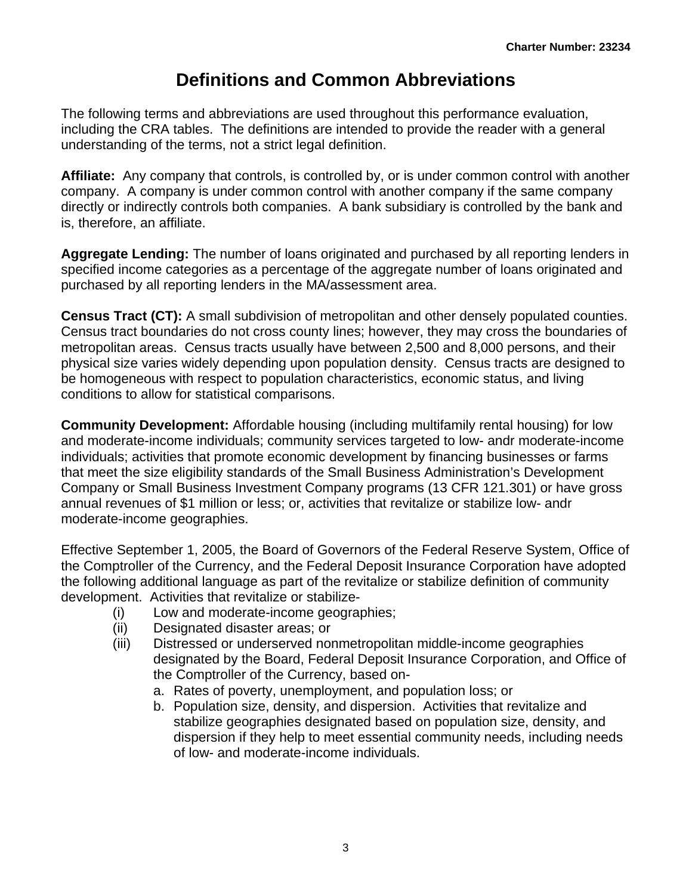# Definitions and Common Abbreviations

The following terms and abbreviations are used throughout this performance evaluation, including the CRA tables. The definitions are intended to provide the reader with a general understanding of the terms, not a strict legal definition.

**Affiliate:** Any company that controls, is controlled by, or is under common control with another company. A company is under common control with another company if the same company directly or indirectly controls both companies. A bank subsidiary is controlled by the bank and is, therefore, an affiliate.

**Aggregate Lending:** The number of loans originated and purchased by all reporting lenders in specified income categories as a percentage of the aggregate number of loans originated and purchased by all reporting lenders in the MA/assessment area.

**Census Tract (CT):** A small subdivision of metropolitan and other densely populated counties. Census tract boundaries do not cross county lines; however, they may cross the boundaries of metropolitan areas. Census tracts usually have between 2,500 and 8,000 persons, and their physical size varies widely depending upon population density. Census tracts are designed to be homogeneous with respect to population characteristics, economic status, and living conditions to allow for statistical comparisons.

**Community Development:** Affordable housing (including multifamily rental housing) for low and moderate-income individuals; community services targeted to low- andr moderate-income individuals; activities that promote economic development by financing businesses or farms that meet the size eligibility standards of the Small Business Administration's Development Company or Small Business Investment Company programs (13 CFR 121.301) or have gross annual revenues of $1 million or less; or, activities that revitalize or stabilize low- andr moderate-income geographies.

Effective September 1, 2005, the Board of Governors of the Federal Reserve System, Office of the Comptroller of the Currency, and the Federal Deposit Insurance Corporation have adopted the following additional language as part of the revitalize or stabilize definition of community development. Activities that revitalize or stabilize-

- (i) Low and moderate-income geographies;
- (ii) Designated disaster areas; or
- (iii) Distressed or underserved nonmetropolitan middle-income geographies designated by the Board, Federal Deposit Insurance Corporation, and Office of the Comptroller of the Currency, based on-
    - a. Rates of poverty, unemployment, and population loss; or
    - b. Population size, density, and dispersion. Activities that revitalize and stabilize geographies designated based on population size, density, and dispersion if they help to meet essential community needs, including needs of low- and moderate-income individuals.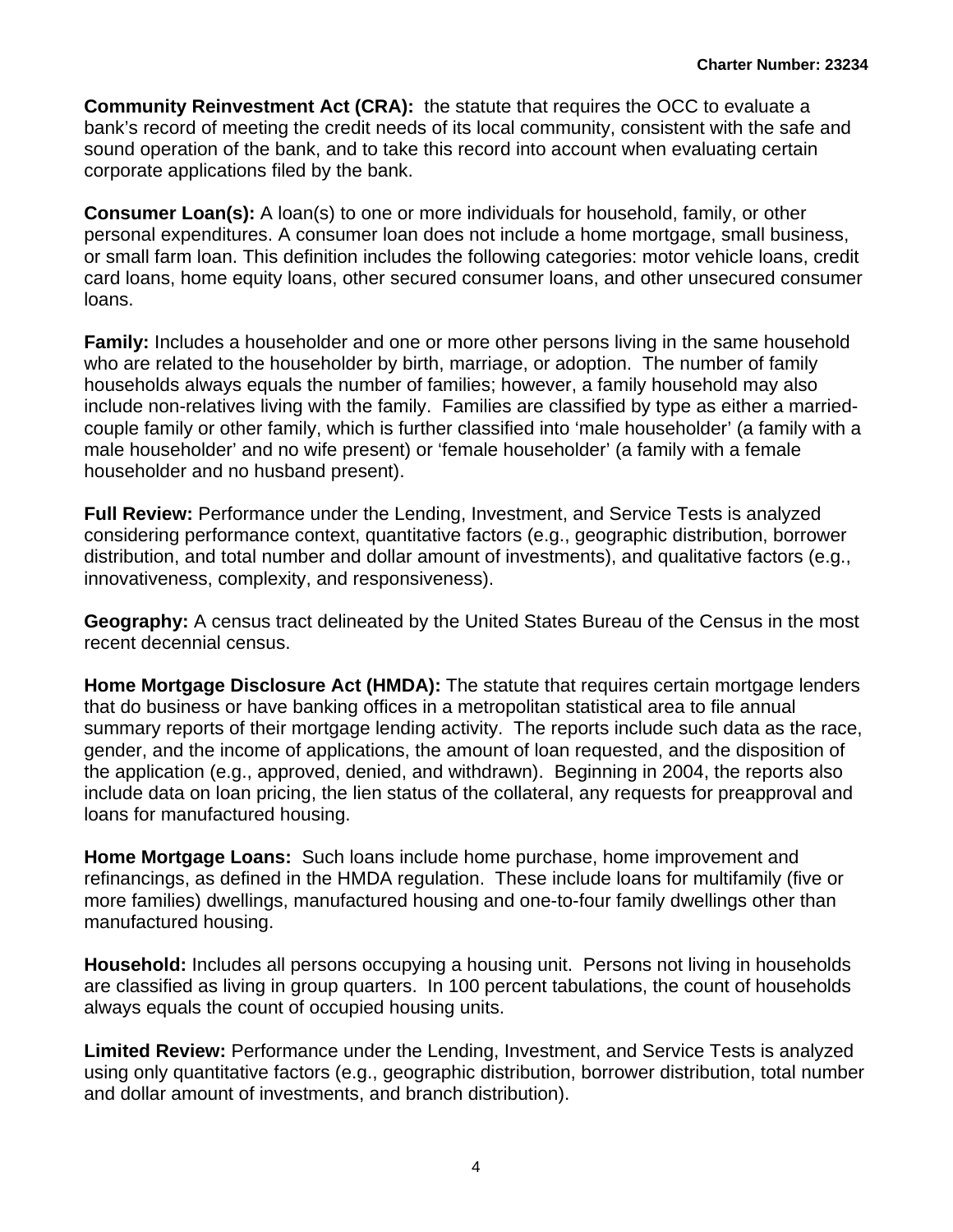**Community Reinvestment Act (CRA):** the statute that requires the OCC to evaluate a bank's record of meeting the credit needs of its local community, consistent with the safe and sound operation of the bank, and to take this record into account when evaluating certain corporate applications filed by the bank.

**Consumer Loan(s):** A loan(s) to one or more individuals for household, family, or other personal expenditures. A consumer loan does not include a home mortgage, small business, or small farm loan. This definition includes the following categories: motor vehicle loans, credit card loans, home equity loans, other secured consumer loans, and other unsecured consumer loans.

**Family:** Includes a householder and one or more other persons living in the same household who are related to the householder by birth, marriage, or adoption. The number of family households always equals the number of families; however, a family household may also include non-relatives living with the family. Families are classified by type as either a married-couple family or other family, which is further classified into 'male householder' (a family with a male householder' and no wife present) or 'female householder' (a family with a female householder and no husband present).

**Full Review:** Performance under the Lending, Investment, and Service Tests is analyzed considering performance context, quantitative factors (e.g., geographic distribution, borrower distribution, and total number and dollar amount of investments), and qualitative factors (e.g., innovativeness, complexity, and responsiveness).

**Geography:** A census tract delineated by the United States Bureau of the Census in the most recent decennial census.

**Home Mortgage Disclosure Act (HMDA):** The statute that requires certain mortgage lenders that do business or have banking offices in a metropolitan statistical area to file annual summary reports of their mortgage lending activity. The reports include such data as the race, gender, and the income of applications, the amount of loan requested, and the disposition of the application (e.g., approved, denied, and withdrawn). Beginning in 2004, the reports also include data on loan pricing, the lien status of the collateral, any requests for preapproval and loans for manufactured housing.

**Home Mortgage Loans:** Such loans include home purchase, home improvement and refinancings, as defined in the HMDA regulation. These include loans for multifamily (five or more families) dwellings, manufactured housing and one-to-four family dwellings other than manufactured housing.

**Household:** Includes all persons occupying a housing unit. Persons not living in households are classified as living in group quarters. In 100 percent tabulations, the count of households always equals the count of occupied housing units.

**Limited Review:** Performance under the Lending, Investment, and Service Tests is analyzed using only quantitative factors (e.g., geographic distribution, borrower distribution, total number and dollar amount of investments, and branch distribution).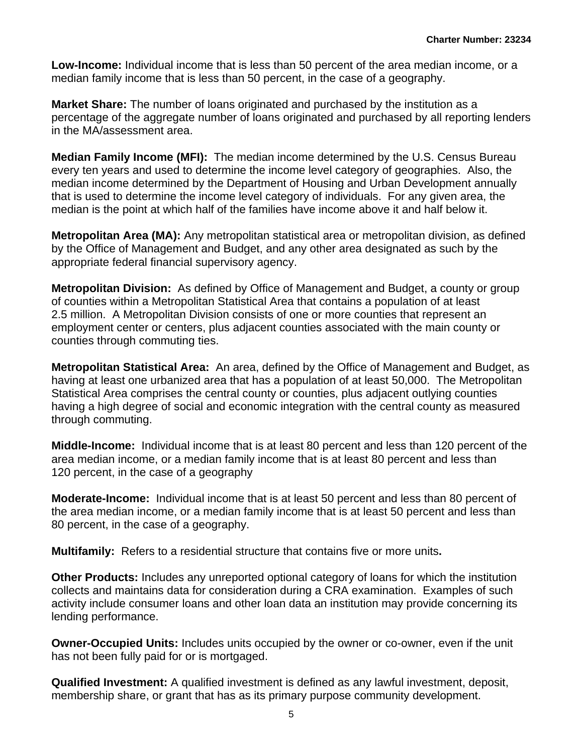**Low-Income:** Individual income that is less than 50 percent of the area median income, or a median family income that is less than 50 percent, in the case of a geography.

**Market Share:** The number of loans originated and purchased by the institution as a percentage of the aggregate number of loans originated and purchased by all reporting lenders in the MA/assessment area.

**Median Family Income (MFI):** The median income determined by the U.S. Census Bureau every ten years and used to determine the income level category of geographies. Also, the median income determined by the Department of Housing and Urban Development annually that is used to determine the income level category of individuals. For any given area, the median is the point at which half of the families have income above it and half below it.

**Metropolitan Area (MA):** Any metropolitan statistical area or metropolitan division, as defined by the Office of Management and Budget, and any other area designated as such by the appropriate federal financial supervisory agency.

**Metropolitan Division:** As defined by Office of Management and Budget, a county or group of counties within a Metropolitan Statistical Area that contains a population of at least 2.5 million. A Metropolitan Division consists of one or more counties that represent an employment center or centers, plus adjacent counties associated with the main county or counties through commuting ties.

**Metropolitan Statistical Area:** An area, defined by the Office of Management and Budget, as having at least one urbanized area that has a population of at least 50,000. The Metropolitan Statistical Area comprises the central county or counties, plus adjacent outlying counties having a high degree of social and economic integration with the central county as measured through commuting.

**Middle-Income:** Individual income that is at least 80 percent and less than 120 percent of the area median income, or a median family income that is at least 80 percent and less than 120 percent, in the case of a geography

**Moderate-Income:** Individual income that is at least 50 percent and less than 80 percent of the area median income, or a median family income that is at least 50 percent and less than 80 percent, in the case of a geography.

**Multifamily:** Refers to a residential structure that contains five or more units**.**

**Other Products:** Includes any unreported optional category of loans for which the institution collects and maintains data for consideration during a CRA examination. Examples of such activity include consumer loans and other loan data an institution may provide concerning its lending performance.

**Owner-Occupied Units:** Includes units occupied by the owner or co-owner, even if the unit has not been fully paid for or is mortgaged.

**Qualified Investment:** A qualified investment is defined as any lawful investment, deposit, membership share, or grant that has as its primary purpose community development.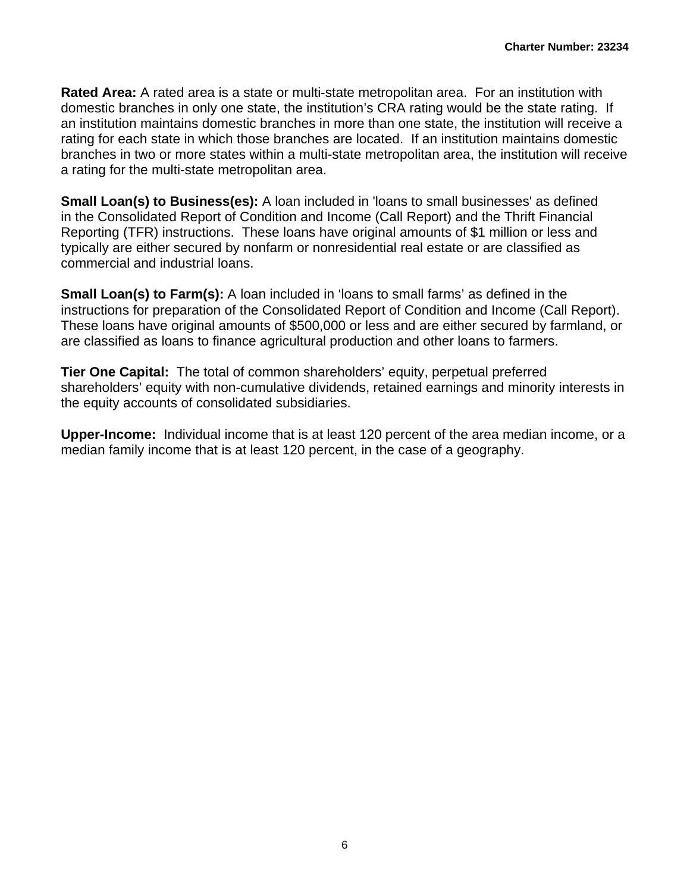**Rated Area:** A rated area is a state or multi-state metropolitan area. For an institution with domestic branches in only one state, the institution's CRA rating would be the state rating. If an institution maintains domestic branches in more than one state, the institution will receive a rating for each state in which those branches are located. If an institution maintains domestic branches in two or more states within a multi-state metropolitan area, the institution will receive a rating for the multi-state metropolitan area.

**Small Loan(s) to Business(es):** A loan included in 'loans to small businesses' as defined in the Consolidated Report of Condition and Income (Call Report) and the Thrift Financial Reporting (TFR) instructions. These loans have original amounts of $1 million or less and typically are either secured by nonfarm or nonresidential real estate or are classified as commercial and industrial loans.

**Small Loan(s) to Farm(s):** A loan included in 'loans to small farms' as defined in the instructions for preparation of the Consolidated Report of Condition and Income (Call Report). These loans have original amounts of $500,000 or less and are either secured by farmland, or are classified as loans to finance agricultural production and other loans to farmers.

**Tier One Capital:** The total of common shareholders' equity, perpetual preferred shareholders' equity with non-cumulative dividends, retained earnings and minority interests in the equity accounts of consolidated subsidiaries.

**Upper-Income:** Individual income that is at least 120 percent of the area median income, or a median family income that is at least 120 percent, in the case of a geography.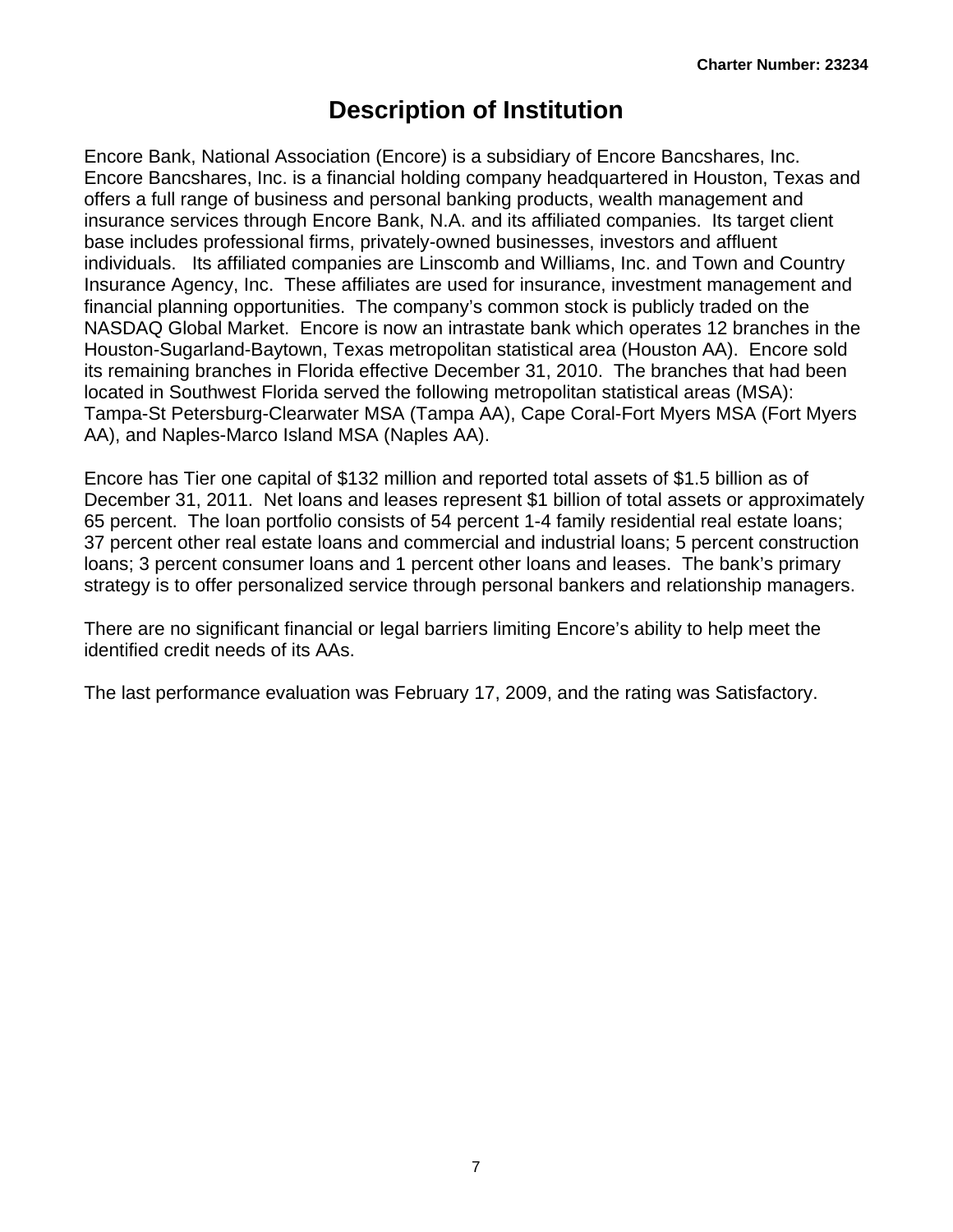# Description of Institution

Encore Bank, National Association (Encore) is a subsidiary of Encore Bancshares, Inc. Encore Bancshares, Inc. is a financial holding company headquartered in Houston, Texas and offers a full range of business and personal banking products, wealth management and insurance services through Encore Bank, N.A. and its affiliated companies. Its target client base includes professional firms, privately-owned businesses, investors and affluent individuals. Its affiliated companies are Linscomb and Williams, Inc. and Town and Country Insurance Agency, Inc. These affiliates are used for insurance, investment management and financial planning opportunities. The company's common stock is publicly traded on the NASDAQ Global Market. Encore is now an intrastate bank which operates 12 branches in the Houston-Sugarland-Baytown, Texas metropolitan statistical area (Houston AA). Encore sold its remaining branches in Florida effective December 31, 2010. The branches that had been located in Southwest Florida served the following metropolitan statistical areas (MSA): Tampa-St Petersburg-Clearwater MSA (Tampa AA), Cape Coral-Fort Myers MSA (Fort Myers AA), and Naples-Marco Island MSA (Naples AA).

Encore has Tier one capital of $132 million and reported total assets of $1.5 billion as of December 31, 2011. Net loans and leases represent $1 billion of total assets or approximately 65 percent. The loan portfolio consists of 54 percent 1-4 family residential real estate loans; 37 percent other real estate loans and commercial and industrial loans; 5 percent construction loans; 3 percent consumer loans and 1 percent other loans and leases. The bank's primary strategy is to offer personalized service through personal bankers and relationship managers.

There are no significant financial or legal barriers limiting Encore's ability to help meet the identified credit needs of its AAs.

The last performance evaluation was February 17, 2009, and the rating was Satisfactory.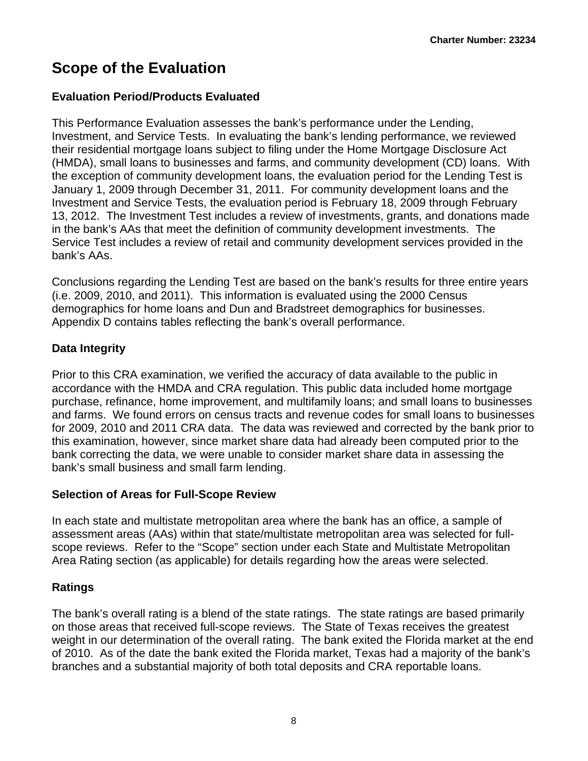# Scope of the Evaluation

### Evaluation Period/Products Evaluated

This Performance Evaluation assesses the bank's performance under the Lending, Investment, and Service Tests. In evaluating the bank's lending performance, we reviewed their residential mortgage loans subject to filing under the Home Mortgage Disclosure Act (HMDA), small loans to businesses and farms, and community development (CD) loans. With the exception of community development loans, the evaluation period for the Lending Test is January 1, 2009 through December 31, 2011. For community development loans and the Investment and Service Tests, the evaluation period is February 18, 2009 through February 13, 2012. The Investment Test includes a review of investments, grants, and donations made in the bank's AAs that meet the definition of community development investments. The Service Test includes a review of retail and community development services provided in the bank's AAs.

Conclusions regarding the Lending Test are based on the bank's results for three entire years (i.e. 2009, 2010, and 2011). This information is evaluated using the 2000 Census demographics for home loans and Dun and Bradstreet demographics for businesses. Appendix D contains tables reflecting the bank's overall performance.

### Data Integrity

Prior to this CRA examination, we verified the accuracy of data available to the public in accordance with the HMDA and CRA regulation. This public data included home mortgage purchase, refinance, home improvement, and multifamily loans; and small loans to businesses and farms. We found errors on census tracts and revenue codes for small loans to businesses for 2009, 2010 and 2011 CRA data. The data was reviewed and corrected by the bank prior to this examination, however, since market share data had already been computed prior to the bank correcting the data, we were unable to consider market share data in assessing the bank's small business and small farm lending.

### Selection of Areas for Full-Scope Review

In each state and multistate metropolitan area where the bank has an office, a sample of assessment areas (AAs) within that state/multistate metropolitan area was selected for full-scope reviews. Refer to the "Scope" section under each State and Multistate Metropolitan Area Rating section (as applicable) for details regarding how the areas were selected.

### Ratings

The bank's overall rating is a blend of the state ratings. The state ratings are based primarily on those areas that received full-scope reviews. The State of Texas receives the greatest weight in our determination of the overall rating. The bank exited the Florida market at the end of 2010. As of the date the bank exited the Florida market, Texas had a majority of the bank's branches and a substantial majority of both total deposits and CRA reportable loans.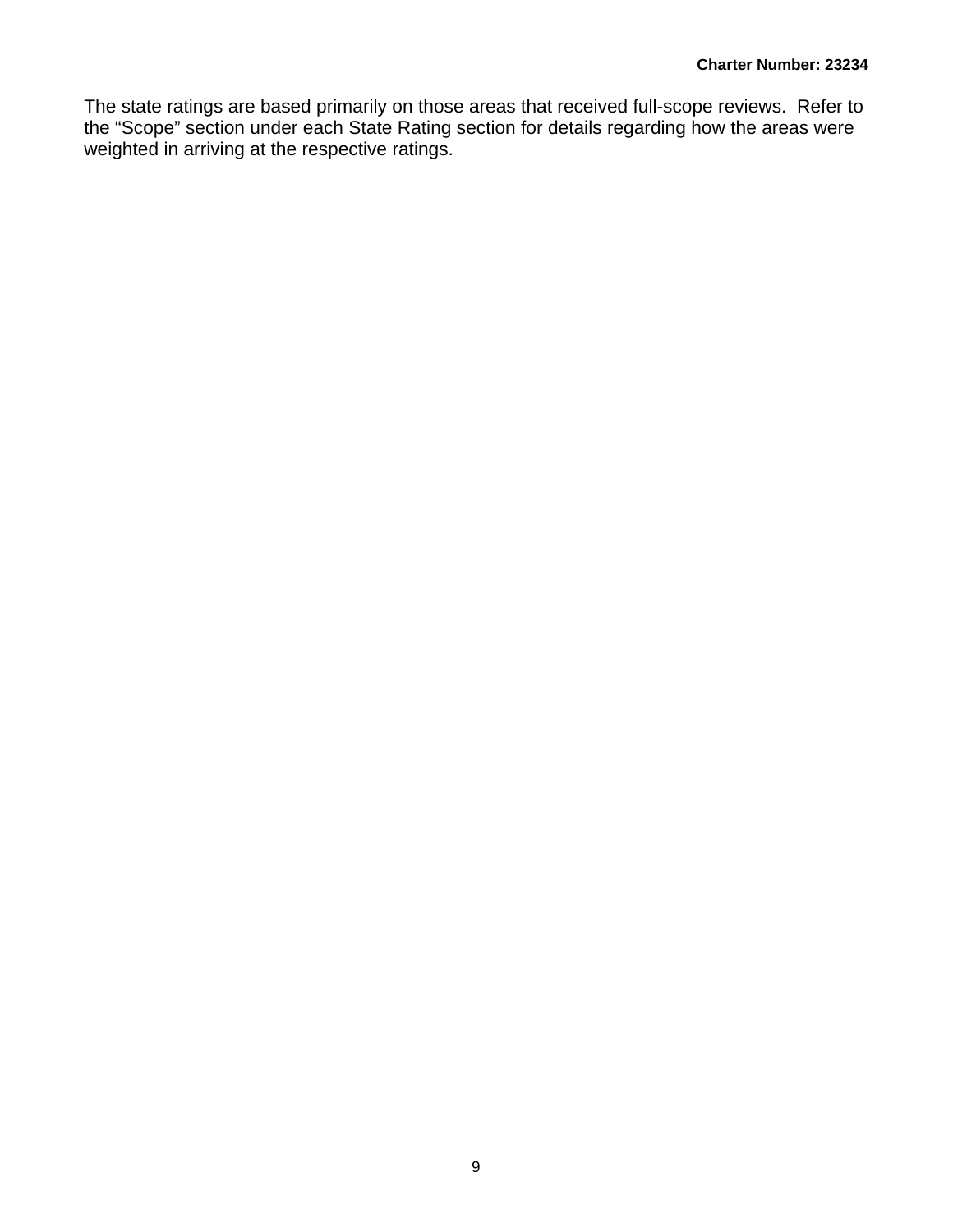The state ratings are based primarily on those areas that received full-scope reviews. Refer to the “Scope” section under each State Rating section for details regarding how the areas were weighted in arriving at the respective ratings.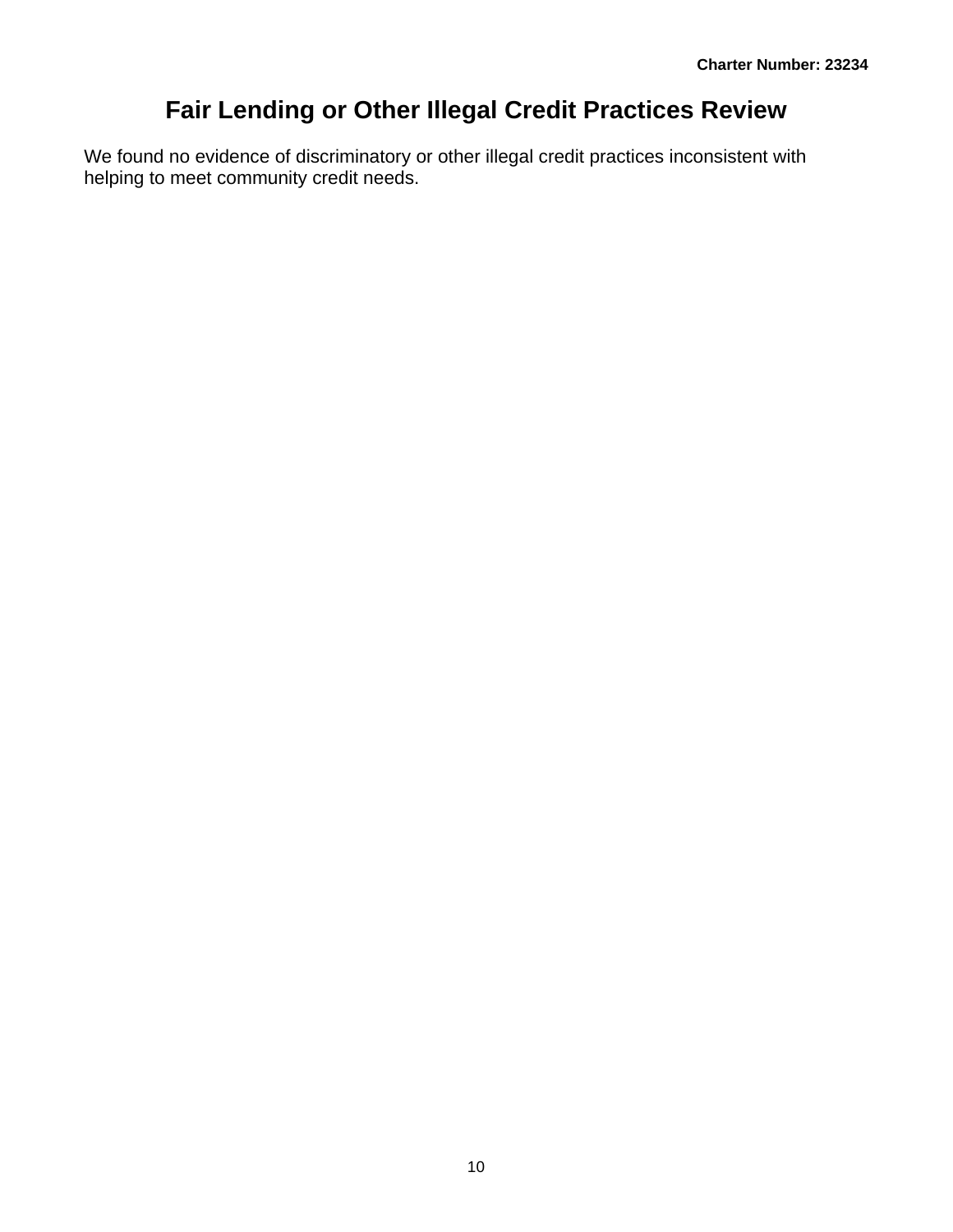# Fair Lending or Other Illegal Credit Practices Review

We found no evidence of discriminatory or other illegal credit practices inconsistent with helping to meet community credit needs.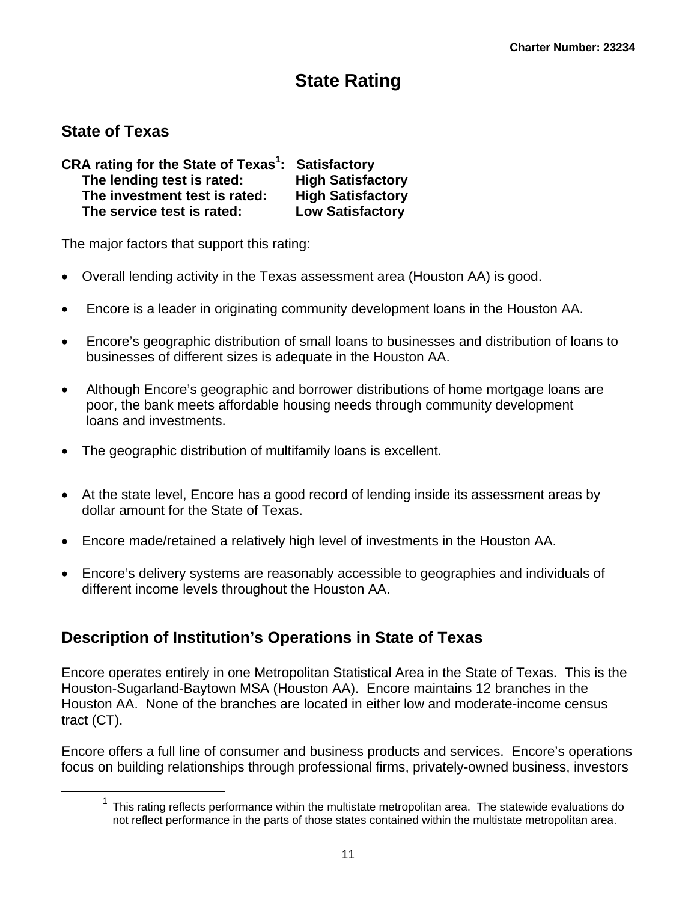# State Rating

## State of Texas

**CRA rating for the State of Texas[1]: Satisfactory**
**The lending test is rated: High Satisfactory**
**The investment test is rated: High Satisfactory**
**The service test is rated: Low Satisfactory**

The major factors that support this rating:

- Overall lending activity in the Texas assessment area (Houston AA) is good.
- Encore is a leader in originating community development loans in the Houston AA.
- Encore's geographic distribution of small loans to businesses and distribution of loans to businesses of different sizes is adequate in the Houston AA.
- Although Encore's geographic and borrower distributions of home mortgage loans are poor, the bank meets affordable housing needs through community development loans and investments.
- The geographic distribution of multifamily loans is excellent.
- At the state level, Encore has a good record of lending inside its assessment areas by dollar amount for the State of Texas.
- Encore made/retained a relatively high level of investments in the Houston AA.
- Encore's delivery systems are reasonably accessible to geographies and individuals of different income levels throughout the Houston AA.

## Description of Institution's Operations in State of Texas

Encore operates entirely in one Metropolitan Statistical Area in the State of Texas. This is the Houston-Sugarland-Baytown MSA (Houston AA). Encore maintains 12 branches in the Houston AA. None of the branches are located in either low and moderate-income census tract (CT).

Encore offers a full line of consumer and business products and services. Encore's operations focus on building relationships through professional firms, privately-owned business, investors

[1] This rating reflects performance within the multistate metropolitan area. The statewide evaluations do not reflect performance in the parts of those states contained within the multistate metropolitan area.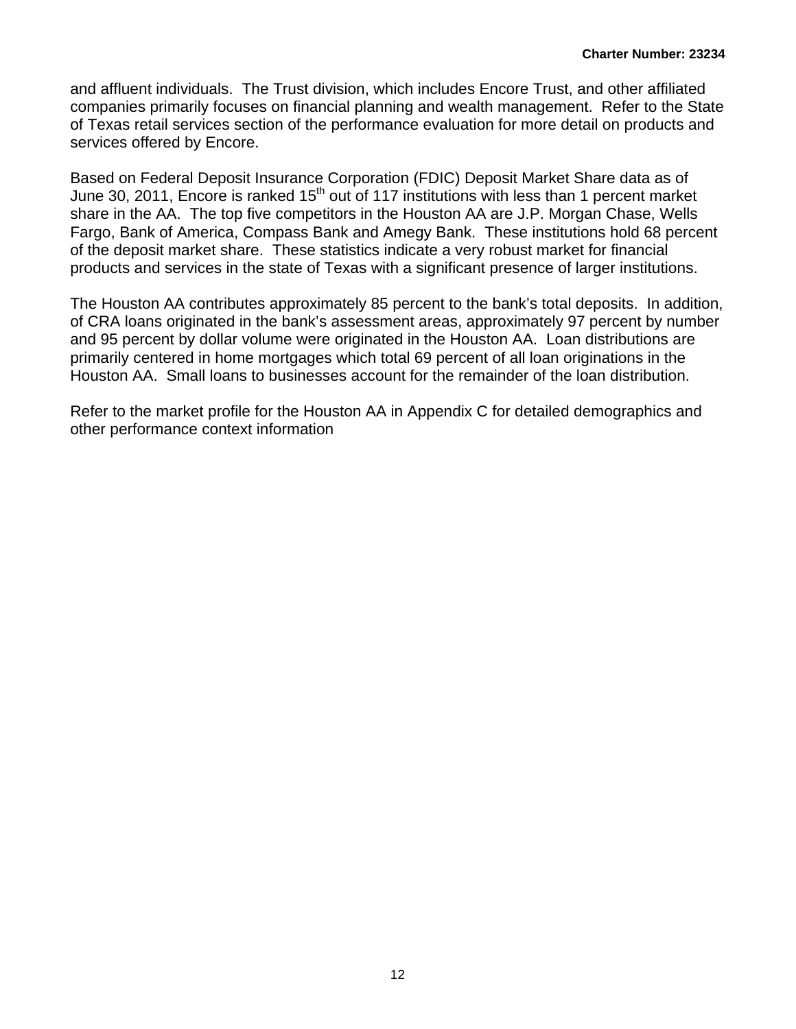and affluent individuals. The Trust division, which includes Encore Trust, and other affiliated companies primarily focuses on financial planning and wealth management. Refer to the State of Texas retail services section of the performance evaluation for more detail on products and services offered by Encore.

Based on Federal Deposit Insurance Corporation (FDIC) Deposit Market Share data as of June 30, 2011, Encore is ranked 15th out of 117 institutions with less than 1 percent market share in the AA. The top five competitors in the Houston AA are J.P. Morgan Chase, Wells Fargo, Bank of America, Compass Bank and Amegy Bank. These institutions hold 68 percent of the deposit market share. These statistics indicate a very robust market for financial products and services in the state of Texas with a significant presence of larger institutions.

The Houston AA contributes approximately 85 percent to the bank's total deposits. In addition, of CRA loans originated in the bank's assessment areas, approximately 97 percent by number and 95 percent by dollar volume were originated in the Houston AA. Loan distributions are primarily centered in home mortgages which total 69 percent of all loan originations in the Houston AA. Small loans to businesses account for the remainder of the loan distribution.

Refer to the market profile for the Houston AA in Appendix C for detailed demographics and other performance context information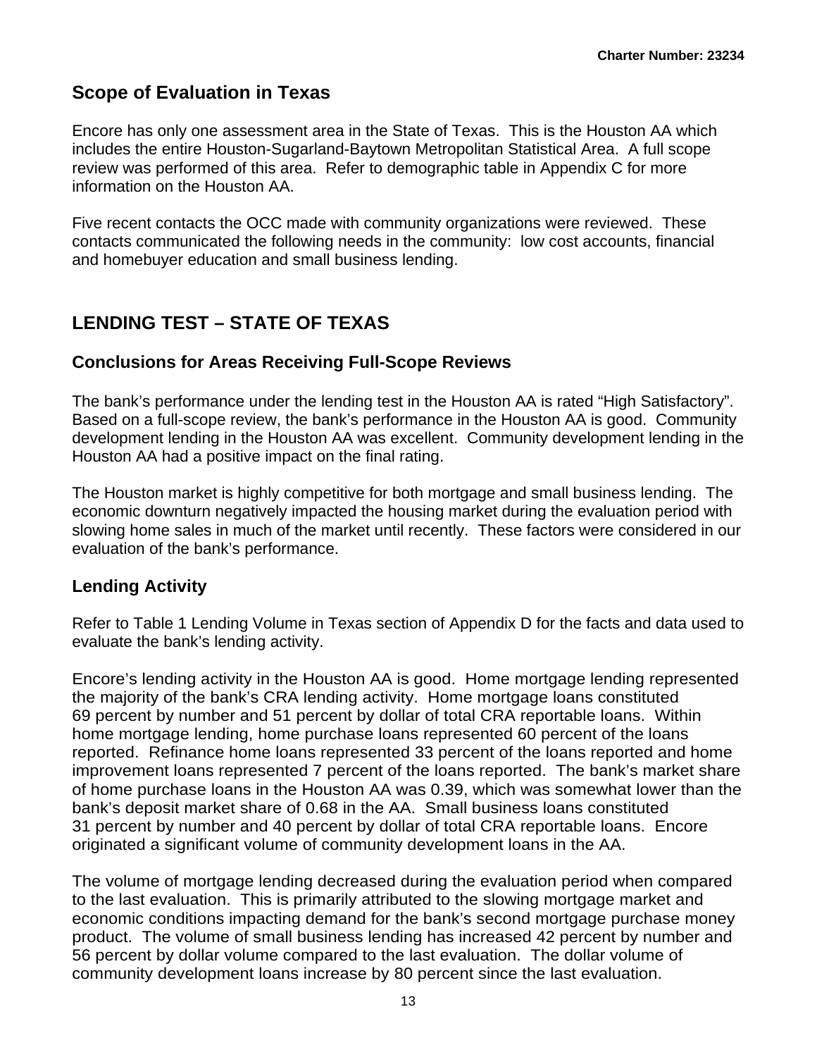## Scope of Evaluation in Texas

Encore has only one assessment area in the State of Texas. This is the Houston AA which includes the entire Houston-Sugarland-Baytown Metropolitan Statistical Area. A full scope review was performed of this area. Refer to demographic table in Appendix C for more information on the Houston AA.

Five recent contacts the OCC made with community organizations were reviewed. These contacts communicated the following needs in the community: low cost accounts, financial and homebuyer education and small business lending.

## LENDING TEST – STATE OF TEXAS

### Conclusions for Areas Receiving Full-Scope Reviews

The bank's performance under the lending test in the Houston AA is rated "High Satisfactory". Based on a full-scope review, the bank's performance in the Houston AA is good. Community development lending in the Houston AA was excellent. Community development lending in the Houston AA had a positive impact on the final rating.

The Houston market is highly competitive for both mortgage and small business lending. The economic downturn negatively impacted the housing market during the evaluation period with slowing home sales in much of the market until recently. These factors were considered in our evaluation of the bank's performance.

### Lending Activity

Refer to Table 1 Lending Volume in Texas section of Appendix D for the facts and data used to evaluate the bank's lending activity.

Encore's lending activity in the Houston AA is good. Home mortgage lending represented the majority of the bank's CRA lending activity. Home mortgage loans constituted 69 percent by number and 51 percent by dollar of total CRA reportable loans. Within home mortgage lending, home purchase loans represented 60 percent of the loans reported. Refinance home loans represented 33 percent of the loans reported and home improvement loans represented 7 percent of the loans reported. The bank's market share of home purchase loans in the Houston AA was 0.39, which was somewhat lower than the bank's deposit market share of 0.68 in the AA. Small business loans constituted 31 percent by number and 40 percent by dollar of total CRA reportable loans. Encore originated a significant volume of community development loans in the AA.

The volume of mortgage lending decreased during the evaluation period when compared to the last evaluation. This is primarily attributed to the slowing mortgage market and economic conditions impacting demand for the bank's second mortgage purchase money product. The volume of small business lending has increased 42 percent by number and 56 percent by dollar volume compared to the last evaluation. The dollar volume of community development loans increase by 80 percent since the last evaluation.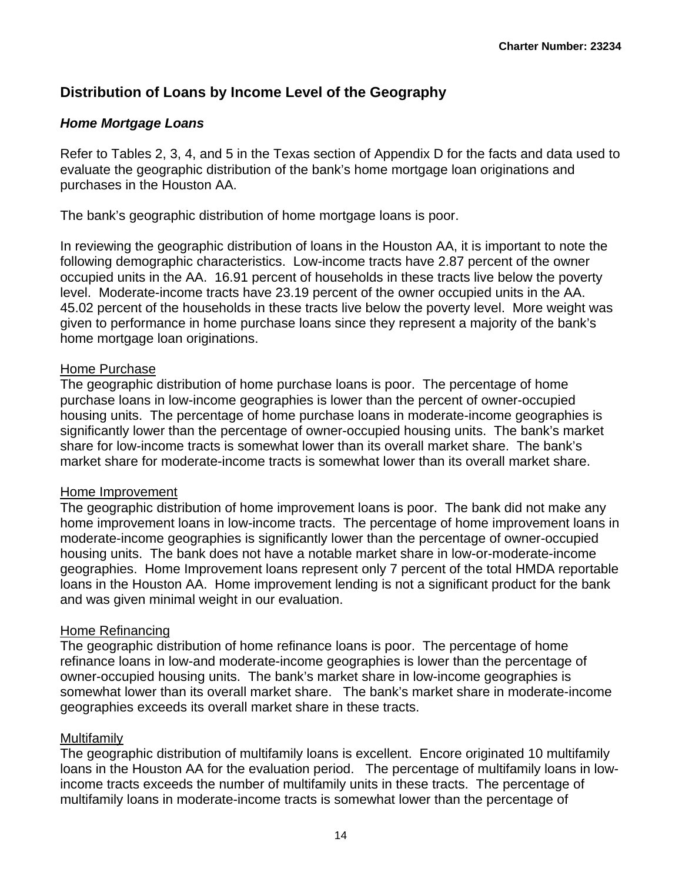## Distribution of Loans by Income Level of the Geography

### *Home Mortgage Loans*

Refer to Tables 2, 3, 4, and 5 in the Texas section of Appendix D for the facts and data used to evaluate the geographic distribution of the bank's home mortgage loan originations and purchases in the Houston AA.

The bank's geographic distribution of home mortgage loans is poor.

In reviewing the geographic distribution of loans in the Houston AA, it is important to note the following demographic characteristics. Low-income tracts have 2.87 percent of the owner occupied units in the AA. 16.91 percent of households in these tracts live below the poverty level. Moderate-income tracts have 23.19 percent of the owner occupied units in the AA. 45.02 percent of the households in these tracts live below the poverty level. More weight was given to performance in home purchase loans since they represent a majority of the bank's home mortgage loan originations.

Home Purchase

The geographic distribution of home purchase loans is poor. The percentage of home purchase loans in low-income geographies is lower than the percent of owner-occupied housing units. The percentage of home purchase loans in moderate-income geographies is significantly lower than the percentage of owner-occupied housing units. The bank's market share for low-income tracts is somewhat lower than its overall market share. The bank's market share for moderate-income tracts is somewhat lower than its overall market share.

Home Improvement

The geographic distribution of home improvement loans is poor. The bank did not make any home improvement loans in low-income tracts. The percentage of home improvement loans in moderate-income geographies is significantly lower than the percentage of owner-occupied housing units. The bank does not have a notable market share in low-or-moderate-income geographies. Home Improvement loans represent only 7 percent of the total HMDA reportable loans in the Houston AA. Home improvement lending is not a significant product for the bank and was given minimal weight in our evaluation.

Home Refinancing

The geographic distribution of home refinance loans is poor. The percentage of home refinance loans in low-and moderate-income geographies is lower than the percentage of owner-occupied housing units. The bank's market share in low-income geographies is somewhat lower than its overall market share. The bank's market share in moderate-income geographies exceeds its overall market share in these tracts.

Multifamily

The geographic distribution of multifamily loans is excellent. Encore originated 10 multifamily loans in the Houston AA for the evaluation period. The percentage of multifamily loans in low-income tracts exceeds the number of multifamily units in these tracts. The percentage of multifamily loans in moderate-income tracts is somewhat lower than the percentage of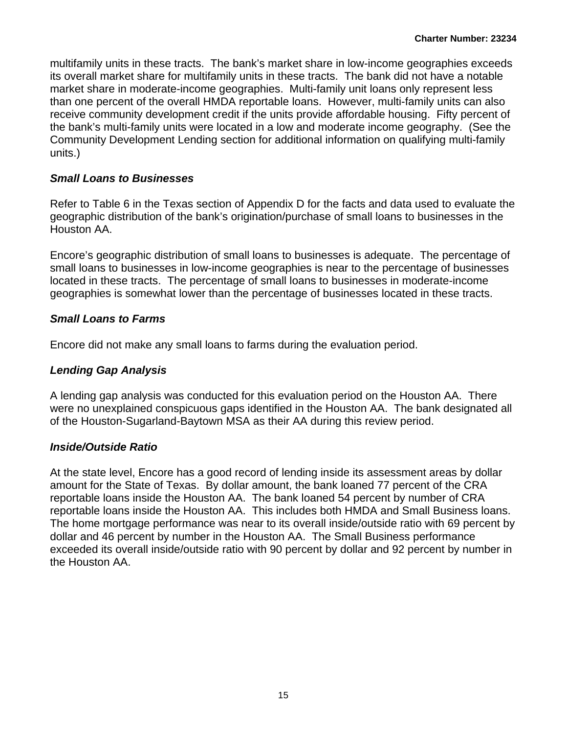multifamily units in these tracts. The bank's market share in low-income geographies exceeds its overall market share for multifamily units in these tracts. The bank did not have a notable market share in moderate-income geographies. Multi-family unit loans only represent less than one percent of the overall HMDA reportable loans. However, multi-family units can also receive community development credit if the units provide affordable housing. Fifty percent of the bank's multi-family units were located in a low and moderate income geography. (See the Community Development Lending section for additional information on qualifying multi-family units.)

### *Small Loans to Businesses*

Refer to Table 6 in the Texas section of Appendix D for the facts and data used to evaluate the geographic distribution of the bank's origination/purchase of small loans to businesses in the Houston AA.

Encore's geographic distribution of small loans to businesses is adequate. The percentage of small loans to businesses in low-income geographies is near to the percentage of businesses located in these tracts. The percentage of small loans to businesses in moderate-income geographies is somewhat lower than the percentage of businesses located in these tracts.

### *Small Loans to Farms*

Encore did not make any small loans to farms during the evaluation period.

### *Lending Gap Analysis*

A lending gap analysis was conducted for this evaluation period on the Houston AA. There were no unexplained conspicuous gaps identified in the Houston AA. The bank designated all of the Houston-Sugarland-Baytown MSA as their AA during this review period.

### *Inside/Outside Ratio*

At the state level, Encore has a good record of lending inside its assessment areas by dollar amount for the State of Texas. By dollar amount, the bank loaned 77 percent of the CRA reportable loans inside the Houston AA. The bank loaned 54 percent by number of CRA reportable loans inside the Houston AA. This includes both HMDA and Small Business loans. The home mortgage performance was near to its overall inside/outside ratio with 69 percent by dollar and 46 percent by number in the Houston AA. The Small Business performance exceeded its overall inside/outside ratio with 90 percent by dollar and 92 percent by number in the Houston AA.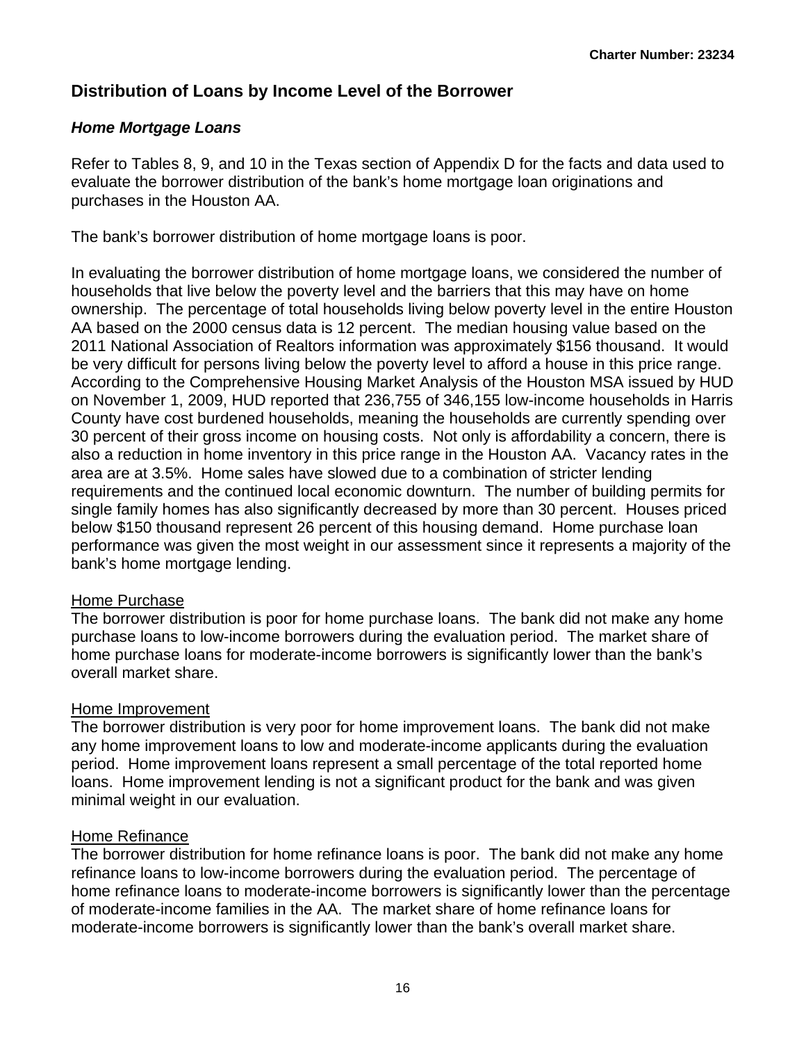## Distribution of Loans by Income Level of the Borrower

### *Home Mortgage Loans*

Refer to Tables 8, 9, and 10 in the Texas section of Appendix D for the facts and data used to evaluate the borrower distribution of the bank's home mortgage loan originations and purchases in the Houston AA.

The bank's borrower distribution of home mortgage loans is poor.

In evaluating the borrower distribution of home mortgage loans, we considered the number of households that live below the poverty level and the barriers that this may have on home ownership. The percentage of total households living below poverty level in the entire Houston AA based on the 2000 census data is 12 percent. The median housing value based on the 2011 National Association of Realtors information was approximately $156 thousand. It would be very difficult for persons living below the poverty level to afford a house in this price range. According to the Comprehensive Housing Market Analysis of the Houston MSA issued by HUD on November 1, 2009, HUD reported that 236,755 of 346,155 low-income households in Harris County have cost burdened households, meaning the households are currently spending over 30 percent of their gross income on housing costs. Not only is affordability a concern, there is also a reduction in home inventory in this price range in the Houston AA. Vacancy rates in the area are at 3.5%. Home sales have slowed due to a combination of stricter lending requirements and the continued local economic downturn. The number of building permits for single family homes has also significantly decreased by more than 30 percent. Houses priced below $150 thousand represent 26 percent of this housing demand. Home purchase loan performance was given the most weight in our assessment since it represents a majority of the bank's home mortgage lending.

<u>Home Purchase</u>
The borrower distribution is poor for home purchase loans. The bank did not make any home purchase loans to low-income borrowers during the evaluation period. The market share of home purchase loans for moderate-income borrowers is significantly lower than the bank's overall market share.

<u>Home Improvement</u>
The borrower distribution is very poor for home improvement loans. The bank did not make any home improvement loans to low and moderate-income applicants during the evaluation period. Home improvement loans represent a small percentage of the total reported home loans. Home improvement lending is not a significant product for the bank and was given minimal weight in our evaluation.

<u>Home Refinance</u>
The borrower distribution for home refinance loans is poor. The bank did not make any home refinance loans to low-income borrowers during the evaluation period. The percentage of home refinance loans to moderate-income borrowers is significantly lower than the percentage of moderate-income families in the AA. The market share of home refinance loans for moderate-income borrowers is significantly lower than the bank's overall market share.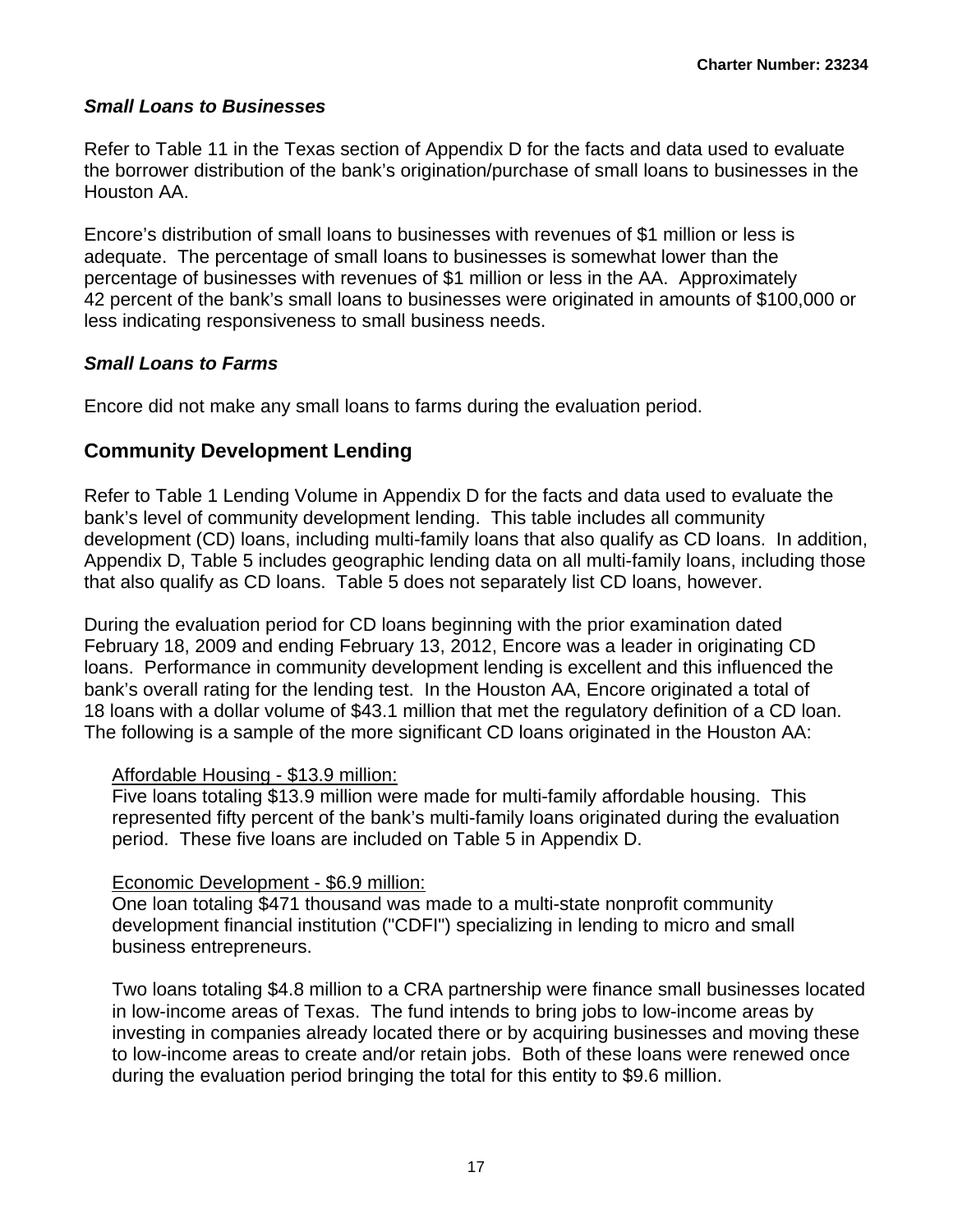### *Small Loans to Businesses*

Refer to Table 11 in the Texas section of Appendix D for the facts and data used to evaluate the borrower distribution of the bank's origination/purchase of small loans to businesses in the Houston AA.

Encore's distribution of small loans to businesses with revenues of $1 million or less is adequate. The percentage of small loans to businesses is somewhat lower than the percentage of businesses with revenues of $1 million or less in the AA. Approximately 42 percent of the bank's small loans to businesses were originated in amounts of $100,000 or less indicating responsiveness to small business needs.

### *Small Loans to Farms*

Encore did not make any small loans to farms during the evaluation period.

## Community Development Lending

Refer to Table 1 Lending Volume in Appendix D for the facts and data used to evaluate the bank's level of community development lending. This table includes all community development (CD) loans, including multi-family loans that also qualify as CD loans. In addition, Appendix D, Table 5 includes geographic lending data on all multi-family loans, including those that also qualify as CD loans. Table 5 does not separately list CD loans, however.

During the evaluation period for CD loans beginning with the prior examination dated February 18, 2009 and ending February 13, 2012, Encore was a leader in originating CD loans. Performance in community development lending is excellent and this influenced the bank's overall rating for the lending test. In the Houston AA, Encore originated a total of 18 loans with a dollar volume of $43.1 million that met the regulatory definition of a CD loan. The following is a sample of the more significant CD loans originated in the Houston AA:

<u>Affordable Housing - $13.9 million:</u>
Five loans totaling $13.9 million were made for multi-family affordable housing. This represented fifty percent of the bank's multi-family loans originated during the evaluation period. These five loans are included on Table 5 in Appendix D.

<u>Economic Development - $6.9 million:</u>
One loan totaling $471 thousand was made to a multi-state nonprofit community development financial institution ("CDFI") specializing in lending to micro and small business entrepreneurs.

Two loans totaling $4.8 million to a CRA partnership were finance small businesses located in low-income areas of Texas. The fund intends to bring jobs to low-income areas by investing in companies already located there or by acquiring businesses and moving these to low-income areas to create and/or retain jobs. Both of these loans were renewed once during the evaluation period bringing the total for this entity to $9.6 million.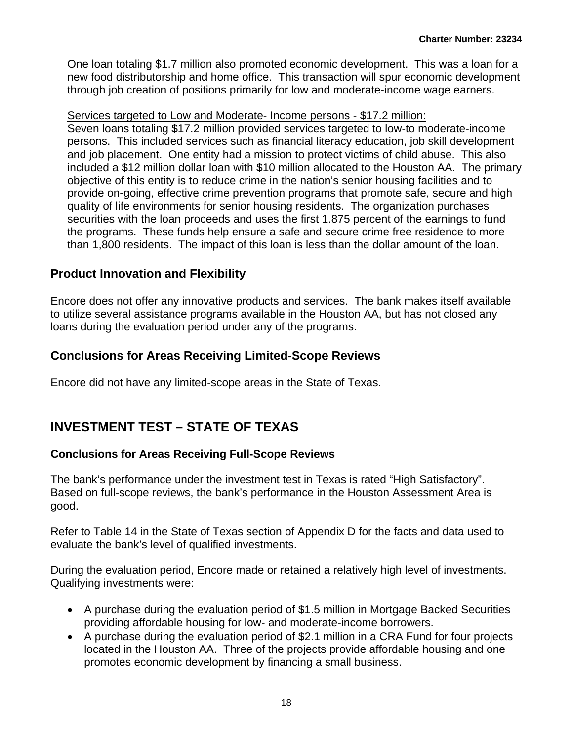One loan totaling $1.7 million also promoted economic development. This was a loan for a new food distributorship and home office. This transaction will spur economic development through job creation of positions primarily for low and moderate-income wage earners.

Services targeted to Low and Moderate- Income persons - $17.2 million:
Seven loans totaling $17.2 million provided services targeted to low-to moderate-income persons. This included services such as financial literacy education, job skill development and job placement. One entity had a mission to protect victims of child abuse. This also included a $12 million dollar loan with $10 million allocated to the Houston AA. The primary objective of this entity is to reduce crime in the nation's senior housing facilities and to provide on-going, effective crime prevention programs that promote safe, secure and high quality of life environments for senior housing residents. The organization purchases securities with the loan proceeds and uses the first 1.875 percent of the earnings to fund the programs. These funds help ensure a safe and secure crime free residence to more than 1,800 residents. The impact of this loan is less than the dollar amount of the loan.

### Product Innovation and Flexibility

Encore does not offer any innovative products and services. The bank makes itself available to utilize several assistance programs available in the Houston AA, but has not closed any loans during the evaluation period under any of the programs.

### Conclusions for Areas Receiving Limited-Scope Reviews

Encore did not have any limited-scope areas in the State of Texas.

## INVESTMENT TEST – STATE OF TEXAS

### Conclusions for Areas Receiving Full-Scope Reviews

The bank's performance under the investment test in Texas is rated "High Satisfactory". Based on full-scope reviews, the bank's performance in the Houston Assessment Area is good.

Refer to Table 14 in the State of Texas section of Appendix D for the facts and data used to evaluate the bank's level of qualified investments.

During the evaluation period, Encore made or retained a relatively high level of investments. Qualifying investments were:

- A purchase during the evaluation period of $1.5 million in Mortgage Backed Securities providing affordable housing for low- and moderate-income borrowers.
- A purchase during the evaluation period of $2.1 million in a CRA Fund for four projects located in the Houston AA. Three of the projects provide affordable housing and one promotes economic development by financing a small business.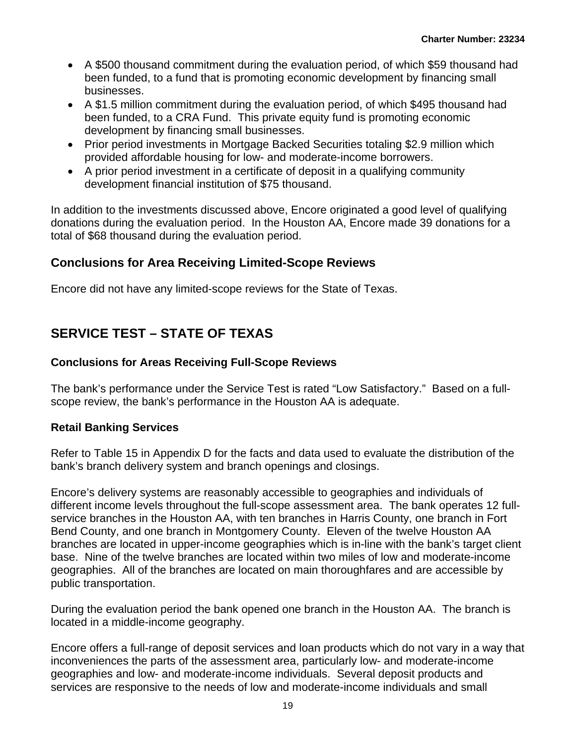- A $500 thousand commitment during the evaluation period, of which $59 thousand had been funded, to a fund that is promoting economic development by financing small businesses.
- A $1.5 million commitment during the evaluation period, of which $495 thousand had been funded, to a CRA Fund. This private equity fund is promoting economic development by financing small businesses.
- Prior period investments in Mortgage Backed Securities totaling $2.9 million which provided affordable housing for low- and moderate-income borrowers.
- A prior period investment in a certificate of deposit in a qualifying community development financial institution of $75 thousand.

In addition to the investments discussed above, Encore originated a good level of qualifying donations during the evaluation period. In the Houston AA, Encore made 39 donations for a total of $68 thousand during the evaluation period.

### Conclusions for Area Receiving Limited-Scope Reviews

Encore did not have any limited-scope reviews for the State of Texas.

## SERVICE TEST – STATE OF TEXAS

### Conclusions for Areas Receiving Full-Scope Reviews

The bank's performance under the Service Test is rated "Low Satisfactory." Based on a full-scope review, the bank's performance in the Houston AA is adequate.

### Retail Banking Services

Refer to Table 15 in Appendix D for the facts and data used to evaluate the distribution of the bank's branch delivery system and branch openings and closings.

Encore's delivery systems are reasonably accessible to geographies and individuals of different income levels throughout the full-scope assessment area. The bank operates 12 full-service branches in the Houston AA, with ten branches in Harris County, one branch in Fort Bend County, and one branch in Montgomery County. Eleven of the twelve Houston AA branches are located in upper-income geographies which is in-line with the bank's target client base. Nine of the twelve branches are located within two miles of low and moderate-income geographies. All of the branches are located on main thoroughfares and are accessible by public transportation.

During the evaluation period the bank opened one branch in the Houston AA. The branch is located in a middle-income geography.

Encore offers a full-range of deposit services and loan products which do not vary in a way that inconveniences the parts of the assessment area, particularly low- and moderate-income geographies and low- and moderate-income individuals. Several deposit products and services are responsive to the needs of low and moderate-income individuals and small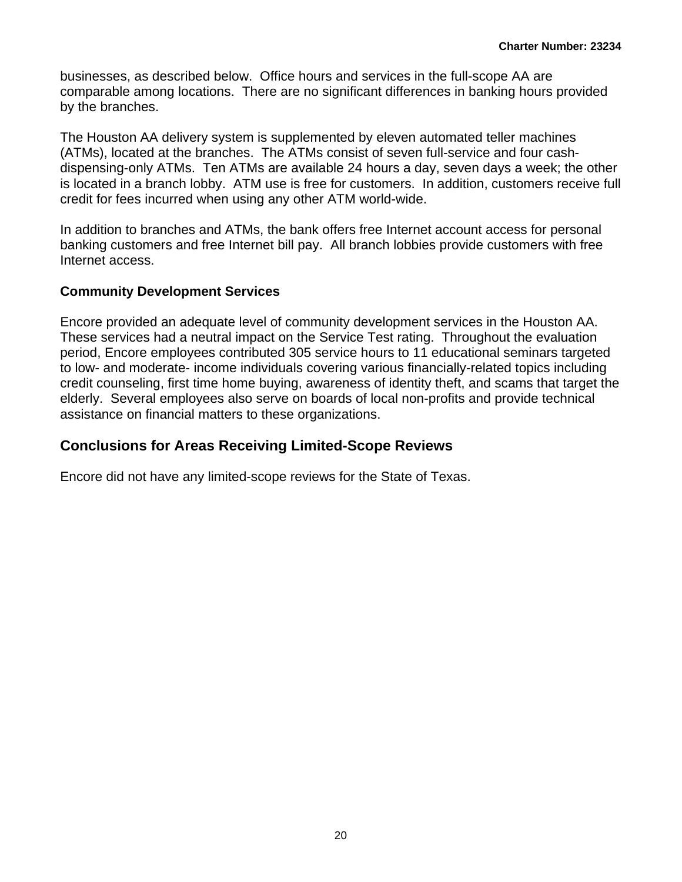businesses, as described below. Office hours and services in the full-scope AA are comparable among locations. There are no significant differences in banking hours provided by the branches.

The Houston AA delivery system is supplemented by eleven automated teller machines (ATMs), located at the branches. The ATMs consist of seven full-service and four cash-dispensing-only ATMs. Ten ATMs are available 24 hours a day, seven days a week; the other is located in a branch lobby. ATM use is free for customers. In addition, customers receive full credit for fees incurred when using any other ATM world-wide.

In addition to branches and ATMs, the bank offers free Internet account access for personal banking customers and free Internet bill pay. All branch lobbies provide customers with free Internet access.

### Community Development Services

Encore provided an adequate level of community development services in the Houston AA. These services had a neutral impact on the Service Test rating. Throughout the evaluation period, Encore employees contributed 305 service hours to 11 educational seminars targeted to low- and moderate- income individuals covering various financially-related topics including credit counseling, first time home buying, awareness of identity theft, and scams that target the elderly. Several employees also serve on boards of local non-profits and provide technical assistance on financial matters to these organizations.

## Conclusions for Areas Receiving Limited-Scope Reviews

Encore did not have any limited-scope reviews for the State of Texas.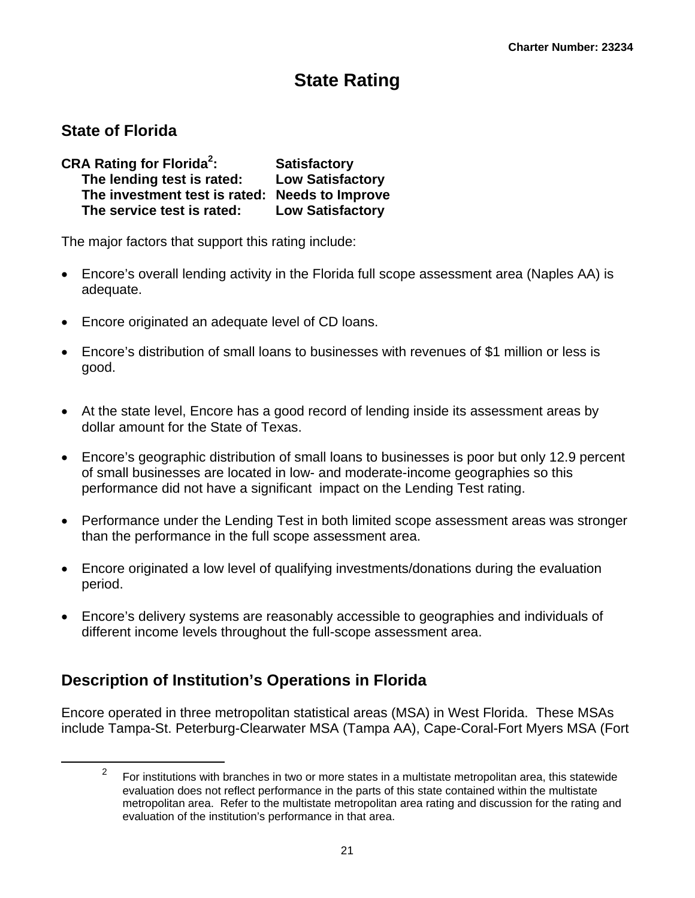# State Rating

## State of Florida

**CRA Rating for Florida[2]: Satisfactory**
**The lending test is rated: Low Satisfactory**
**The investment test is rated: Needs to Improve**
**The service test is rated: Low Satisfactory**

The major factors that support this rating include:

- Encore's overall lending activity in the Florida full scope assessment area (Naples AA) is adequate.
- Encore originated an adequate level of CD loans.
- Encore's distribution of small loans to businesses with revenues of $1 million or less is good.
- At the state level, Encore has a good record of lending inside its assessment areas by dollar amount for the State of Texas.
- Encore's geographic distribution of small loans to businesses is poor but only 12.9 percent of small businesses are located in low- and moderate-income geographies so this performance did not have a significant impact on the Lending Test rating.
- Performance under the Lending Test in both limited scope assessment areas was stronger than the performance in the full scope assessment area.
- Encore originated a low level of qualifying investments/donations during the evaluation period.
- Encore's delivery systems are reasonably accessible to geographies and individuals of different income levels throughout the full-scope assessment area.

## Description of Institution's Operations in Florida

Encore operated in three metropolitan statistical areas (MSA) in West Florida. These MSAs include Tampa-St. Peterburg-Clearwater MSA (Tampa AA), Cape-Coral-Fort Myers MSA (Fort

---

[2] For institutions with branches in two or more states in a multistate metropolitan area, this statewide evaluation does not reflect performance in the parts of this state contained within the multistate metropolitan area. Refer to the multistate metropolitan area rating and discussion for the rating and evaluation of the institution's performance in that area.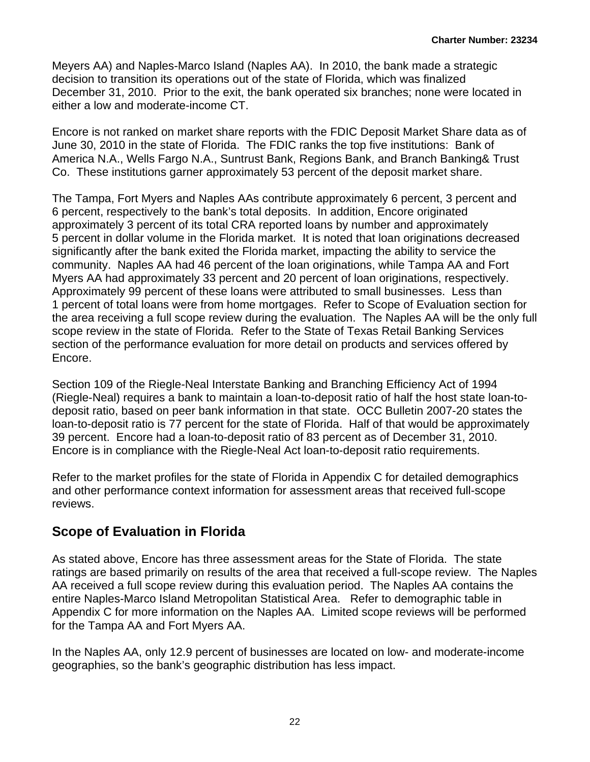Meyers AA) and Naples-Marco Island (Naples AA). In 2010, the bank made a strategic decision to transition its operations out of the state of Florida, which was finalized December 31, 2010. Prior to the exit, the bank operated six branches; none were located in either a low and moderate-income CT.

Encore is not ranked on market share reports with the FDIC Deposit Market Share data as of June 30, 2010 in the state of Florida. The FDIC ranks the top five institutions: Bank of America N.A., Wells Fargo N.A., Suntrust Bank, Regions Bank, and Branch Banking& Trust Co. These institutions garner approximately 53 percent of the deposit market share.

The Tampa, Fort Myers and Naples AAs contribute approximately 6 percent, 3 percent and 6 percent, respectively to the bank's total deposits. In addition, Encore originated approximately 3 percent of its total CRA reported loans by number and approximately 5 percent in dollar volume in the Florida market. It is noted that loan originations decreased significantly after the bank exited the Florida market, impacting the ability to service the community. Naples AA had 46 percent of the loan originations, while Tampa AA and Fort Myers AA had approximately 33 percent and 20 percent of loan originations, respectively. Approximately 99 percent of these loans were attributed to small businesses. Less than 1 percent of total loans were from home mortgages. Refer to Scope of Evaluation section for the area receiving a full scope review during the evaluation. The Naples AA will be the only full scope review in the state of Florida. Refer to the State of Texas Retail Banking Services section of the performance evaluation for more detail on products and services offered by Encore.

Section 109 of the Riegle-Neal Interstate Banking and Branching Efficiency Act of 1994 (Riegle-Neal) requires a bank to maintain a loan-to-deposit ratio of half the host state loan-to-deposit ratio, based on peer bank information in that state. OCC Bulletin 2007-20 states the loan-to-deposit ratio is 77 percent for the state of Florida. Half of that would be approximately 39 percent. Encore had a loan-to-deposit ratio of 83 percent as of December 31, 2010. Encore is in compliance with the Riegle-Neal Act loan-to-deposit ratio requirements.

Refer to the market profiles for the state of Florida in Appendix C for detailed demographics and other performance context information for assessment areas that received full-scope reviews.

## Scope of Evaluation in Florida

As stated above, Encore has three assessment areas for the State of Florida. The state ratings are based primarily on results of the area that received a full-scope review. The Naples AA received a full scope review during this evaluation period. The Naples AA contains the entire Naples-Marco Island Metropolitan Statistical Area. Refer to demographic table in Appendix C for more information on the Naples AA. Limited scope reviews will be performed for the Tampa AA and Fort Myers AA.

In the Naples AA, only 12.9 percent of businesses are located on low- and moderate-income geographies, so the bank's geographic distribution has less impact.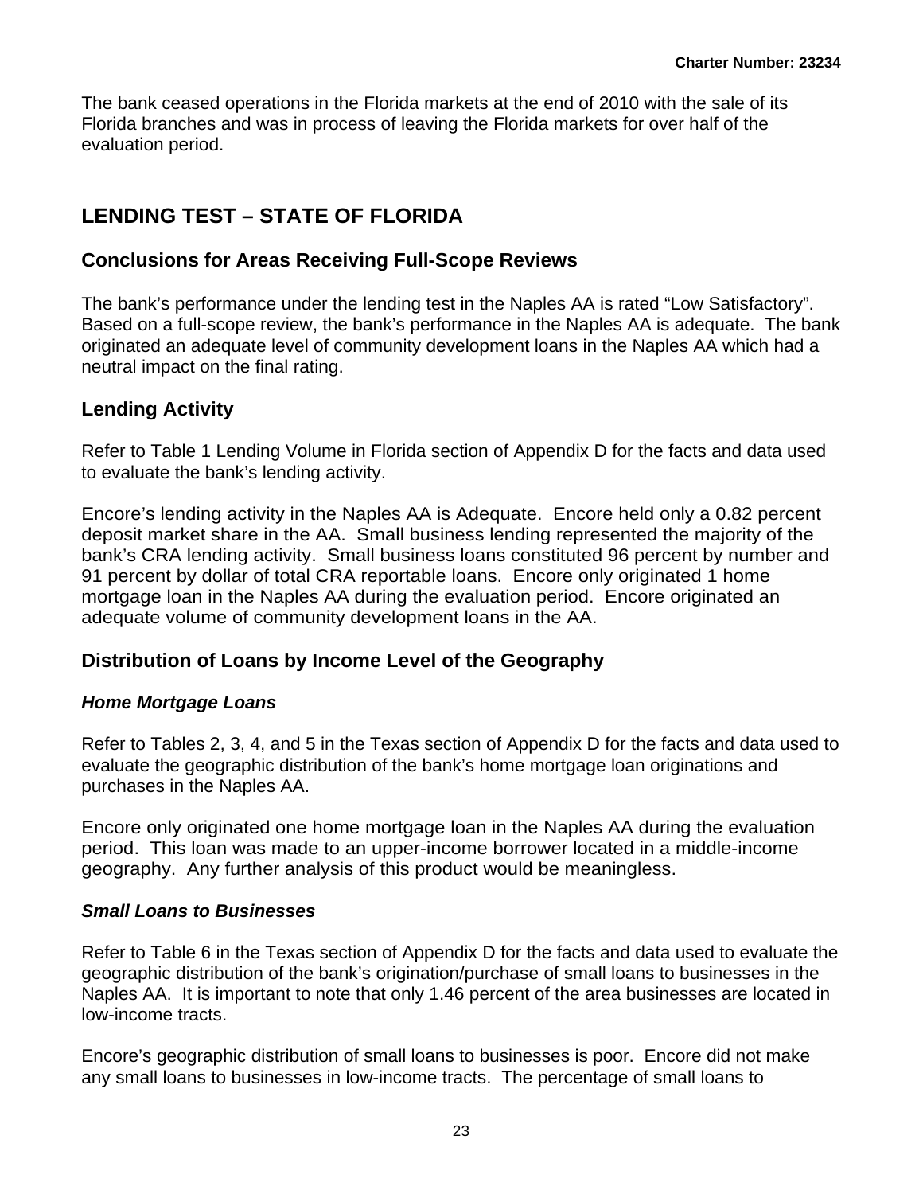The bank ceased operations in the Florida markets at the end of 2010 with the sale of its Florida branches and was in process of leaving the Florida markets for over half of the evaluation period.

## LENDING TEST – STATE OF FLORIDA

### Conclusions for Areas Receiving Full-Scope Reviews

The bank's performance under the lending test in the Naples AA is rated "Low Satisfactory". Based on a full-scope review, the bank's performance in the Naples AA is adequate. The bank originated an adequate level of community development loans in the Naples AA which had a neutral impact on the final rating.

### Lending Activity

Refer to Table 1 Lending Volume in Florida section of Appendix D for the facts and data used to evaluate the bank's lending activity.

Encore's lending activity in the Naples AA is Adequate. Encore held only a 0.82 percent deposit market share in the AA. Small business lending represented the majority of the bank's CRA lending activity. Small business loans constituted 96 percent by number and 91 percent by dollar of total CRA reportable loans. Encore only originated 1 home mortgage loan in the Naples AA during the evaluation period. Encore originated an adequate volume of community development loans in the AA.

### Distribution of Loans by Income Level of the Geography

#### *Home Mortgage Loans*

Refer to Tables 2, 3, 4, and 5 in the Texas section of Appendix D for the facts and data used to evaluate the geographic distribution of the bank's home mortgage loan originations and purchases in the Naples AA.

Encore only originated one home mortgage loan in the Naples AA during the evaluation period. This loan was made to an upper-income borrower located in a middle-income geography. Any further analysis of this product would be meaningless.

#### *Small Loans to Businesses*

Refer to Table 6 in the Texas section of Appendix D for the facts and data used to evaluate the geographic distribution of the bank's origination/purchase of small loans to businesses in the Naples AA. It is important to note that only 1.46 percent of the area businesses are located in low-income tracts.

Encore's geographic distribution of small loans to businesses is poor. Encore did not make any small loans to businesses in low-income tracts. The percentage of small loans to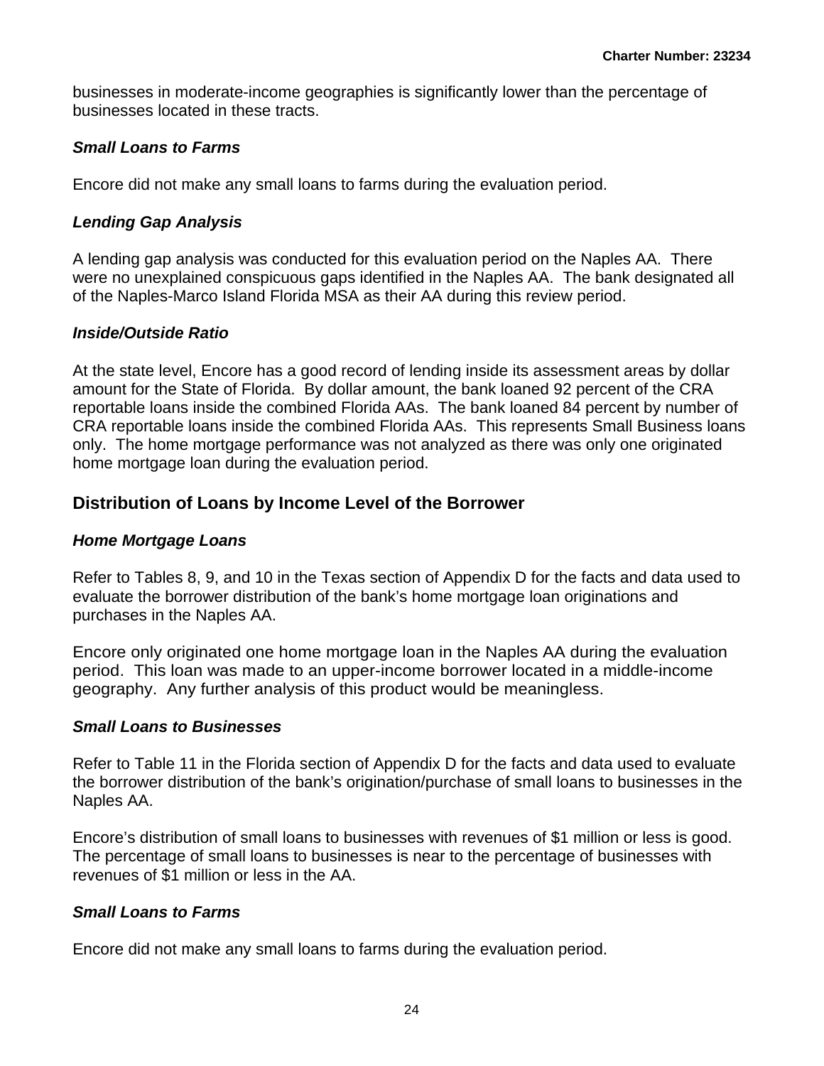businesses in moderate-income geographies is significantly lower than the percentage of businesses located in these tracts.

### *Small Loans to Farms*

Encore did not make any small loans to farms during the evaluation period.

### *Lending Gap Analysis*

A lending gap analysis was conducted for this evaluation period on the Naples AA. There were no unexplained conspicuous gaps identified in the Naples AA. The bank designated all of the Naples-Marco Island Florida MSA as their AA during this review period.

### *Inside/Outside Ratio*

At the state level, Encore has a good record of lending inside its assessment areas by dollar amount for the State of Florida. By dollar amount, the bank loaned 92 percent of the CRA reportable loans inside the combined Florida AAs. The bank loaned 84 percent by number of CRA reportable loans inside the combined Florida AAs. This represents Small Business loans only. The home mortgage performance was not analyzed as there was only one originated home mortgage loan during the evaluation period.

## Distribution of Loans by Income Level of the Borrower

### *Home Mortgage Loans*

Refer to Tables 8, 9, and 10 in the Texas section of Appendix D for the facts and data used to evaluate the borrower distribution of the bank's home mortgage loan originations and purchases in the Naples AA.

Encore only originated one home mortgage loan in the Naples AA during the evaluation period. This loan was made to an upper-income borrower located in a middle-income geography. Any further analysis of this product would be meaningless.

### *Small Loans to Businesses*

Refer to Table 11 in the Florida section of Appendix D for the facts and data used to evaluate the borrower distribution of the bank's origination/purchase of small loans to businesses in the Naples AA.

Encore's distribution of small loans to businesses with revenues of $1 million or less is good. The percentage of small loans to businesses is near to the percentage of businesses with revenues of $1 million or less in the AA.

### *Small Loans to Farms*

Encore did not make any small loans to farms during the evaluation period.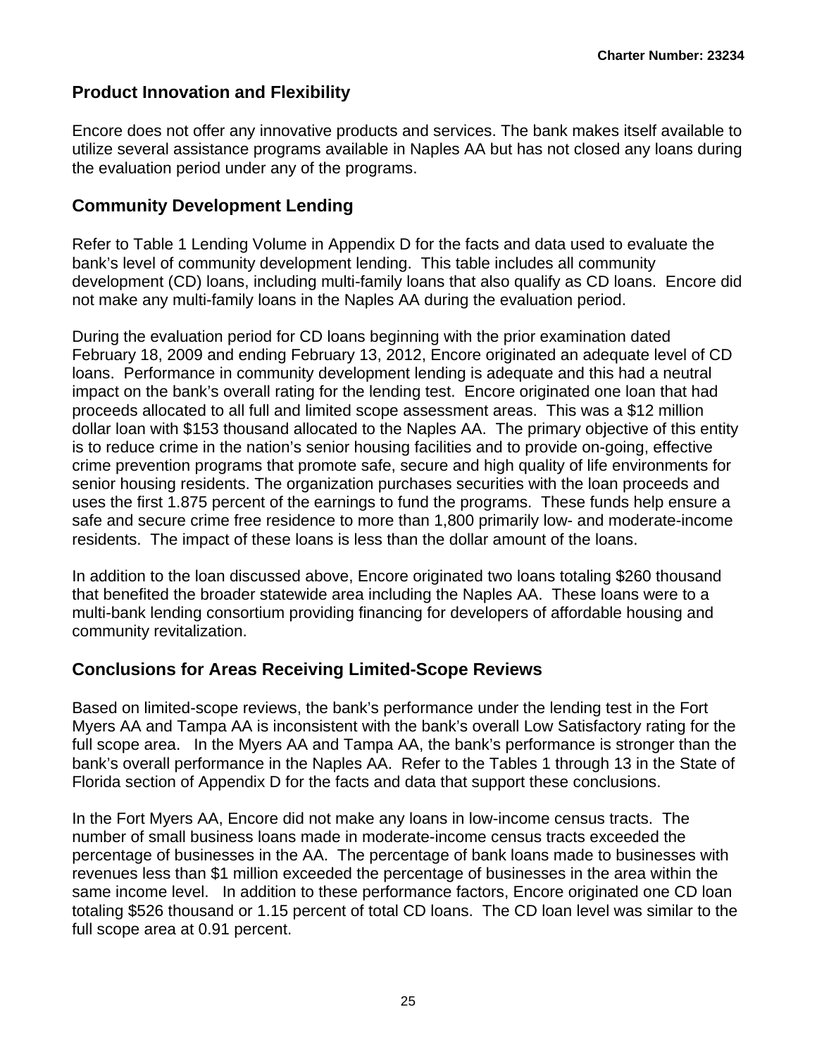## Product Innovation and Flexibility

Encore does not offer any innovative products and services. The bank makes itself available to utilize several assistance programs available in Naples AA but has not closed any loans during the evaluation period under any of the programs.

## Community Development Lending

Refer to Table 1 Lending Volume in Appendix D for the facts and data used to evaluate the bank's level of community development lending. This table includes all community development (CD) loans, including multi-family loans that also qualify as CD loans. Encore did not make any multi-family loans in the Naples AA during the evaluation period.

During the evaluation period for CD loans beginning with the prior examination dated February 18, 2009 and ending February 13, 2012, Encore originated an adequate level of CD loans. Performance in community development lending is adequate and this had a neutral impact on the bank's overall rating for the lending test. Encore originated one loan that had proceeds allocated to all full and limited scope assessment areas. This was a $12 million dollar loan with $153 thousand allocated to the Naples AA. The primary objective of this entity is to reduce crime in the nation's senior housing facilities and to provide on-going, effective crime prevention programs that promote safe, secure and high quality of life environments for senior housing residents. The organization purchases securities with the loan proceeds and uses the first 1.875 percent of the earnings to fund the programs. These funds help ensure a safe and secure crime free residence to more than 1,800 primarily low- and moderate-income residents. The impact of these loans is less than the dollar amount of the loans.

In addition to the loan discussed above, Encore originated two loans totaling $260 thousand that benefited the broader statewide area including the Naples AA. These loans were to a multi-bank lending consortium providing financing for developers of affordable housing and community revitalization.

## Conclusions for Areas Receiving Limited-Scope Reviews

Based on limited-scope reviews, the bank's performance under the lending test in the Fort Myers AA and Tampa AA is inconsistent with the bank's overall Low Satisfactory rating for the full scope area. In the Myers AA and Tampa AA, the bank's performance is stronger than the bank's overall performance in the Naples AA. Refer to the Tables 1 through 13 in the State of Florida section of Appendix D for the facts and data that support these conclusions.

In the Fort Myers AA, Encore did not make any loans in low-income census tracts. The number of small business loans made in moderate-income census tracts exceeded the percentage of businesses in the AA. The percentage of bank loans made to businesses with revenues less than $1 million exceeded the percentage of businesses in the area within the same income level. In addition to these performance factors, Encore originated one CD loan totaling $526 thousand or 1.15 percent of total CD loans. The CD loan level was similar to the full scope area at 0.91 percent.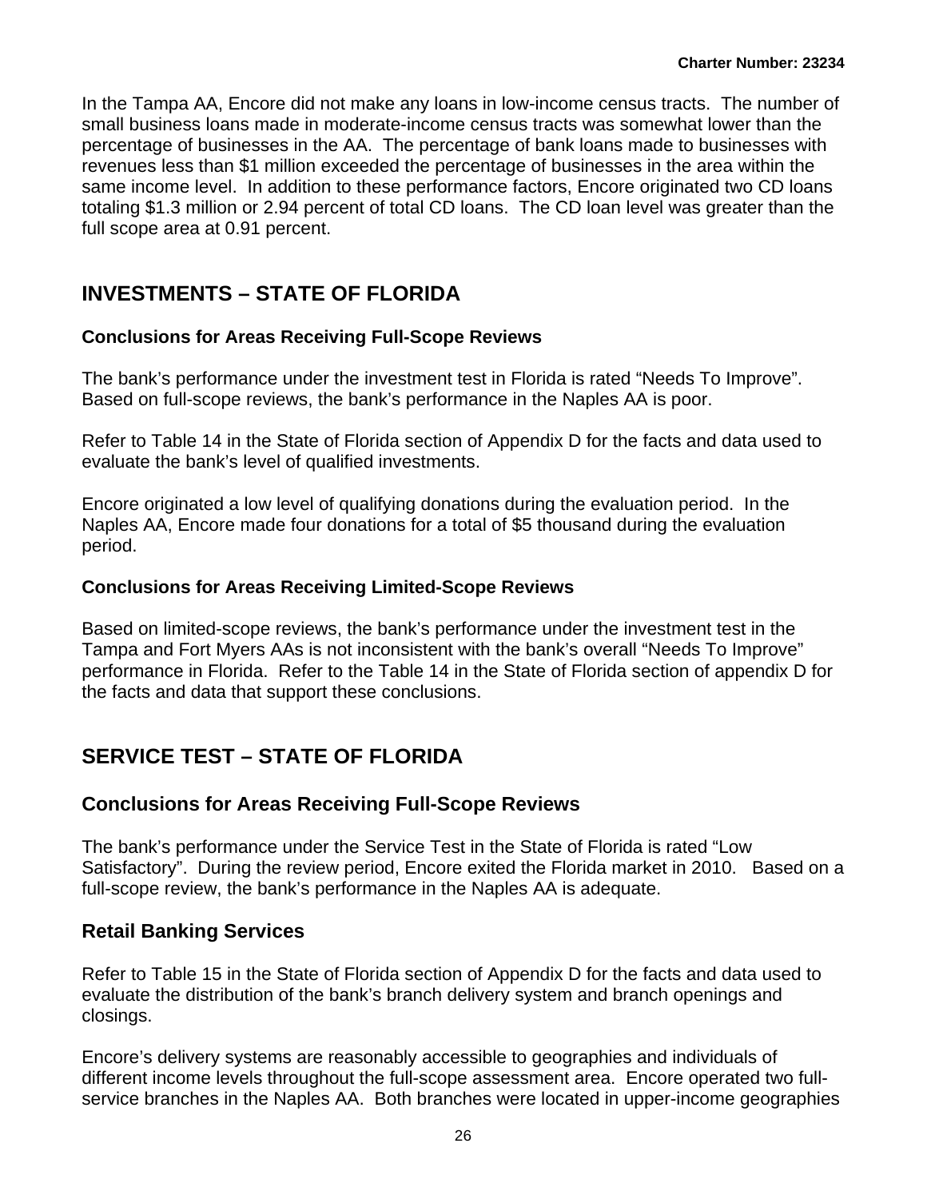In the Tampa AA, Encore did not make any loans in low-income census tracts. The number of small business loans made in moderate-income census tracts was somewhat lower than the percentage of businesses in the AA. The percentage of bank loans made to businesses with revenues less than $1 million exceeded the percentage of businesses in the area within the same income level. In addition to these performance factors, Encore originated two CD loans totaling $1.3 million or 2.94 percent of total CD loans. The CD loan level was greater than the full scope area at 0.91 percent.

## INVESTMENTS – STATE OF FLORIDA

### Conclusions for Areas Receiving Full-Scope Reviews

The bank's performance under the investment test in Florida is rated "Needs To Improve". Based on full-scope reviews, the bank's performance in the Naples AA is poor.

Refer to Table 14 in the State of Florida section of Appendix D for the facts and data used to evaluate the bank's level of qualified investments.

Encore originated a low level of qualifying donations during the evaluation period. In the Naples AA, Encore made four donations for a total of $5 thousand during the evaluation period.

### Conclusions for Areas Receiving Limited-Scope Reviews

Based on limited-scope reviews, the bank's performance under the investment test in the Tampa and Fort Myers AAs is not inconsistent with the bank's overall "Needs To Improve" performance in Florida. Refer to the Table 14 in the State of Florida section of appendix D for the facts and data that support these conclusions.

## SERVICE TEST – STATE OF FLORIDA

### Conclusions for Areas Receiving Full-Scope Reviews

The bank's performance under the Service Test in the State of Florida is rated "Low Satisfactory". During the review period, Encore exited the Florida market in 2010. Based on a full-scope review, the bank's performance in the Naples AA is adequate.

### Retail Banking Services

Refer to Table 15 in the State of Florida section of Appendix D for the facts and data used to evaluate the distribution of the bank's branch delivery system and branch openings and closings.

Encore's delivery systems are reasonably accessible to geographies and individuals of different income levels throughout the full-scope assessment area. Encore operated two full-service branches in the Naples AA. Both branches were located in upper-income geographies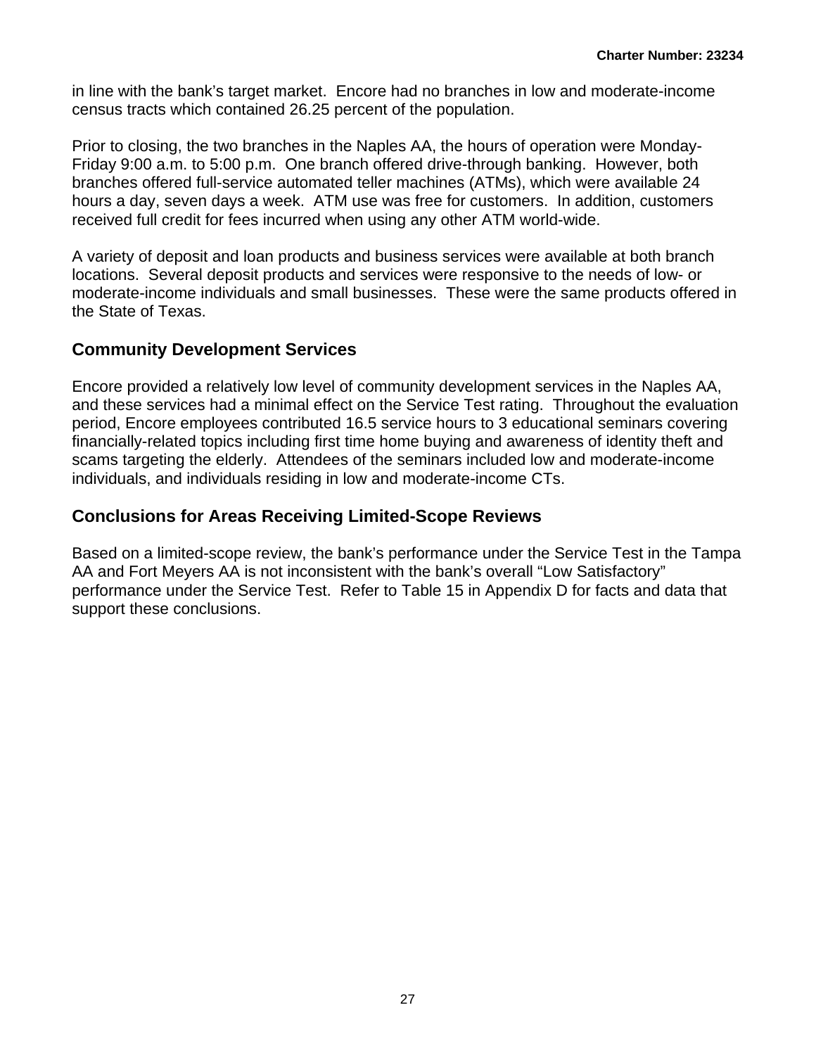in line with the bank's target market. Encore had no branches in low and moderate-income census tracts which contained 26.25 percent of the population.

Prior to closing, the two branches in the Naples AA, the hours of operation were Monday-Friday 9:00 a.m. to 5:00 p.m. One branch offered drive-through banking. However, both branches offered full-service automated teller machines (ATMs), which were available 24 hours a day, seven days a week. ATM use was free for customers. In addition, customers received full credit for fees incurred when using any other ATM world-wide.

A variety of deposit and loan products and business services were available at both branch locations. Several deposit products and services were responsive to the needs of low- or moderate-income individuals and small businesses. These were the same products offered in the State of Texas.

## Community Development Services

Encore provided a relatively low level of community development services in the Naples AA, and these services had a minimal effect on the Service Test rating. Throughout the evaluation period, Encore employees contributed 16.5 service hours to 3 educational seminars covering financially-related topics including first time home buying and awareness of identity theft and scams targeting the elderly. Attendees of the seminars included low and moderate-income individuals, and individuals residing in low and moderate-income CTs.

## Conclusions for Areas Receiving Limited-Scope Reviews

Based on a limited-scope review, the bank's performance under the Service Test in the Tampa AA and Fort Meyers AA is not inconsistent with the bank's overall "Low Satisfactory" performance under the Service Test. Refer to Table 15 in Appendix D for facts and data that support these conclusions.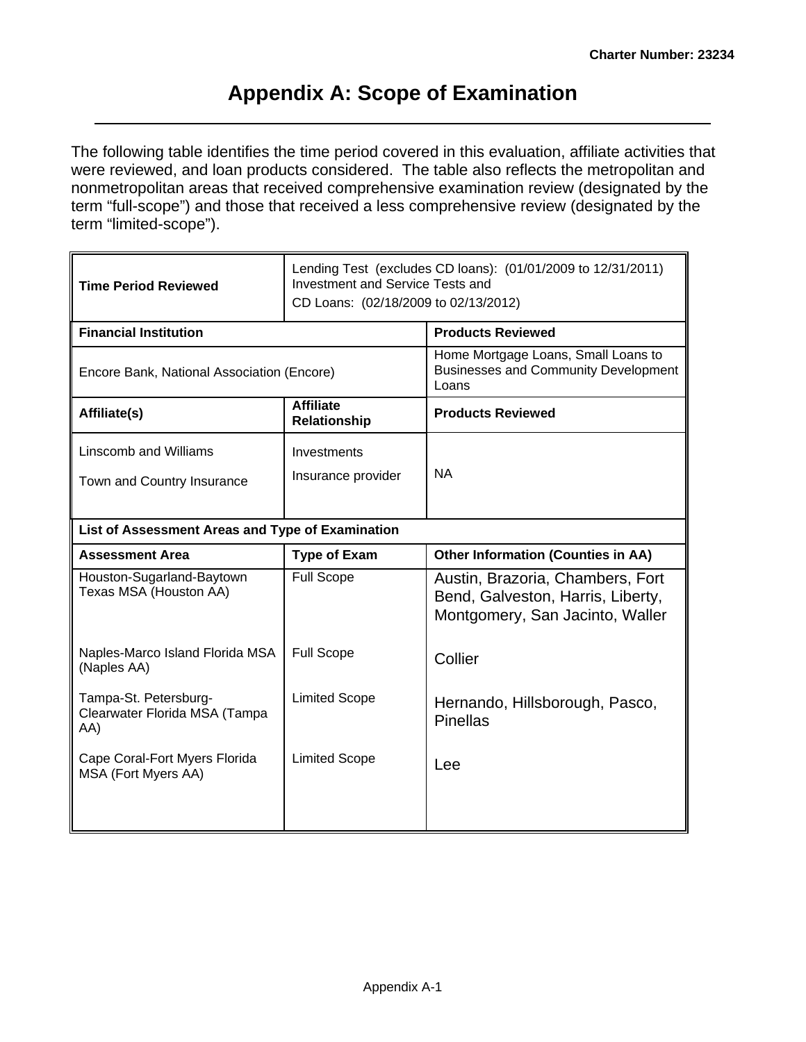# Appendix A: Scope of Examination

The following table identifies the time period covered in this evaluation, affiliate activities that were reviewed, and loan products considered. The table also reflects the metropolitan and nonmetropolitan areas that received comprehensive examination review (designated by the term "full-scope") and those that received a less comprehensive review (designated by the term "limited-scope").

| **Time Period Reviewed** | Lending Test (excludes CD loans): (01/01/2009 to 12/31/2011) Investment and Service Tests and CD Loans: (02/18/2009 to 02/13/2012) | |
|---|---|---|
| **Financial Institution** | | **Products Reviewed** |
| Encore Bank, National Association (Encore) | | Home Mortgage Loans, Small Loans to Businesses and Community Development Loans |
| **Affiliate(s)** | **Affiliate Relationship** | **Products Reviewed** |
| Linscomb and Williams<br>Town and Country Insurance | Investments<br>Insurance provider | NA |
| **List of Assessment Areas and Type of Examination** | | |
| **Assessment Area** | **Type of Exam** | **Other Information (Counties in AA)** |
| Houston-Sugarland-Baytown Texas MSA (Houston AA) | Full Scope | Austin, Brazoria, Chambers, Fort Bend, Galveston, Harris, Liberty, Montgomery, San Jacinto, Waller |
| Naples-Marco Island Florida MSA (Naples AA) | Full Scope | Collier |
| Tampa-St. Petersburg-Clearwater Florida MSA (Tampa AA) | Limited Scope | Hernando, Hillsborough, Pasco, Pinellas |
| Cape Coral-Fort Myers Florida MSA (Fort Myers AA) | Limited Scope | Lee |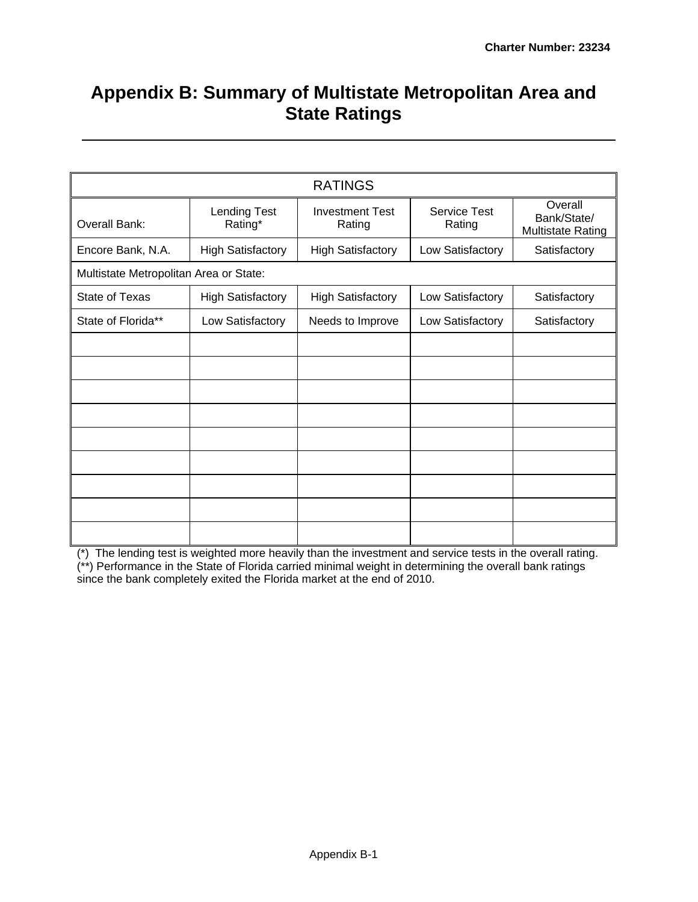# Appendix B: Summary of Multistate Metropolitan Area and State Ratings

| RATINGS | | | | |
|---|---|---|---|---|
| Overall Bank: | Lending Test Rating* | Investment Test Rating | Service Test Rating | Overall Bank/State/ Multistate Rating |
| Encore Bank, N.A. | High Satisfactory | High Satisfactory | Low Satisfactory | Satisfactory |
| Multistate Metropolitan Area or State: | | | | |
| State of Texas | High Satisfactory | High Satisfactory | Low Satisfactory | Satisfactory |
| State of Florida** | Low Satisfactory | Needs to Improve | Low Satisfactory | Satisfactory |
| | | | | |
| | | | | |
| | | | | |
| | | | | |
| | | | | |
| | | | | |
| | | | | |
| | | | | |
| | | | | |

(*) The lending test is weighted more heavily than the investment and service tests in the overall rating.
(**) Performance in the State of Florida carried minimal weight in determining the overall bank ratings since the bank completely exited the Florida market at the end of 2010.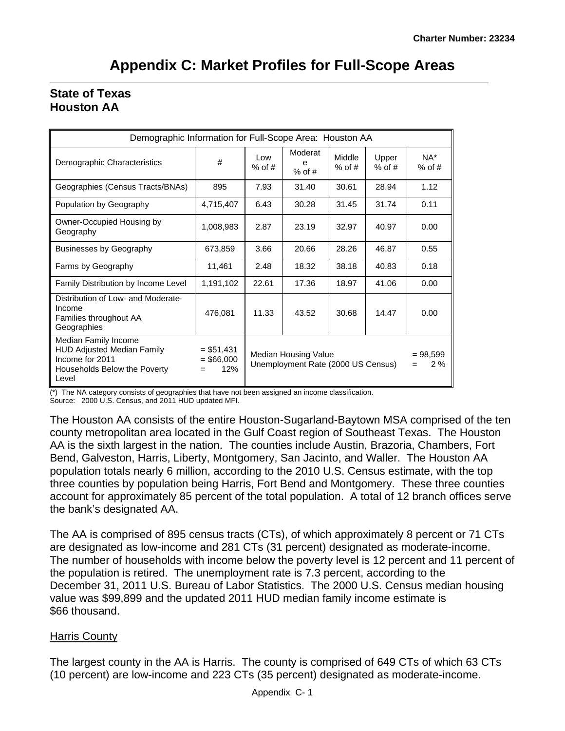# Appendix C: Market Profiles for Full-Scope Areas

## State of Texas
## Houston AA

| Demographic Information for Full-Scope Area: Houston AA | | | | | | |
|---|---|---|---|---|---|---|
| Demographic Characteristics | # | Low % of # | Moderate % of # | Middle % of # | Upper % of # | NA* % of # |
| Geographies (Census Tracts/BNAs) | 895 | 7.93 | 31.40 | 30.61 | 28.94 | 1.12 |
| Population by Geography | 4,715,407 | 6.43 | 30.28 | 31.45 | 31.74 | 0.11 |
| Owner-Occupied Housing by Geography | 1,008,983 | 2.87 | 23.19 | 32.97 | 40.97 | 0.00 |
| Businesses by Geography | 673,859 | 3.66 | 20.66 | 28.26 | 46.87 | 0.55 |
| Farms by Geography | 11,461 | 2.48 | 18.32 | 38.18 | 40.83 | 0.18 |
| Family Distribution by Income Level | 1,191,102 | 22.61 | 17.36 | 18.97 | 41.06 | 0.00 |
| Distribution of Low- and Moderate-Income Families throughout AA Geographies | 476,081 | 11.33 | 43.52 | 30.68 | 14.47 | 0.00 |
| Median Family Income<br>HUD Adjusted Median Family Income for 2011<br>Households Below the Poverty Level | = $51,431<br>= $66,000<br>= 12% | Median Housing Value<br>Unemployment Rate (2000 US Census) | | | | = 98,599<br>= 2 % |

(*) The NA category consists of geographies that have not been assigned an income classification.
Source: 2000 U.S. Census, and 2011 HUD updated MFI.

The Houston AA consists of the entire Houston-Sugarland-Baytown MSA comprised of the ten county metropolitan area located in the Gulf Coast region of Southeast Texas. The Houston AA is the sixth largest in the nation. The counties include Austin, Brazoria, Chambers, Fort Bend, Galveston, Harris, Liberty, Montgomery, San Jacinto, and Waller. The Houston AA population totals nearly 6 million, according to the 2010 U.S. Census estimate, with the top three counties by population being Harris, Fort Bend and Montgomery. These three counties account for approximately 85 percent of the total population. A total of 12 branch offices serve the bank's designated AA.

The AA is comprised of 895 census tracts (CTs), of which approximately 8 percent or 71 CTs are designated as low-income and 281 CTs (31 percent) designated as moderate-income. The number of households with income below the poverty level is 12 percent and 11 percent of the population is retired. The unemployment rate is 7.3 percent, according to the December 31, 2011 U.S. Bureau of Labor Statistics. The 2000 U.S. Census median housing value was $99,899 and the updated 2011 HUD median family income estimate is $66 thousand.

Harris County

The largest county in the AA is Harris. The county is comprised of 649 CTs of which 63 CTs (10 percent) are low-income and 223 CTs (35 percent) designated as moderate-income.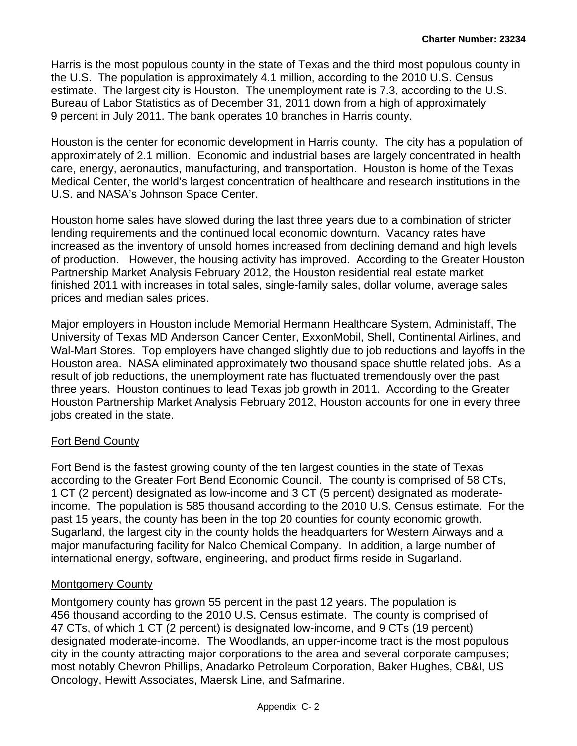Harris is the most populous county in the state of Texas and the third most populous county in the U.S. The population is approximately 4.1 million, according to the 2010 U.S. Census estimate. The largest city is Houston. The unemployment rate is 7.3, according to the U.S. Bureau of Labor Statistics as of December 31, 2011 down from a high of approximately 9 percent in July 2011. The bank operates 10 branches in Harris county.

Houston is the center for economic development in Harris county. The city has a population of approximately of 2.1 million. Economic and industrial bases are largely concentrated in health care, energy, aeronautics, manufacturing, and transportation. Houston is home of the Texas Medical Center, the world's largest concentration of healthcare and research institutions in the U.S. and NASA's Johnson Space Center.

Houston home sales have slowed during the last three years due to a combination of stricter lending requirements and the continued local economic downturn. Vacancy rates have increased as the inventory of unsold homes increased from declining demand and high levels of production. However, the housing activity has improved. According to the Greater Houston Partnership Market Analysis February 2012, the Houston residential real estate market finished 2011 with increases in total sales, single-family sales, dollar volume, average sales prices and median sales prices.

Major employers in Houston include Memorial Hermann Healthcare System, Administaff, The University of Texas MD Anderson Cancer Center, ExxonMobil, Shell, Continental Airlines, and Wal-Mart Stores. Top employers have changed slightly due to job reductions and layoffs in the Houston area. NASA eliminated approximately two thousand space shuttle related jobs. As a result of job reductions, the unemployment rate has fluctuated tremendously over the past three years. Houston continues to lead Texas job growth in 2011. According to the Greater Houston Partnership Market Analysis February 2012, Houston accounts for one in every three jobs created in the state.

<u>Fort Bend County</u>

Fort Bend is the fastest growing county of the ten largest counties in the state of Texas according to the Greater Fort Bend Economic Council. The county is comprised of 58 CTs, 1 CT (2 percent) designated as low-income and 3 CT (5 percent) designated as moderate-income. The population is 585 thousand according to the 2010 U.S. Census estimate. For the past 15 years, the county has been in the top 20 counties for county economic growth. Sugarland, the largest city in the county holds the headquarters for Western Airways and a major manufacturing facility for Nalco Chemical Company. In addition, a large number of international energy, software, engineering, and product firms reside in Sugarland.

<u>Montgomery County</u>

Montgomery county has grown 55 percent in the past 12 years. The population is 456 thousand according to the 2010 U.S. Census estimate. The county is comprised of 47 CTs, of which 1 CT (2 percent) is designated low-income, and 9 CTs (19 percent) designated moderate-income. The Woodlands, an upper-income tract is the most populous city in the county attracting major corporations to the area and several corporate campuses; most notably Chevron Phillips, Anadarko Petroleum Corporation, Baker Hughes, CB&I, US Oncology, Hewitt Associates, Maersk Line, and Safmarine.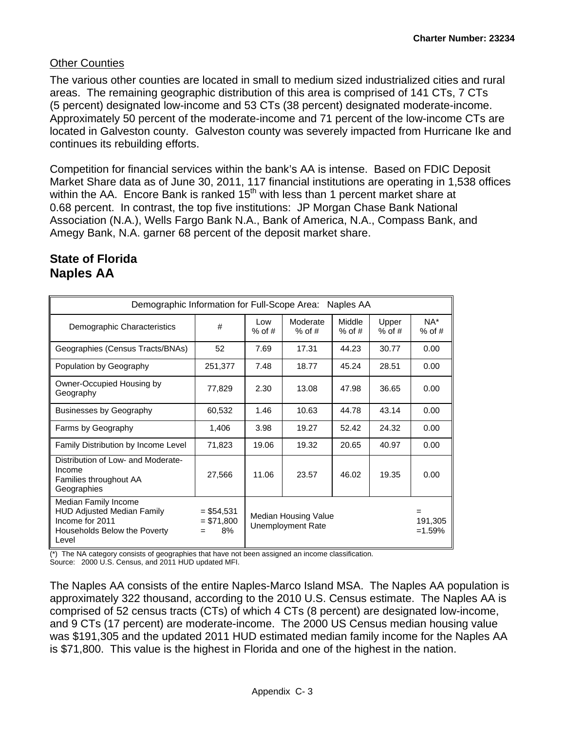Other Counties

The various other counties are located in small to medium sized industrialized cities and rural areas. The remaining geographic distribution of this area is comprised of 141 CTs, 7 CTs (5 percent) designated low-income and 53 CTs (38 percent) designated moderate-income. Approximately 50 percent of the moderate-income and 71 percent of the low-income CTs are located in Galveston county. Galveston county was severely impacted from Hurricane Ike and continues its rebuilding efforts.

Competition for financial services within the bank's AA is intense. Based on FDIC Deposit Market Share data as of June 30, 2011, 117 financial institutions are operating in 1,538 offices within the AA. Encore Bank is ranked 15th with less than 1 percent market share at 0.68 percent. In contrast, the top five institutions: JP Morgan Chase Bank National Association (N.A.), Wells Fargo Bank N.A., Bank of America, N.A., Compass Bank, and Amegy Bank, N.A. garner 68 percent of the deposit market share.

## State of Florida
## Naples AA

| Demographic Information for Full-Scope Area: Naples AA | | | | | | |
|---|---|---|---|---|---|---|
| Demographic Characteristics | # | Low % of # | Moderate % of # | Middle % of # | Upper % of # | NA* % of # |
| Geographies (Census Tracts/BNAs) | 52 | 7.69 | 17.31 | 44.23 | 30.77 | 0.00 |
| Population by Geography | 251,377 | 7.48 | 18.77 | 45.24 | 28.51 | 0.00 |
| Owner-Occupied Housing by Geography | 77,829 | 2.30 | 13.08 | 47.98 | 36.65 | 0.00 |
| Businesses by Geography | 60,532 | 1.46 | 10.63 | 44.78 | 43.14 | 0.00 |
| Farms by Geography | 1,406 | 3.98 | 19.27 | 52.42 | 24.32 | 0.00 |
| Family Distribution by Income Level | 71,823 | 19.06 | 19.32 | 20.65 | 40.97 | 0.00 |
| Distribution of Low- and Moderate-Income Families throughout AA Geographies | 27,566 | 11.06 | 23.57 | 46.02 | 19.35 | 0.00 |
| Median Family Income<br>HUD Adjusted Median Family Income for 2011<br>Households Below the Poverty Level | = $54,531<br>= $71,800<br>= 8% | Median Housing Value<br>Unemployment Rate | | | | = 191,305<br>=1.59% |

(*) The NA category consists of geographies that have not been assigned an income classification.
Source: 2000 U.S. Census, and 2011 HUD updated MFI.

The Naples AA consists of the entire Naples-Marco Island MSA. The Naples AA population is approximately 322 thousand, according to the 2010 U.S. Census estimate. The Naples AA is comprised of 52 census tracts (CTs) of which 4 CTs (8 percent) are designated low-income, and 9 CTs (17 percent) are moderate-income. The 2000 US Census median housing value was $191,305 and the updated 2011 HUD estimated median family income for the Naples AA is $71,800. This value is the highest in Florida and one of the highest in the nation.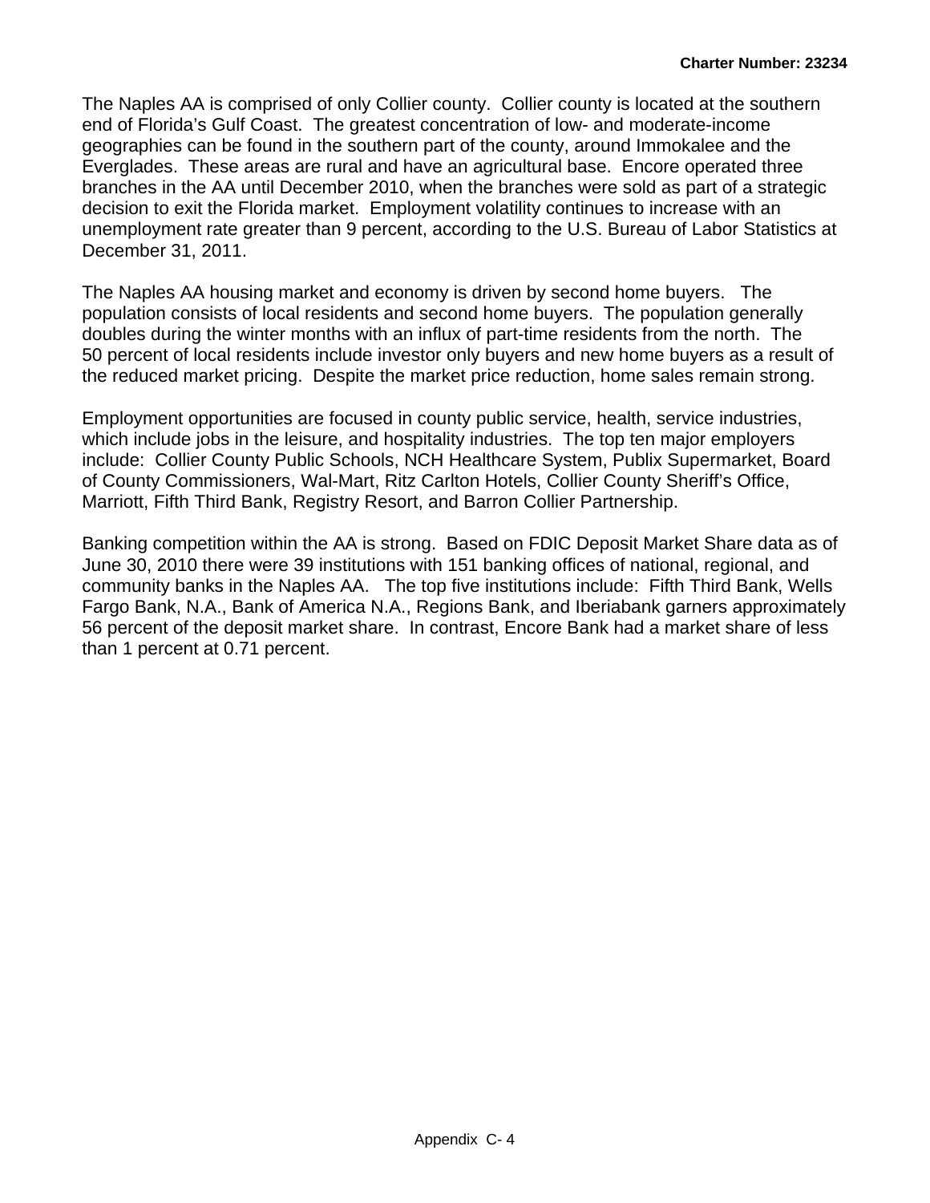The Naples AA is comprised of only Collier county. Collier county is located at the southern end of Florida's Gulf Coast. The greatest concentration of low- and moderate-income geographies can be found in the southern part of the county, around Immokalee and the Everglades. These areas are rural and have an agricultural base. Encore operated three branches in the AA until December 2010, when the branches were sold as part of a strategic decision to exit the Florida market. Employment volatility continues to increase with an unemployment rate greater than 9 percent, according to the U.S. Bureau of Labor Statistics at December 31, 2011.

The Naples AA housing market and economy is driven by second home buyers. The population consists of local residents and second home buyers. The population generally doubles during the winter months with an influx of part-time residents from the north. The 50 percent of local residents include investor only buyers and new home buyers as a result of the reduced market pricing. Despite the market price reduction, home sales remain strong.

Employment opportunities are focused in county public service, health, service industries, which include jobs in the leisure, and hospitality industries. The top ten major employers include: Collier County Public Schools, NCH Healthcare System, Publix Supermarket, Board of County Commissioners, Wal-Mart, Ritz Carlton Hotels, Collier County Sheriff's Office, Marriott, Fifth Third Bank, Registry Resort, and Barron Collier Partnership.

Banking competition within the AA is strong. Based on FDIC Deposit Market Share data as of June 30, 2010 there were 39 institutions with 151 banking offices of national, regional, and community banks in the Naples AA. The top five institutions include: Fifth Third Bank, Wells Fargo Bank, N.A., Bank of America N.A., Regions Bank, and Iberiabank garners approximately 56 percent of the deposit market share. In contrast, Encore Bank had a market share of less than 1 percent at 0.71 percent.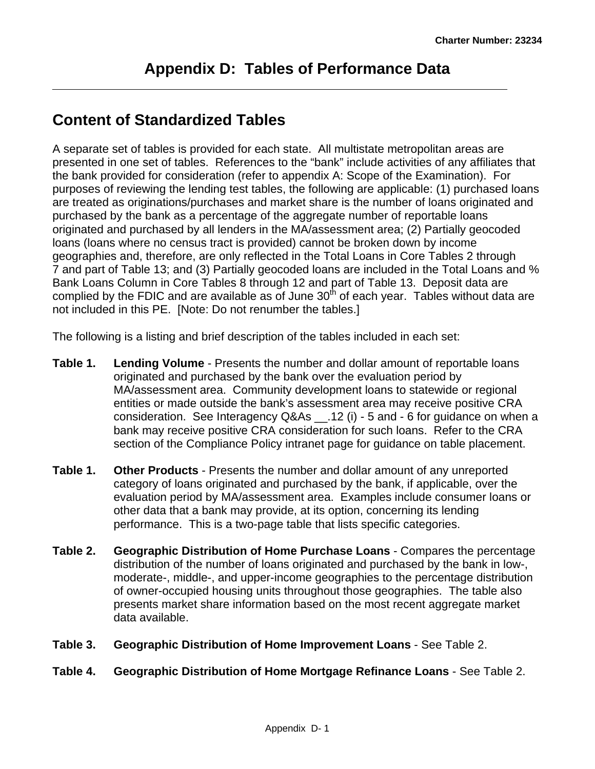# Appendix D: Tables of Performance Data

## Content of Standardized Tables

A separate set of tables is provided for each state. All multistate metropolitan areas are presented in one set of tables. References to the "bank" include activities of any affiliates that the bank provided for consideration (refer to appendix A: Scope of the Examination). For purposes of reviewing the lending test tables, the following are applicable: (1) purchased loans are treated as originations/purchases and market share is the number of loans originated and purchased by the bank as a percentage of the aggregate number of reportable loans originated and purchased by all lenders in the MA/assessment area; (2) Partially geocoded loans (loans where no census tract is provided) cannot be broken down by income geographies and, therefore, are only reflected in the Total Loans in Core Tables 2 through 7 and part of Table 13; and (3) Partially geocoded loans are included in the Total Loans and % Bank Loans Column in Core Tables 8 through 12 and part of Table 13. Deposit data are complied by the FDIC and are available as of June 30th of each year. Tables without data are not included in this PE. [Note: Do not renumber the tables.]

The following is a listing and brief description of the tables included in each set:

**Table 1. Lending Volume** - Presents the number and dollar amount of reportable loans originated and purchased by the bank over the evaluation period by MA/assessment area. Community development loans to statewide or regional entities or made outside the bank's assessment area may receive positive CRA consideration. See Interagency Q&As __.12 (i) - 5 and - 6 for guidance on when a bank may receive positive CRA consideration for such loans. Refer to the CRA section of the Compliance Policy intranet page for guidance on table placement.

**Table 1. Other Products** - Presents the number and dollar amount of any unreported category of loans originated and purchased by the bank, if applicable, over the evaluation period by MA/assessment area. Examples include consumer loans or other data that a bank may provide, at its option, concerning its lending performance. This is a two-page table that lists specific categories.

**Table 2. Geographic Distribution of Home Purchase Loans** - Compares the percentage distribution of the number of loans originated and purchased by the bank in low-, moderate-, middle-, and upper-income geographies to the percentage distribution of owner-occupied housing units throughout those geographies. The table also presents market share information based on the most recent aggregate market data available.

**Table 3. Geographic Distribution of Home Improvement Loans** - See Table 2.

**Table 4. Geographic Distribution of Home Mortgage Refinance Loans** - See Table 2.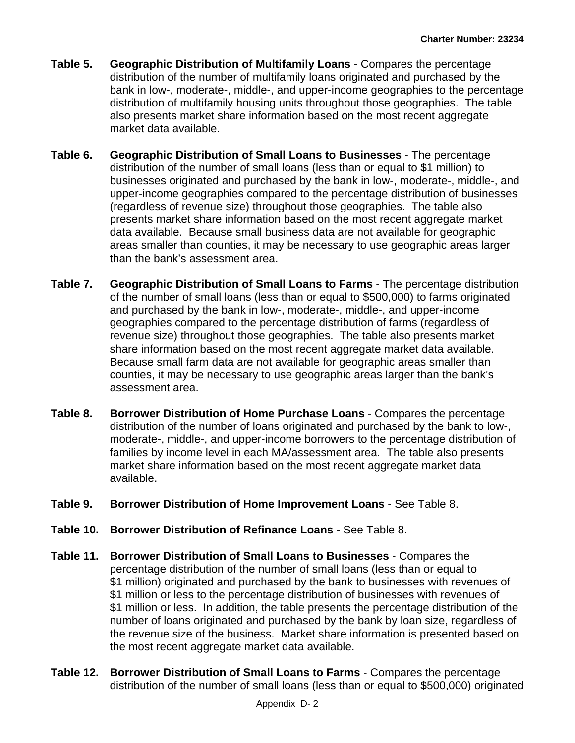**Table 5. Geographic Distribution of Multifamily Loans** - Compares the percentage distribution of the number of multifamily loans originated and purchased by the bank in low-, moderate-, middle-, and upper-income geographies to the percentage distribution of multifamily housing units throughout those geographies. The table also presents market share information based on the most recent aggregate market data available.

**Table 6. Geographic Distribution of Small Loans to Businesses** - The percentage distribution of the number of small loans (less than or equal to $1 million) to businesses originated and purchased by the bank in low-, moderate-, middle-, and upper-income geographies compared to the percentage distribution of businesses (regardless of revenue size) throughout those geographies. The table also presents market share information based on the most recent aggregate market data available. Because small business data are not available for geographic areas smaller than counties, it may be necessary to use geographic areas larger than the bank's assessment area.

**Table 7. Geographic Distribution of Small Loans to Farms** - The percentage distribution of the number of small loans (less than or equal to $500,000) to farms originated and purchased by the bank in low-, moderate-, middle-, and upper-income geographies compared to the percentage distribution of farms (regardless of revenue size) throughout those geographies. The table also presents market share information based on the most recent aggregate market data available. Because small farm data are not available for geographic areas smaller than counties, it may be necessary to use geographic areas larger than the bank's assessment area.

**Table 8. Borrower Distribution of Home Purchase Loans** - Compares the percentage distribution of the number of loans originated and purchased by the bank to low-, moderate-, middle-, and upper-income borrowers to the percentage distribution of families by income level in each MA/assessment area. The table also presents market share information based on the most recent aggregate market data available.

**Table 9. Borrower Distribution of Home Improvement Loans** - See Table 8.

**Table 10. Borrower Distribution of Refinance Loans** - See Table 8.

**Table 11. Borrower Distribution of Small Loans to Businesses** - Compares the percentage distribution of the number of small loans (less than or equal to $1 million) originated and purchased by the bank to businesses with revenues of $1 million or less to the percentage distribution of businesses with revenues of $1 million or less. In addition, the table presents the percentage distribution of the number of loans originated and purchased by the bank by loan size, regardless of the revenue size of the business. Market share information is presented based on the most recent aggregate market data available.

**Table 12. Borrower Distribution of Small Loans to Farms** - Compares the percentage distribution of the number of small loans (less than or equal to $500,000) originated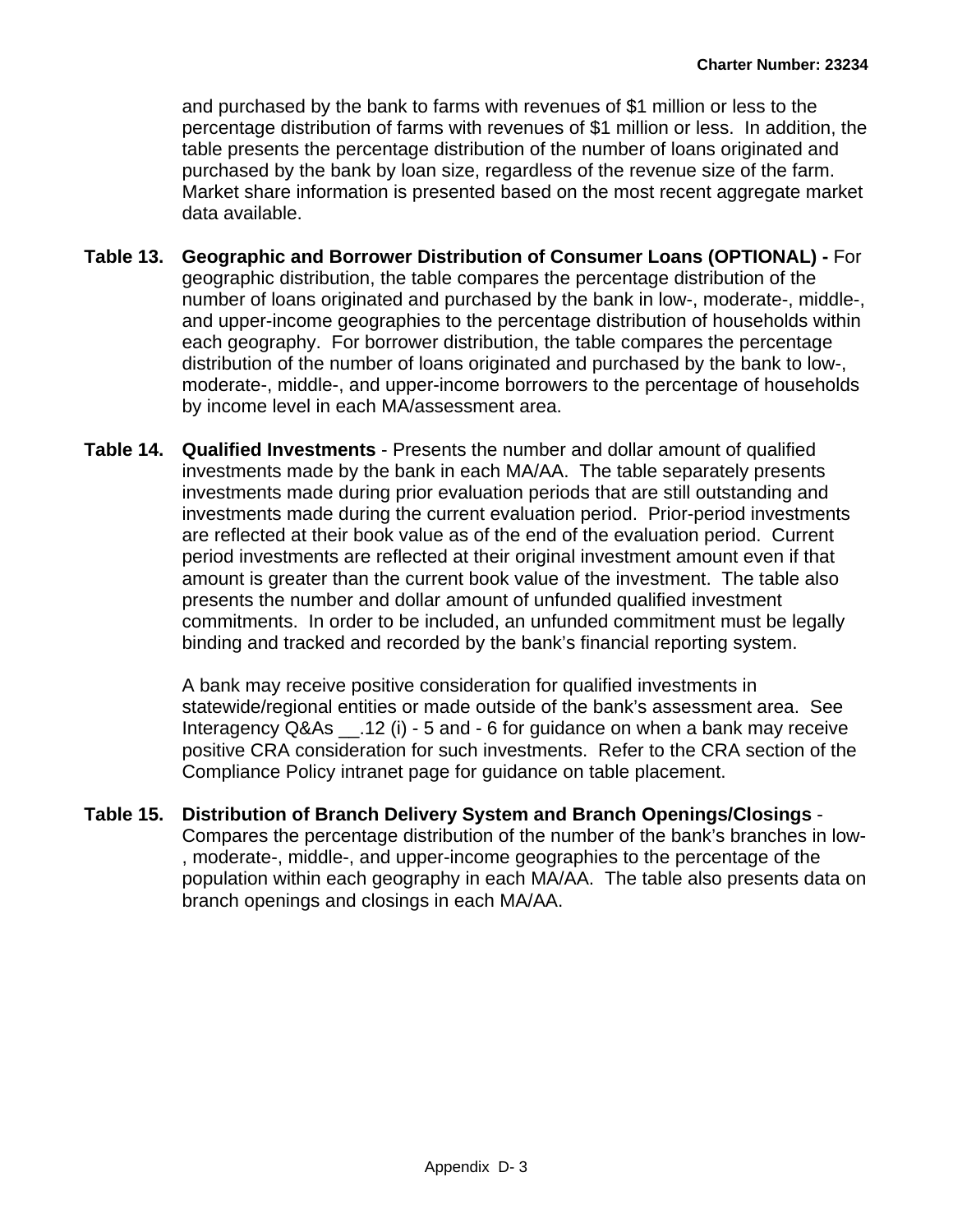and purchased by the bank to farms with revenues of $1 million or less to the percentage distribution of farms with revenues of $1 million or less. In addition, the table presents the percentage distribution of the number of loans originated and purchased by the bank by loan size, regardless of the revenue size of the farm. Market share information is presented based on the most recent aggregate market data available.

**Table 13. Geographic and Borrower Distribution of Consumer Loans (OPTIONAL) -** For geographic distribution, the table compares the percentage distribution of the number of loans originated and purchased by the bank in low-, moderate-, middle-, and upper-income geographies to the percentage distribution of households within each geography. For borrower distribution, the table compares the percentage distribution of the number of loans originated and purchased by the bank to low-, moderate-, middle-, and upper-income borrowers to the percentage of households by income level in each MA/assessment area.

**Table 14. Qualified Investments** - Presents the number and dollar amount of qualified investments made by the bank in each MA/AA. The table separately presents investments made during prior evaluation periods that are still outstanding and investments made during the current evaluation period. Prior-period investments are reflected at their book value as of the end of the evaluation period. Current period investments are reflected at their original investment amount even if that amount is greater than the current book value of the investment. The table also presents the number and dollar amount of unfunded qualified investment commitments. In order to be included, an unfunded commitment must be legally binding and tracked and recorded by the bank's financial reporting system.

A bank may receive positive consideration for qualified investments in statewide/regional entities or made outside of the bank's assessment area. See Interagency Q&As __.12 (i) - 5 and - 6 for guidance on when a bank may receive positive CRA consideration for such investments. Refer to the CRA section of the Compliance Policy intranet page for guidance on table placement.

**Table 15. Distribution of Branch Delivery System and Branch Openings/Closings** - Compares the percentage distribution of the number of the bank's branches in low-, moderate-, middle-, and upper-income geographies to the percentage of the population within each geography in each MA/AA. The table also presents data on branch openings and closings in each MA/AA.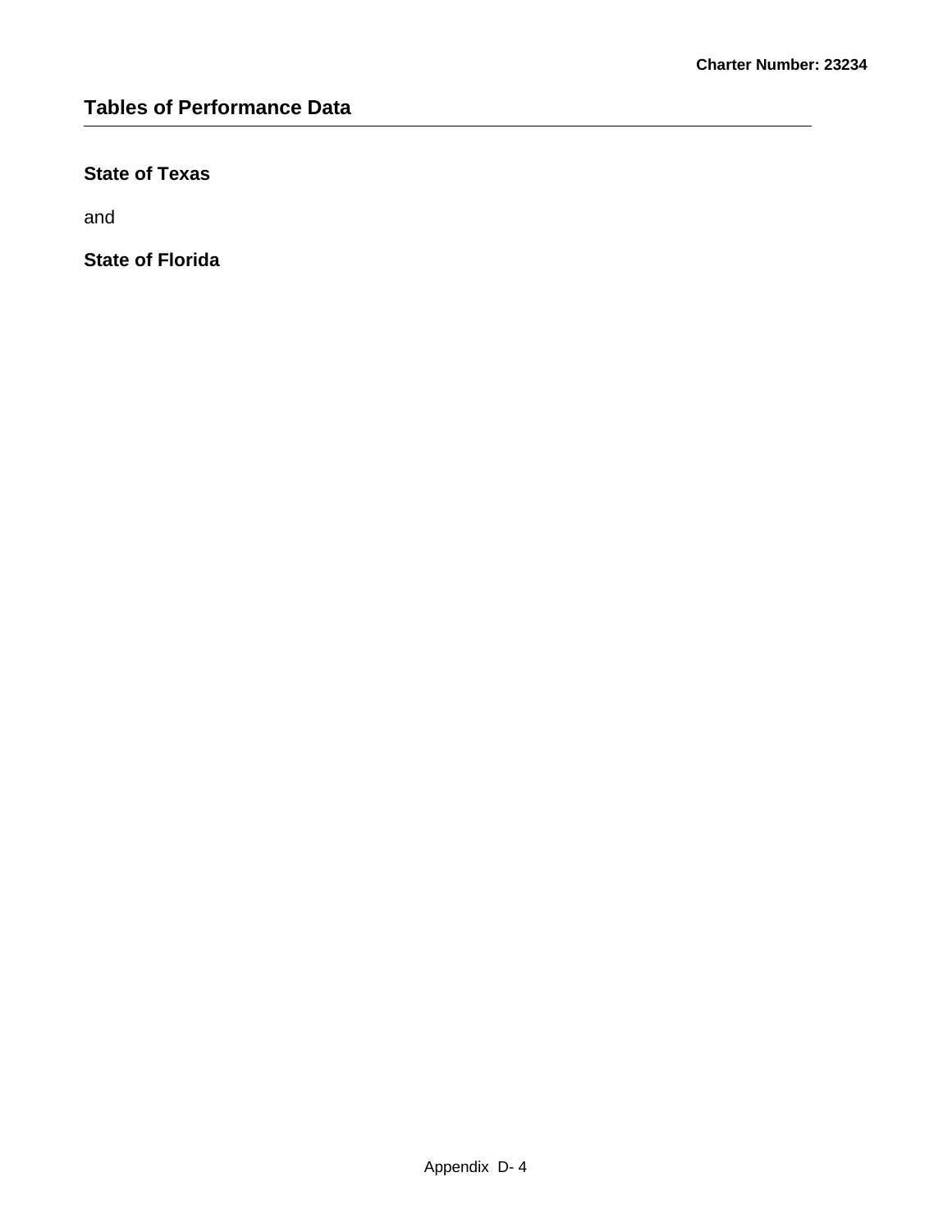## Tables of Performance Data

**State of Texas**

and

**State of Florida**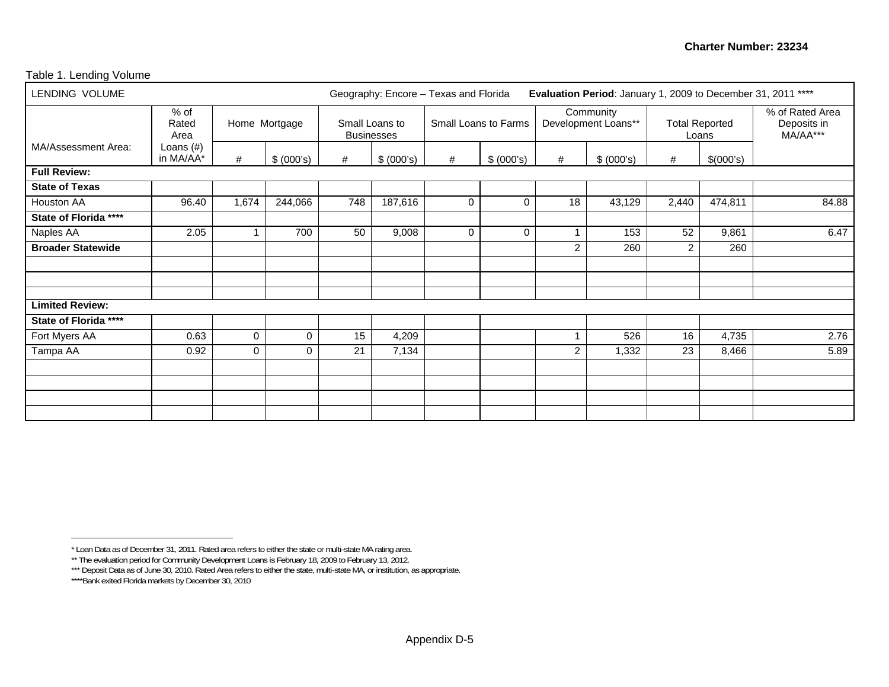Table 1. Lending Volume

| LENDING VOLUME | | | | | | | | Geography: Encore – Texas and Florida | | | | **Evaluation Period**: January 1, 2009 to December 31, 2011 **** |
|---|---|---|---|---|---|---|---|---|---|---|---|---|
| MA/Assessment Area: | % of Rated Area Loans (#) in MA/AA* | Home Mortgage | | Small Loans to Businesses | | Small Loans to Farms | | Community Development Loans** | | Total Reported Loans | | % of Rated Area Deposits in MA/AA*** |
| | | # | $ (000's) | # | $ (000's) | # | $ (000's) | # | $ (000's) | # | $(000's) | |
| **Full Review:** | | | | | | | | | | | | |
| **State of Texas** | | | | | | | | | | | | |
| Houston AA | 96.40 | 1,674 | 244,066 | 748 | 187,616 | 0 | 0 | 18 | 43,129 | 2,440 | 474,811 | 84.88 |
| **State of Florida ****** | | | | | | | | | | | | |
| Naples AA | 2.05 | 1 | 700 | 50 | 9,008 | 0 | 0 | 1 | 153 | 52 | 9,861 | 6.47 |
| **Broader Statewide** | | | | | | | | 2 | 260 | 2 | 260 | |
| **Limited Review:** | | | | | | | | | | | | |
| **State of Florida ****** | | | | | | | | | | | | |
| Fort Myers AA | 0.63 | 0 | 0 | 15 | 4,209 | | | 1 | 526 | 16 | 4,735 | 2.76 |
| Tampa AA | 0.92 | 0 | 0 | 21 | 7,134 | | | 2 | 1,332 | 23 | 8,466 | 5.89 |

* Loan Data as of December 31, 2011. Rated area refers to either the state or multi-state MA rating area.

** The evaluation period for Community Development Loans is February 18, 2009 to February 13, 2012.

*** Deposit Data as of June 30, 2010. Rated Area refers to either the state, multi-state MA, or institution, as appropriate.

****Bank exited Florida markets by December 30, 2010

Appendix D-5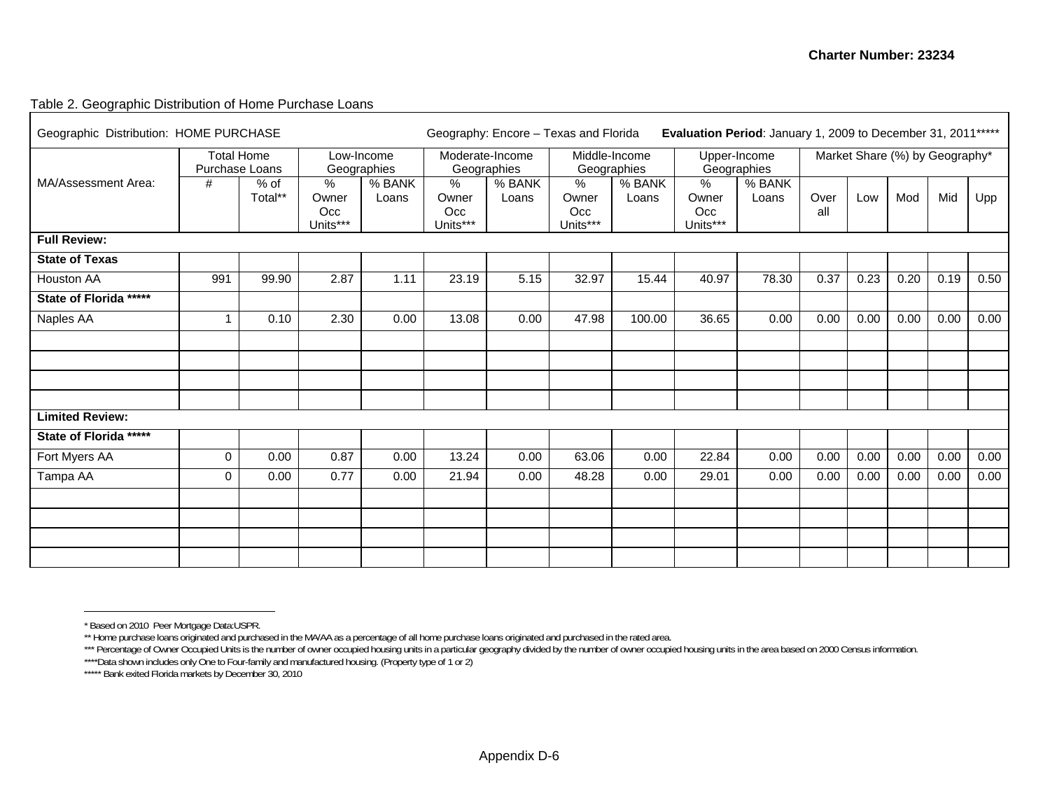Table 2. Geographic Distribution of Home Purchase Loans

| Geographic Distribution: HOME PURCHASE | | | Geography: Encore – Texas and Florida | | | | | | **Evaluation Period**: January 1, 2009 to December 31, 2011***** | | | | | | |
|---|---|---|---|---|---|---|---|---|---|---|---|---|---|---|---|
| | Total Home Purchase Loans | | Low-Income Geographies | | Moderate-Income Geographies | | Middle-Income Geographies | | Upper-Income Geographies | | Market Share (%) by Geography* | | | | |
| MA/Assessment Area: | # | % of Total** | % Owner Occ Units*** | % BANK Loans | % Owner Occ Units*** | % BANK Loans | % Owner Occ Units*** | % BANK Loans | % Owner Occ Units*** | % BANK Loans | Overall | Low | Mod | Mid | Upp |
| **Full Review:** | | | | | | | | | | | | | | | |
| **State of Texas** | | | | | | | | | | | | | | | |
| Houston AA | 991 | 99.90 | 2.87 | 1.11 | 23.19 | 5.15 | 32.97 | 15.44 | 40.97 | 78.30 | 0.37 | 0.23 | 0.20 | 0.19 | 0.50 |
| **State of Florida ******* | | | | | | | | | | | | | | | |
| Naples AA | 1 | 0.10 | 2.30 | 0.00 | 13.08 | 0.00 | 47.98 | 100.00 | 36.65 | 0.00 | 0.00 | 0.00 | 0.00 | 0.00 | 0.00 |
| **Limited Review:** | | | | | | | | | | | | | | | |
| **State of Florida ******* | | | | | | | | | | | | | | | |
| Fort Myers AA | 0 | 0.00 | 0.87 | 0.00 | 13.24 | 0.00 | 63.06 | 0.00 | 22.84 | 0.00 | 0.00 | 0.00 | 0.00 | 0.00 | 0.00 |
| Tampa AA | 0 | 0.00 | 0.77 | 0.00 | 21.94 | 0.00 | 48.28 | 0.00 | 29.01 | 0.00 | 0.00 | 0.00 | 0.00 | 0.00 | 0.00 |

* Based on 2010 Peer Mortgage Data:USPR.

** Home purchase loans originated and purchased in the MA/AA as a percentage of all home purchase loans originated and purchased in the rated area.

*** Percentage of Owner Occupied Units is the number of owner occupied housing units in a particular geography divided by the number of owner occupied housing units in the area based on 2000 Census information.

****Data shown includes only One to Four-family and manufactured housing. (Property type of 1 or 2)

***** Bank exited Florida markets by December 30, 2010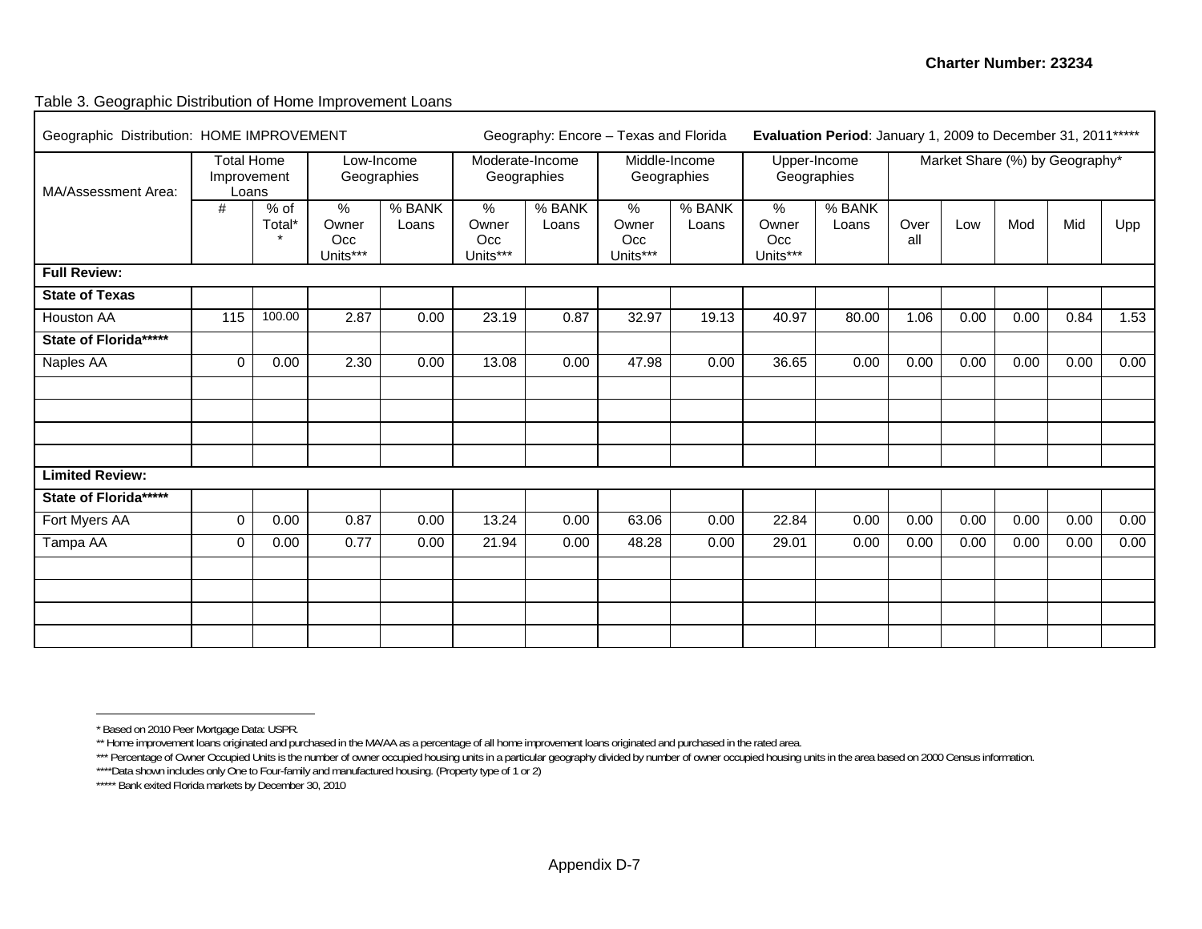Charter Number: 23234

Table 3. Geographic Distribution of Home Improvement Loans

| Geographic Distribution: HOME IMPROVEMENT | | | | | Geography: Encore – Texas and Florida | | | | Evaluation Period: January 1, 2009 to December 31, 2011***** | | | | | | |
|---|---|---|---|---|---|---|---|---|---|---|---|---|---|---|---|
| MA/Assessment Area: | Total Home Improvement Loans | | Low-Income Geographies | | Moderate-Income Geographies | | Middle-Income Geographies | | Upper-Income Geographies | | Market Share (%) by Geography* | | | | |
| | # | % of Total** | % Owner Occ Units*** | % BANK Loans | % Owner Occ Units*** | % BANK Loans | % Owner Occ Units*** | % BANK Loans | % Owner Occ Units*** | % BANK Loans | Overall | Low | Mod | Mid | Upp |
| **Full Review:** | | | | | | | | | | | | | | | |
| **State of Texas** | | | | | | | | | | | | | | | |
| Houston AA | 115 | 100.00 | 2.87 | 0.00 | 23.19 | 0.87 | 32.97 | 19.13 | 40.97 | 80.00 | 1.06 | 0.00 | 0.00 | 0.84 | 1.53 |
| **State of Florida******* | | | | | | | | | | | | | | | |
| Naples AA | 0 | 0.00 | 2.30 | 0.00 | 13.08 | 0.00 | 47.98 | 0.00 | 36.65 | 0.00 | 0.00 | 0.00 | 0.00 | 0.00 | 0.00 |
| **Limited Review:** | | | | | | | | | | | | | | | |
| **State of Florida******* | | | | | | | | | | | | | | | |
| Fort Myers AA | 0 | 0.00 | 0.87 | 0.00 | 13.24 | 0.00 | 63.06 | 0.00 | 22.84 | 0.00 | 0.00 | 0.00 | 0.00 | 0.00 | 0.00 |
| Tampa AA | 0 | 0.00 | 0.77 | 0.00 | 21.94 | 0.00 | 48.28 | 0.00 | 29.01 | 0.00 | 0.00 | 0.00 | 0.00 | 0.00 | 0.00 |

* Based on 2010 Peer Mortgage Data: USPR.

** Home improvement loans originated and purchased in the MA/AA as a percentage of all home improvement loans originated and purchased in the rated area.

*** Percentage of Owner Occupied Units is the number of owner occupied housing units in a particular geography divided by number of owner occupied housing units in the area based on 2000 Census information.

****Data shown includes only One to Four-family and manufactured housing. (Property type of 1 or 2)

***** Bank exited Florida markets by December 30, 2010

Appendix D-7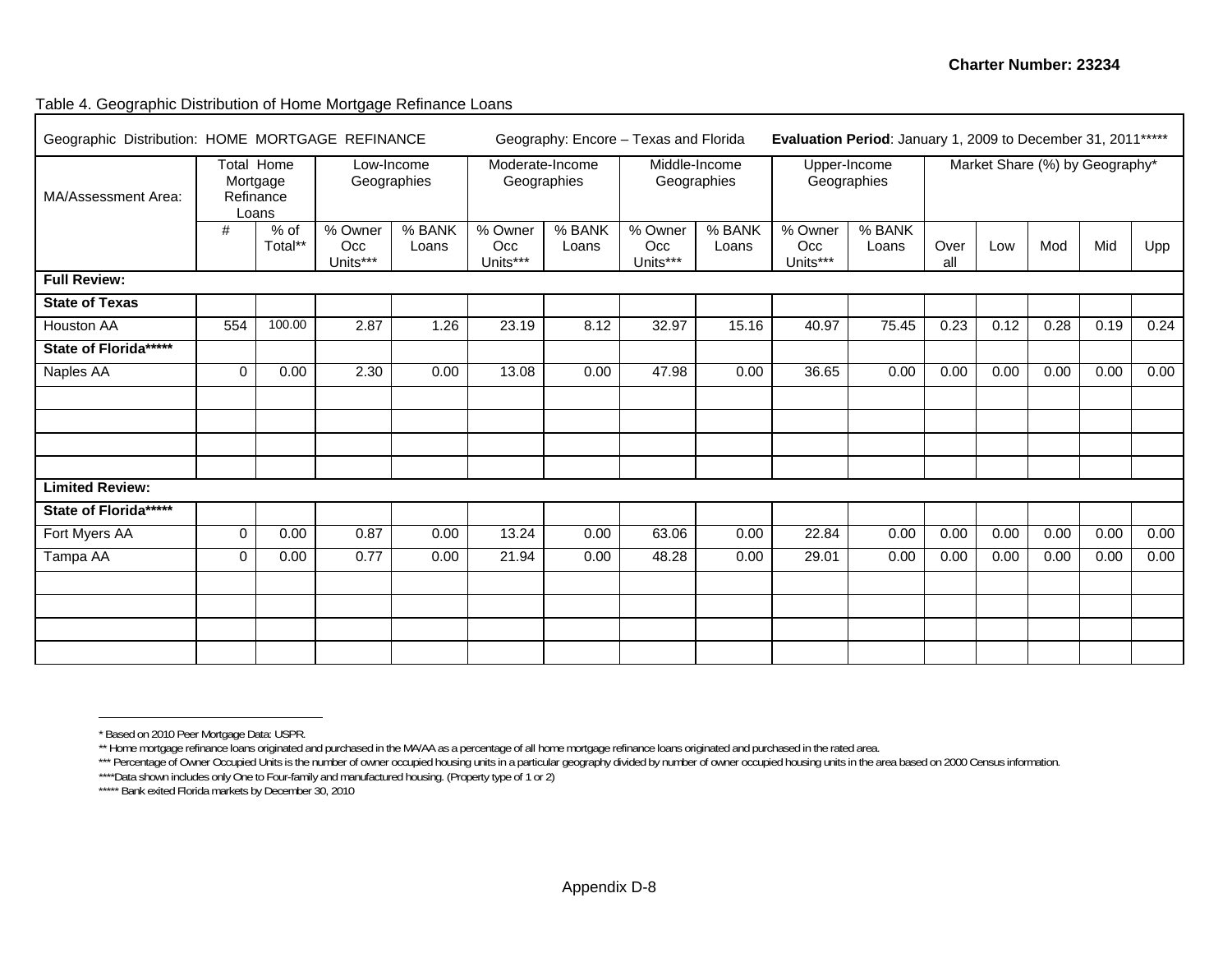Table 4. Geographic Distribution of Home Mortgage Refinance Loans

| Geographic Distribution: HOME MORTGAGE REFINANCE | | | Geography: Encore – Texas and Florida | | | | | | **Evaluation Period**: January 1, 2009 to December 31, 2011***** | | | | | | |
|---|---|---|---|---|---|---|---|---|---|---|---|---|---|---|---|
| MA/Assessment Area: | Total Home Mortgage Refinance Loans | | Low-Income Geographies | | Moderate-Income Geographies | | Middle-Income Geographies | | Upper-Income Geographies | | Market Share (%) by Geography* | | | | |
| | # | % of Total** | % Owner Occ Units*** | % BANK Loans | % Owner Occ Units*** | % BANK Loans | % Owner Occ Units*** | % BANK Loans | % Owner Occ Units*** | % BANK Loans | Over all | Low | Mod | Mid | Upp |
| **Full Review:** | | | | | | | | | | | | | | | |
| **State of Texas** | | | | | | | | | | | | | | | |
| Houston AA | 554 | 100.00 | 2.87 | 1.26 | 23.19 | 8.12 | 32.97 | 15.16 | 40.97 | 75.45 | 0.23 | 0.12 | 0.28 | 0.19 | 0.24 |
| **State of Florida******* | | | | | | | | | | | | | | | |
| Naples AA | 0 | 0.00 | 2.30 | 0.00 | 13.08 | 0.00 | 47.98 | 0.00 | 36.65 | 0.00 | 0.00 | 0.00 | 0.00 | 0.00 | 0.00 |
| **Limited Review:** | | | | | | | | | | | | | | | |
| **State of Florida******* | | | | | | | | | | | | | | | |
| Fort Myers AA | 0 | 0.00 | 0.87 | 0.00 | 13.24 | 0.00 | 63.06 | 0.00 | 22.84 | 0.00 | 0.00 | 0.00 | 0.00 | 0.00 | 0.00 |
| Tampa AA | 0 | 0.00 | 0.77 | 0.00 | 21.94 | 0.00 | 48.28 | 0.00 | 29.01 | 0.00 | 0.00 | 0.00 | 0.00 | 0.00 | 0.00 |

* Based on 2010 Peer Mortgage Data: USPR.

** Home mortgage refinance loans originated and purchased in the MA/AA as a percentage of all home mortgage refinance loans originated and purchased in the rated area.

*** Percentage of Owner Occupied Units is the number of owner occupied housing units in a particular geography divided by number of owner occupied housing units in the area based on 2000 Census information.

****Data shown includes only One to Four-family and manufactured housing. (Property type of 1 or 2)

***** Bank exited Florida markets by December 30, 2010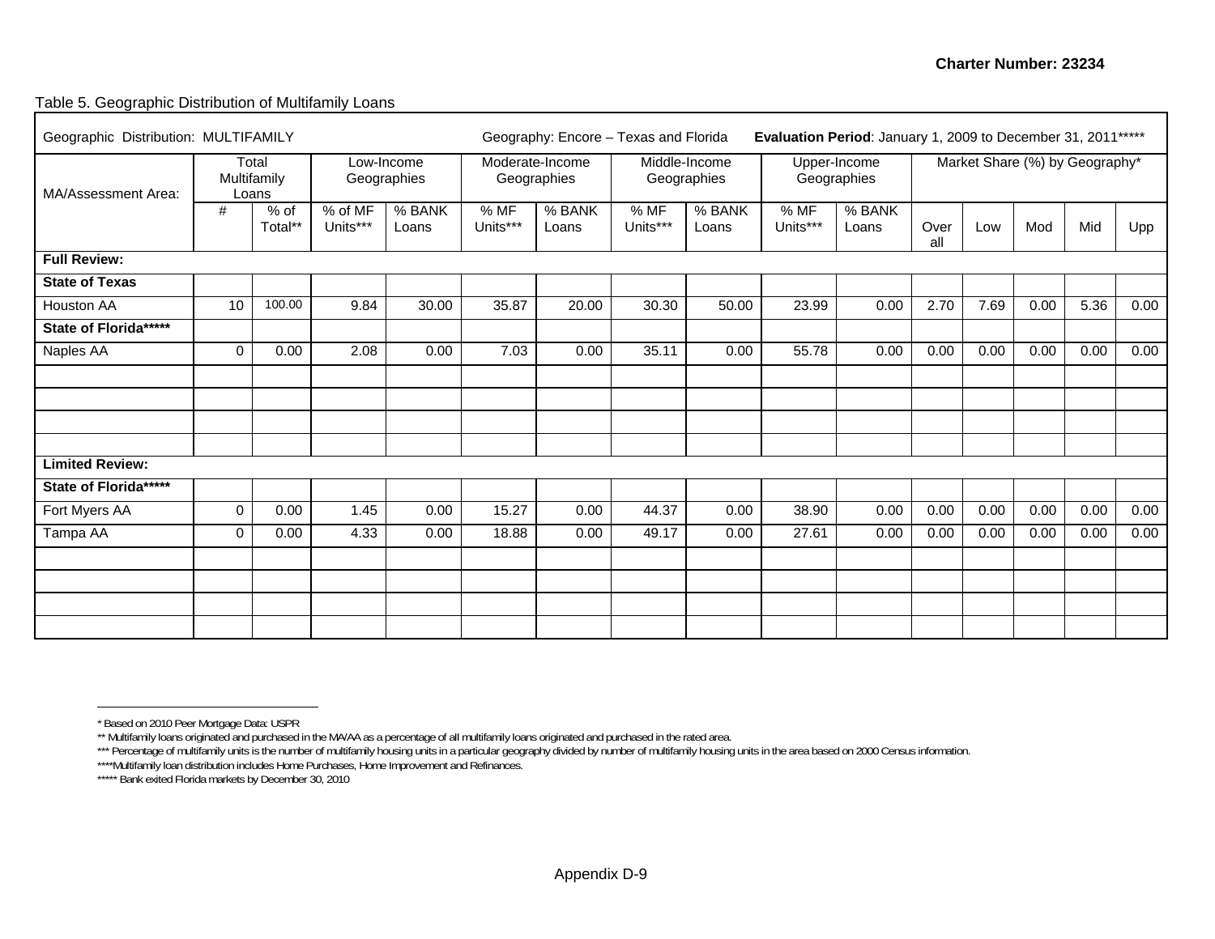Table 5. Geographic Distribution of Multifamily Loans

| Geographic Distribution: MULTIFAMILY | | | Geography: Encore – Texas and Florida | | | | | | **Evaluation Period**: January 1, 2009 to December 31, 2011***** | | | | | | |
|---|---|---|---|---|---|---|---|---|---|---|---|---|---|---|---|
| MA/Assessment Area: | Total Multifamily Loans | | Low-Income Geographies | | Moderate-Income Geographies | | Middle-Income Geographies | | Upper-Income Geographies | | Market Share (%) by Geography* | | | | |
| | # | % of Total** | % of MF Units*** | % BANK Loans | % MF Units*** | % BANK Loans | % MF Units*** | % BANK Loans | % MF Units*** | % BANK Loans | Overall | Low | Mod | Mid | Upp |
| **Full Review:** | | | | | | | | | | | | | | | |
| **State of Texas** | | | | | | | | | | | | | | | |
| Houston AA | 10 | 100.00 | 9.84 | 30.00 | 35.87 | 20.00 | 30.30 | 50.00 | 23.99 | 0.00 | 2.70 | 7.69 | 0.00 | 5.36 | 0.00 |
| **State of Florida******* | | | | | | | | | | | | | | | |
| Naples AA | 0 | 0.00 | 2.08 | 0.00 | 7.03 | 0.00 | 35.11 | 0.00 | 55.78 | 0.00 | 0.00 | 0.00 | 0.00 | 0.00 | 0.00 |
| **Limited Review:** | | | | | | | | | | | | | | | |
| **State of Florida******* | | | | | | | | | | | | | | | |
| Fort Myers AA | 0 | 0.00 | 1.45 | 0.00 | 15.27 | 0.00 | 44.37 | 0.00 | 38.90 | 0.00 | 0.00 | 0.00 | 0.00 | 0.00 | 0.00 |
| Tampa AA | 0 | 0.00 | 4.33 | 0.00 | 18.88 | 0.00 | 49.17 | 0.00 | 27.61 | 0.00 | 0.00 | 0.00 | 0.00 | 0.00 | 0.00 |

* Based on 2010 Peer Mortgage Data: USPR

** Multifamily loans originated and purchased in the MA/AA as a percentage of all multifamily loans originated and purchased in the rated area.

*** Percentage of multifamily units is the number of multifamily housing units in a particular geography divided by number of multifamily housing units in the area based on 2000 Census information.

****Multifamily loan distribution includes Home Purchases, Home Improvement and Refinances.

***** Bank exited Florida markets by December 30, 2010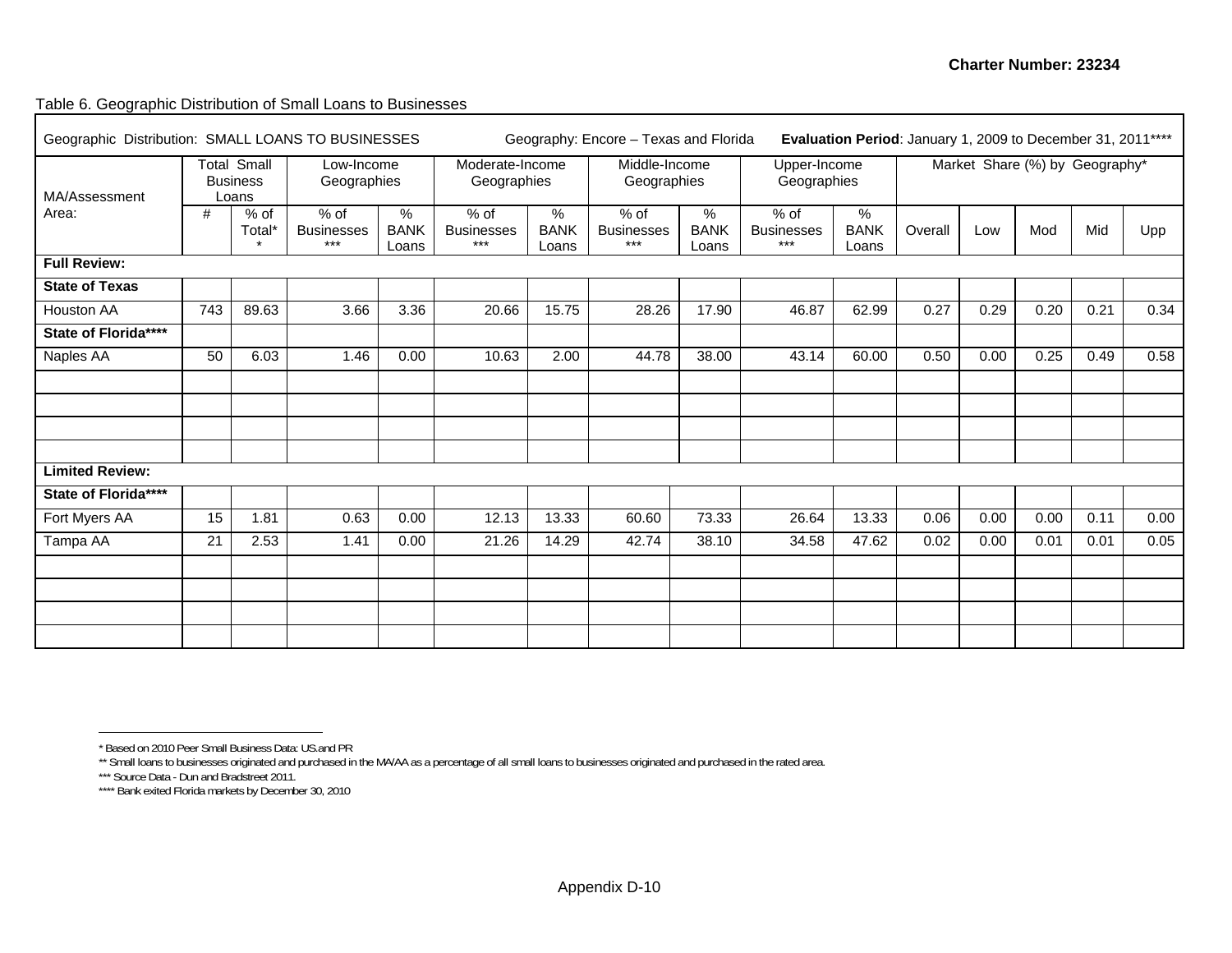Table 6. Geographic Distribution of Small Loans to Businesses

| Geographic Distribution: SMALL LOANS TO BUSINESSES | | | Geography: Encore – Texas and Florida | | | | | | | | **Evaluation Period**: January 1, 2009 to December 31, 2011**** | | | | |
|---|---|---|---|---|---|---|---|---|---|---|---|---|---|---|---|
| MA/Assessment Area: | Total Small Business Loans | | Low-Income Geographies | | Moderate-Income Geographies | | Middle-Income Geographies | | Upper-Income Geographies | | Market Share (%) by Geography* | | | | |
| | # | % of Total** | % of Businesses *** | % BANK Loans | % of Businesses *** | % BANK Loans | % of Businesses *** | % BANK Loans | % of Businesses *** | % BANK Loans | Overall | Low | Mod | Mid | Upp |
| **Full Review:** | | | | | | | | | | | | | | | |
| **State of Texas** | | | | | | | | | | | | | | | |
| Houston AA | 743 | 89.63 | 3.66 | 3.36 | 20.66 | 15.75 | 28.26 | 17.90 | 46.87 | 62.99 | 0.27 | 0.29 | 0.20 | 0.21 | 0.34 |
| **State of Florida**** | | | | | | | | | | | | | | | |
| Naples AA | 50 | 6.03 | 1.46 | 0.00 | 10.63 | 2.00 | 44.78 | 38.00 | 43.14 | 60.00 | 0.50 | 0.00 | 0.25 | 0.49 | 0.58 |
| **Limited Review:** | | | | | | | | | | | | | | | |
| **State of Florida**** | | | | | | | | | | | | | | | |
| Fort Myers AA | 15 | 1.81 | 0.63 | 0.00 | 12.13 | 13.33 | 60.60 | 73.33 | 26.64 | 13.33 | 0.06 | 0.00 | 0.00 | 0.11 | 0.00 |
| Tampa AA | 21 | 2.53 | 1.41 | 0.00 | 21.26 | 14.29 | 42.74 | 38.10 | 34.58 | 47.62 | 0.02 | 0.00 | 0.01 | 0.01 | 0.05 |

\* Based on 2010 Peer Small Business Data: US.and PR

** Small loans to businesses originated and purchased in the MA/AA as a percentage of all small loans to businesses originated and purchased in the rated area.

*** Source Data - Dun and Bradstreet 2011.

**** Bank exited Florida markets by December 30, 2010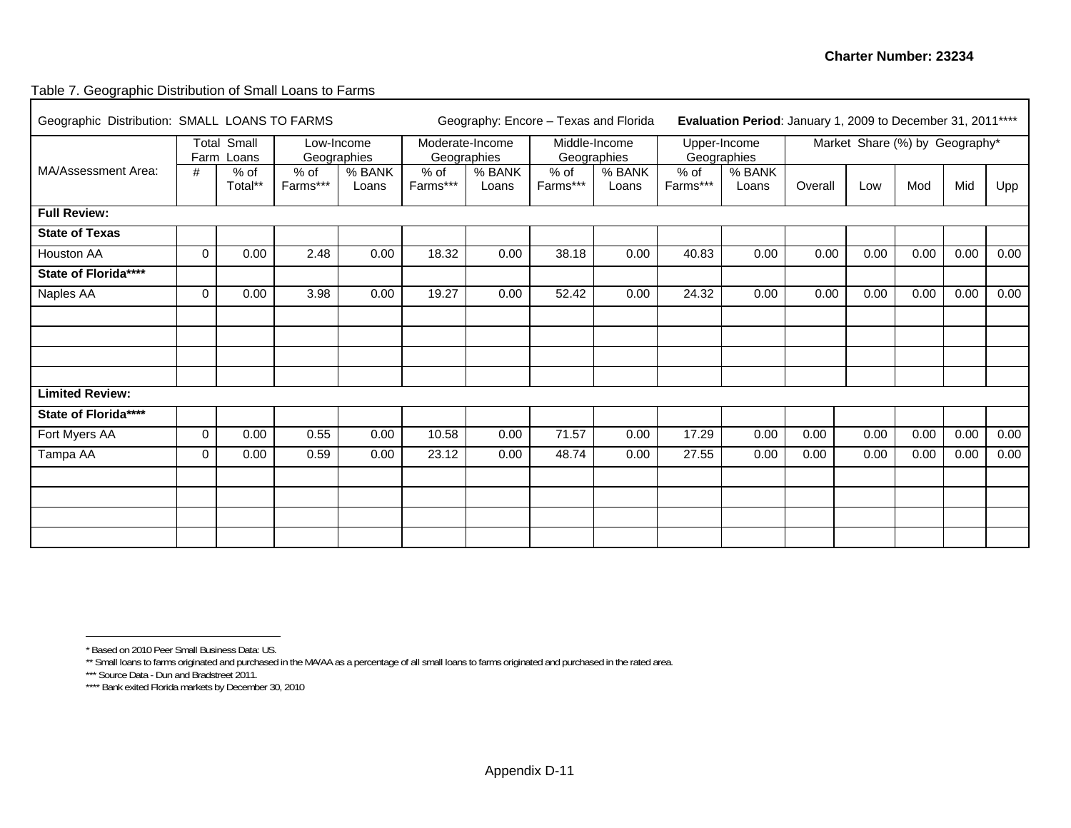Table 7. Geographic Distribution of Small Loans to Farms

| Geographic Distribution: SMALL LOANS TO FARMS | | | Geography: Encore – Texas and Florida | | | | | **Evaluation Period**: January 1, 2009 to December 31, 2011**** | | | | | | | |
|---|---|---|---|---|---|---|---|---|---|---|---|---|---|---|---|
| MA/Assessment Area: | Total Small Farm Loans | | Low-Income Geographies | | Moderate-Income Geographies | | Middle-Income Geographies | | Upper-Income Geographies | | Market Share (%) by Geography* | | | | |
| | # | % of Total** | % of Farms*** | % BANK Loans | % of Farms*** | % BANK Loans | % of Farms*** | % BANK Loans | % of Farms*** | % BANK Loans | Overall | Low | Mod | Mid | Upp |
| **Full Review:** | | | | | | | | | | | | | | | |
| **State of Texas** | | | | | | | | | | | | | | | |
| Houston AA | 0 | 0.00 | 2.48 | 0.00 | 18.32 | 0.00 | 38.18 | 0.00 | 40.83 | 0.00 | 0.00 | 0.00 | 0.00 | 0.00 | 0.00 |
| **State of Florida\*\*\*\*** | | | | | | | | | | | | | | | |
| Naples AA | 0 | 0.00 | 3.98 | 0.00 | 19.27 | 0.00 | 52.42 | 0.00 | 24.32 | 0.00 | 0.00 | 0.00 | 0.00 | 0.00 | 0.00 |
| **Limited Review:** | | | | | | | | | | | | | | | |
| **State of Florida\*\*\*\*** | | | | | | | | | | | | | | | |
| Fort Myers AA | 0 | 0.00 | 0.55 | 0.00 | 10.58 | 0.00 | 71.57 | 0.00 | 17.29 | 0.00 | 0.00 | 0.00 | 0.00 | 0.00 | 0.00 |
| Tampa AA | 0 | 0.00 | 0.59 | 0.00 | 23.12 | 0.00 | 48.74 | 0.00 | 27.55 | 0.00 | 0.00 | 0.00 | 0.00 | 0.00 | 0.00 |

\* Based on 2010 Peer Small Business Data: US.

\*\* Small loans to farms originated and purchased in the MA/AA as a percentage of all small loans to farms originated and purchased in the rated area.

\*\*\* Source Data - Dun and Bradstreet 2011.

\*\*\*\* Bank exited Florida markets by December 30, 2010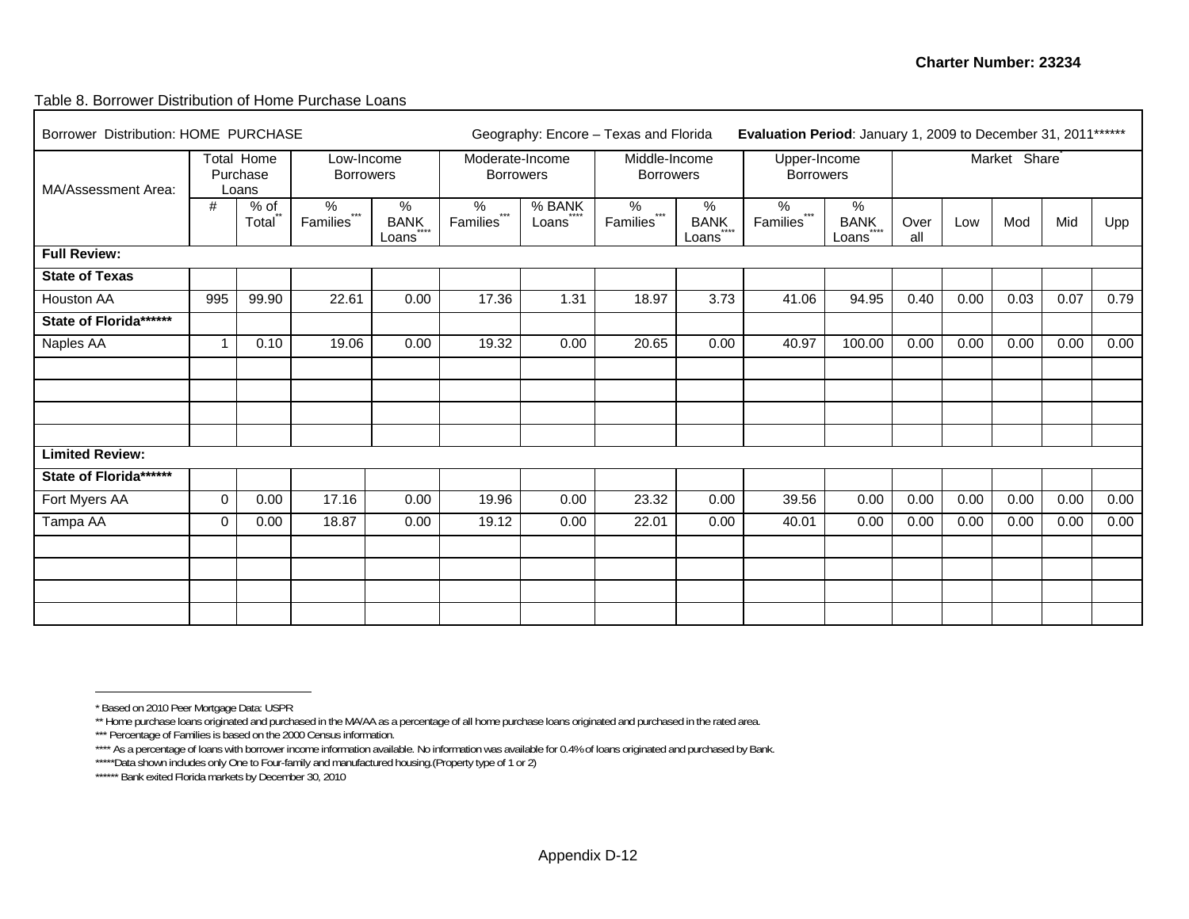Charter Number: 23234

Table 8. Borrower Distribution of Home Purchase Loans

| Borrower Distribution: HOME PURCHASE | | | Geography: Encore – Texas and Florida | | | | | | **Evaluation Period**: January 1, 2009 to December 31, 2011****** | | | | | | |
|---|---|---|---|---|---|---|---|---|---|---|---|---|---|---|---|
| MA/Assessment Area: | Total Home Purchase Loans | | Low-Income Borrowers | | Moderate-Income Borrowers | | Middle-Income Borrowers | | Upper-Income Borrowers | | Market Share* | | | | |
| | # | % of Total** | % Families*** | % BANK Loans**** | % Families*** | % BANK Loans**** | % Families*** | % BANK Loans**** | % Families*** | % BANK Loans**** | Over all | Low | Mod | Mid | Upp |
| **Full Review:** | | | | | | | | | | | | | | | |
| **State of Texas** | | | | | | | | | | | | | | | |
| Houston AA | 995 | 99.90 | 22.61 | 0.00 | 17.36 | 1.31 | 18.97 | 3.73 | 41.06 | 94.95 | 0.40 | 0.00 | 0.03 | 0.07 | 0.79 |
| **State of Florida****** | | | | | | | | | | | | | | | |
| Naples AA | 1 | 0.10 | 19.06 | 0.00 | 19.32 | 0.00 | 20.65 | 0.00 | 40.97 | 100.00 | 0.00 | 0.00 | 0.00 | 0.00 | 0.00 |
| **Limited Review:** | | | | | | | | | | | | | | | |
| **State of Florida****** | | | | | | | | | | | | | | | |
| Fort Myers AA | 0 | 0.00 | 17.16 | 0.00 | 19.96 | 0.00 | 23.32 | 0.00 | 39.56 | 0.00 | 0.00 | 0.00 | 0.00 | 0.00 | 0.00 |
| Tampa AA | 0 | 0.00 | 18.87 | 0.00 | 19.12 | 0.00 | 22.01 | 0.00 | 40.01 | 0.00 | 0.00 | 0.00 | 0.00 | 0.00 | 0.00 |

* Based on 2010 Peer Mortgage Data: USPR

** Home purchase loans originated and purchased in the MA/AA as a percentage of all home purchase loans originated and purchased in the rated area.

*** Percentage of Families is based on the 2000 Census information.

**** As a percentage of loans with borrower income information available. No information was available for 0.4% of loans originated and purchased by Bank.

*****Data shown includes only One to Four-family and manufactured housing.(Property type of 1 or 2)

****** Bank exited Florida markets by December 30, 2010

Appendix D-12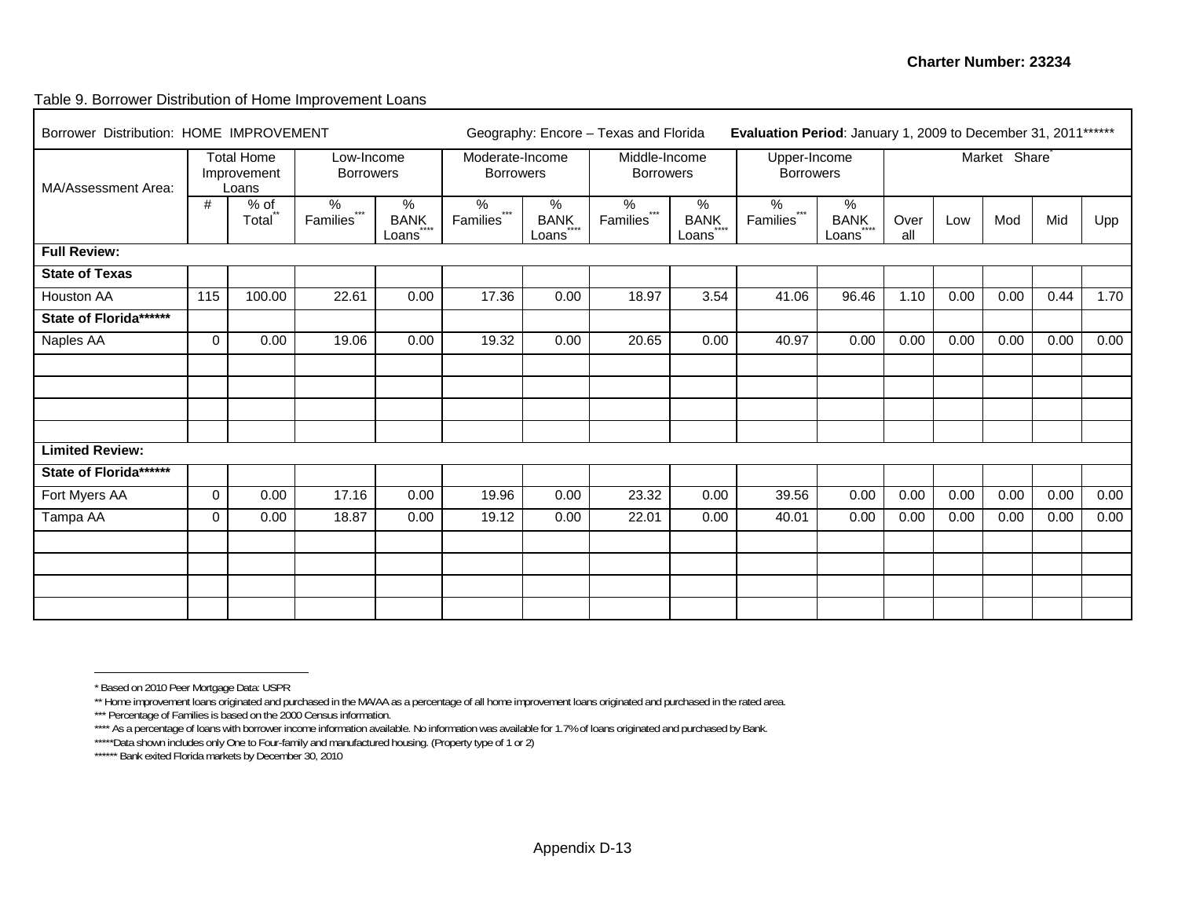Table 9. Borrower Distribution of Home Improvement Loans

| Borrower Distribution: HOME IMPROVEMENT | | | Geography: Encore – Texas and Florida | | | | **Evaluation Period**: January 1, 2009 to December 31, 2011****** | | | | | | | | |
|---|---|---|---|---|---|---|---|---|---|---|---|---|---|---|---|
| MA/Assessment Area: | Total Home Improvement Loans | | Low-Income Borrowers | | Moderate-Income Borrowers | | Middle-Income Borrowers | | Upper-Income Borrowers | | Market Share* | | | | |
| | # | % of Total** | % Families*** | % BANK Loans**** | % Families*** | % BANK Loans**** | % Families*** | % BANK Loans**** | % Families*** | % BANK Loans**** | Over all | Low | Mod | Mid | Upp |
| **Full Review:** | | | | | | | | | | | | | | | |
| **State of Texas** | | | | | | | | | | | | | | | |
| Houston AA | 115 | 100.00 | 22.61 | 0.00 | 17.36 | 0.00 | 18.97 | 3.54 | 41.06 | 96.46 | 1.10 | 0.00 | 0.00 | 0.44 | 1.70 |
| **State of Florida****** | | | | | | | | | | | | | | | |
| Naples AA | 0 | 0.00 | 19.06 | 0.00 | 19.32 | 0.00 | 20.65 | 0.00 | 40.97 | 0.00 | 0.00 | 0.00 | 0.00 | 0.00 | 0.00 |
| **Limited Review:** | | | | | | | | | | | | | | | |
| **State of Florida****** | | | | | | | | | | | | | | | |
| Fort Myers AA | 0 | 0.00 | 17.16 | 0.00 | 19.96 | 0.00 | 23.32 | 0.00 | 39.56 | 0.00 | 0.00 | 0.00 | 0.00 | 0.00 | 0.00 |
| Tampa AA | 0 | 0.00 | 18.87 | 0.00 | 19.12 | 0.00 | 22.01 | 0.00 | 40.01 | 0.00 | 0.00 | 0.00 | 0.00 | 0.00 | 0.00 |

\* Based on 2010 Peer Mortgage Data: USPR

** Home improvement loans originated and purchased in the MA/AA as a percentage of all home improvement loans originated and purchased in the rated area.

*** Percentage of Families is based on the 2000 Census information.

**** As a percentage of loans with borrower income information available. No information was available for 1.7% of loans originated and purchased by Bank.

*****Data shown includes only One to Four-family and manufactured housing. (Property type of 1 or 2)

****** Bank exited Florida markets by December 30, 2010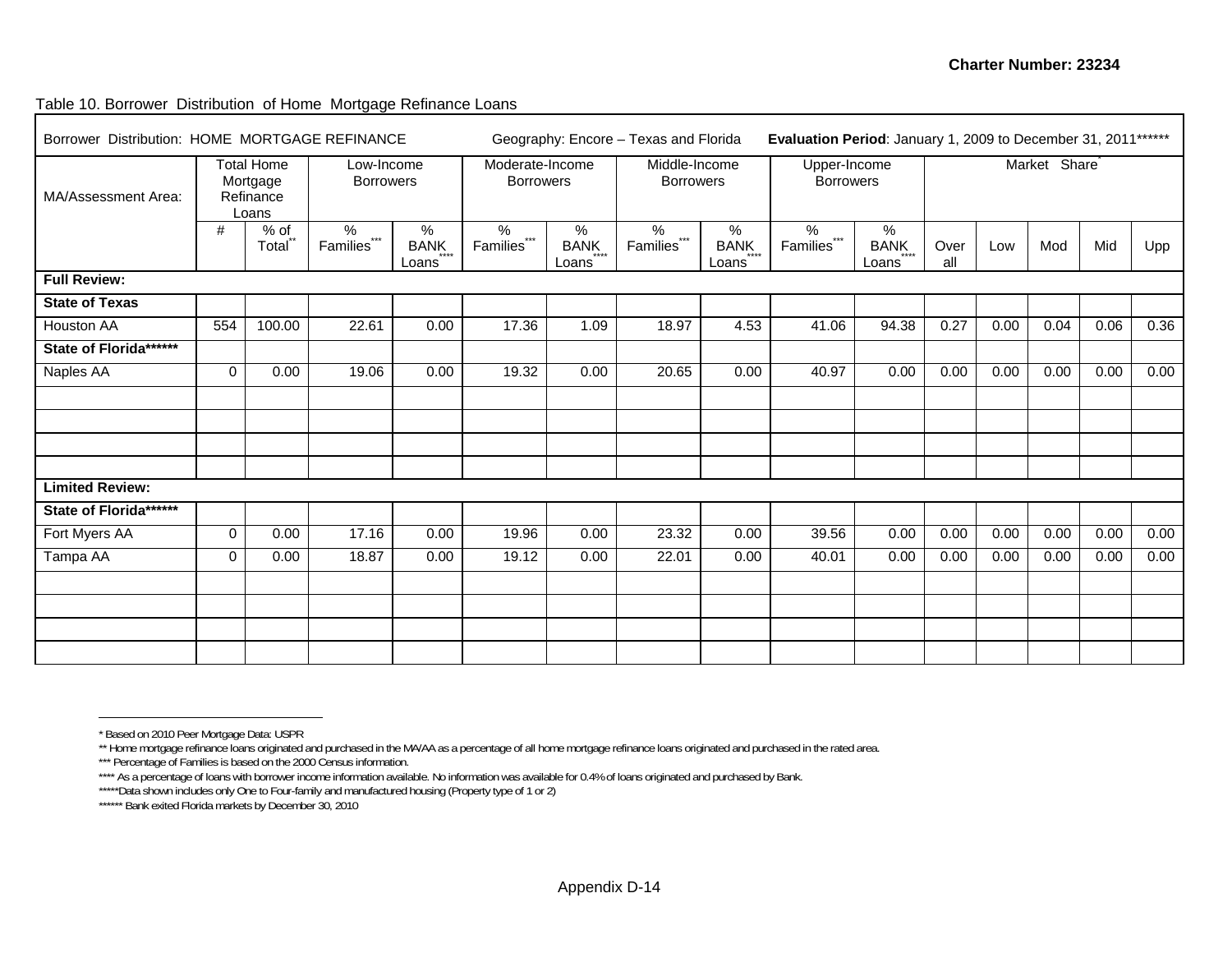Charter Number: 23234

Table 10. Borrower Distribution of Home Mortgage Refinance Loans

| Borrower Distribution: HOME MORTGAGE REFINANCE | | | Geography: Encore – Texas and Florida | | | | | | **Evaluation Period**: January 1, 2009 to December 31, 2011****** | | | | | | |
|---|---|---|---|---|---|---|---|---|---|---|---|---|---|---|---|
| MA/Assessment Area: | Total Home Mortgage Refinance Loans | | Low-Income Borrowers | | Moderate-Income Borrowers | | Middle-Income Borrowers | | Upper-Income Borrowers | | Market Share* | | | | |
| | # | % of Total** | % Families*** | % BANK Loans**** | % Families*** | % BANK Loans**** | % Families*** | % BANK Loans**** | % Families*** | % BANK Loans**** | Over all | Low | Mod | Mid | Upp |
| **Full Review:** | | | | | | | | | | | | | | | |
| **State of Texas** | | | | | | | | | | | | | | | |
| Houston AA | 554 | 100.00 | 22.61 | 0.00 | 17.36 | 1.09 | 18.97 | 4.53 | 41.06 | 94.38 | 0.27 | 0.00 | 0.04 | 0.06 | 0.36 |
| **State of Florida******** | | | | | | | | | | | | | | | |
| Naples AA | 0 | 0.00 | 19.06 | 0.00 | 19.32 | 0.00 | 20.65 | 0.00 | 40.97 | 0.00 | 0.00 | 0.00 | 0.00 | 0.00 | 0.00 |
| **Limited Review:** | | | | | | | | | | | | | | | |
| **State of Florida******** | | | | | | | | | | | | | | | |
| Fort Myers AA | 0 | 0.00 | 17.16 | 0.00 | 19.96 | 0.00 | 23.32 | 0.00 | 39.56 | 0.00 | 0.00 | 0.00 | 0.00 | 0.00 | 0.00 |
| Tampa AA | 0 | 0.00 | 18.87 | 0.00 | 19.12 | 0.00 | 22.01 | 0.00 | 40.01 | 0.00 | 0.00 | 0.00 | 0.00 | 0.00 | 0.00 |

\* Based on 2010 Peer Mortgage Data: USPR

** Home mortgage refinance loans originated and purchased in the MA/AA as a percentage of all home mortgage refinance loans originated and purchased in the rated area.

*** Percentage of Families is based on the 2000 Census information.

**** As a percentage of loans with borrower income information available. No information was available for 0.4% of loans originated and purchased by Bank.

*****Data shown includes only One to Four-family and manufactured housing (Property type of 1 or 2)

****** Bank exited Florida markets by December 30, 2010

Appendix D-14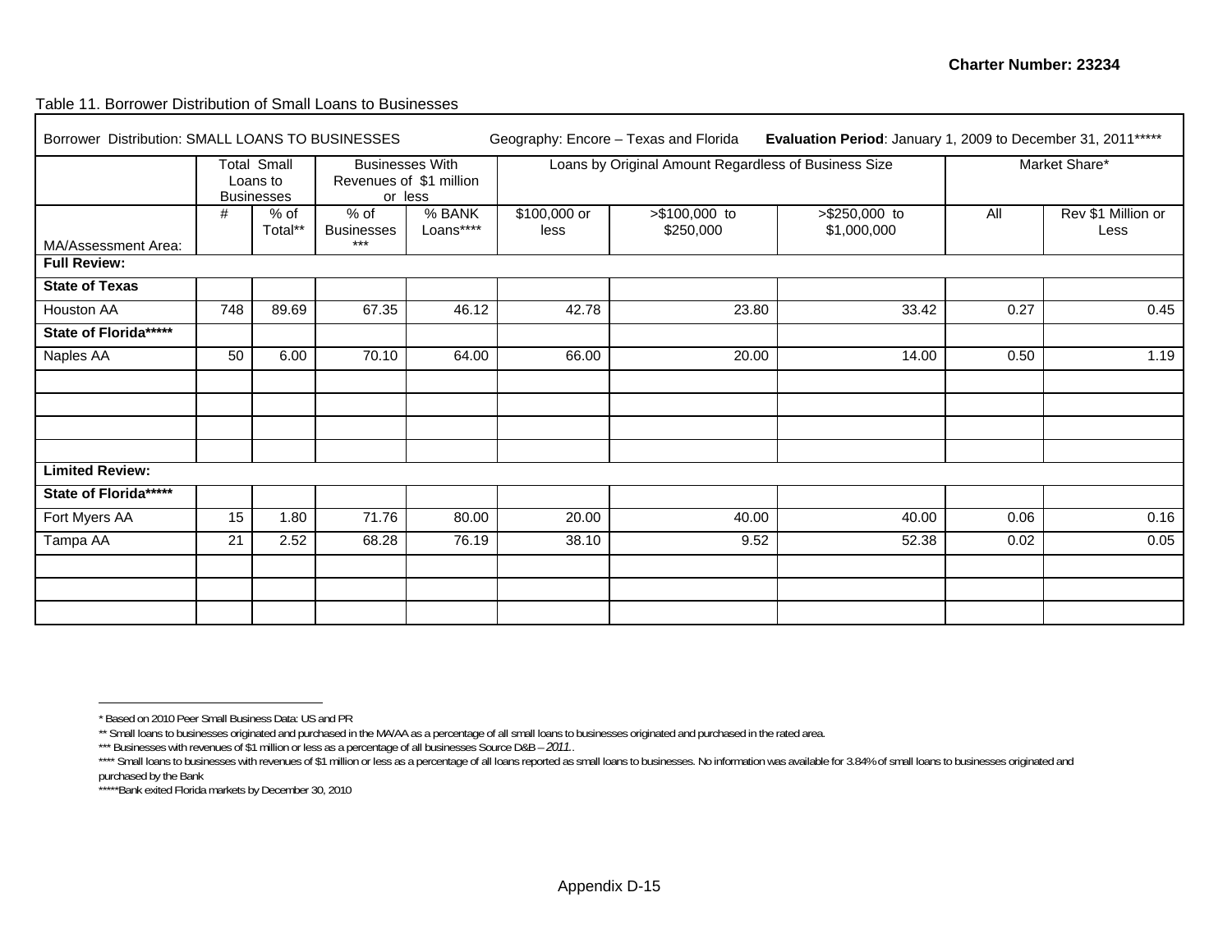Table 11. Borrower Distribution of Small Loans to Businesses

| Borrower Distribution: SMALL LOANS TO BUSINESSES | | | Geography: Encore – Texas and Florida | | | | **Evaluation Period**: January 1, 2009 to December 31, 2011***** | | |
|---|---|---|---|---|---|---|---|---|---|
| | Total Small Loans to Businesses | | Businesses With Revenues of $1 million or less | | Loans by Original Amount Regardless of Business Size | | | Market Share* | |
| MA/Assessment Area: | # | % of Total** | % of Businesses *** | % BANK Loans**** | $100,000 or less | >$100,000 to $250,000 | >$250,000 to $1,000,000 | All | Rev $1 Million or Less |
| **Full Review:** | | | | | | | | | |
| **State of Texas** | | | | | | | | | |
| Houston AA | 748 | 89.69 | 67.35 | 46.12 | 42.78 | 23.80 | 33.42 | 0.27 | 0.45 |
| **State of Florida******* | | | | | | | | | |
| Naples AA | 50 | 6.00 | 70.10 | 64.00 | 66.00 | 20.00 | 14.00 | 0.50 | 1.19 |
| | | | | | | | | | |
| | | | | | | | | | |
| | | | | | | | | | |
| | | | | | | | | | |
| **Limited Review:** | | | | | | | | | |
| **State of Florida******* | | | | | | | | | |
| Fort Myers AA | 15 | 1.80 | 71.76 | 80.00 | 20.00 | 40.00 | 40.00 | 0.06 | 0.16 |
| Tampa AA | 21 | 2.52 | 68.28 | 76.19 | 38.10 | 9.52 | 52.38 | 0.02 | 0.05 |
| | | | | | | | | | |
| | | | | | | | | | |
| | | | | | | | | | |

* Based on 2010 Peer Small Business Data: US and PR

** Small loans to businesses originated and purchased in the MA/AA as a percentage of all small loans to businesses originated and purchased in the rated area.

*** Businesses with revenues of $1 million or less as a percentage of all businesses Source D&B – *2011*.

**** Small loans to businesses with revenues of $1 million or less as a percentage of all loans reported as small loans to businesses. No information was available for 3.84% of small loans to businesses originated and purchased by the Bank

*****Bank exited Florida markets by December 30, 2010

Appendix D-15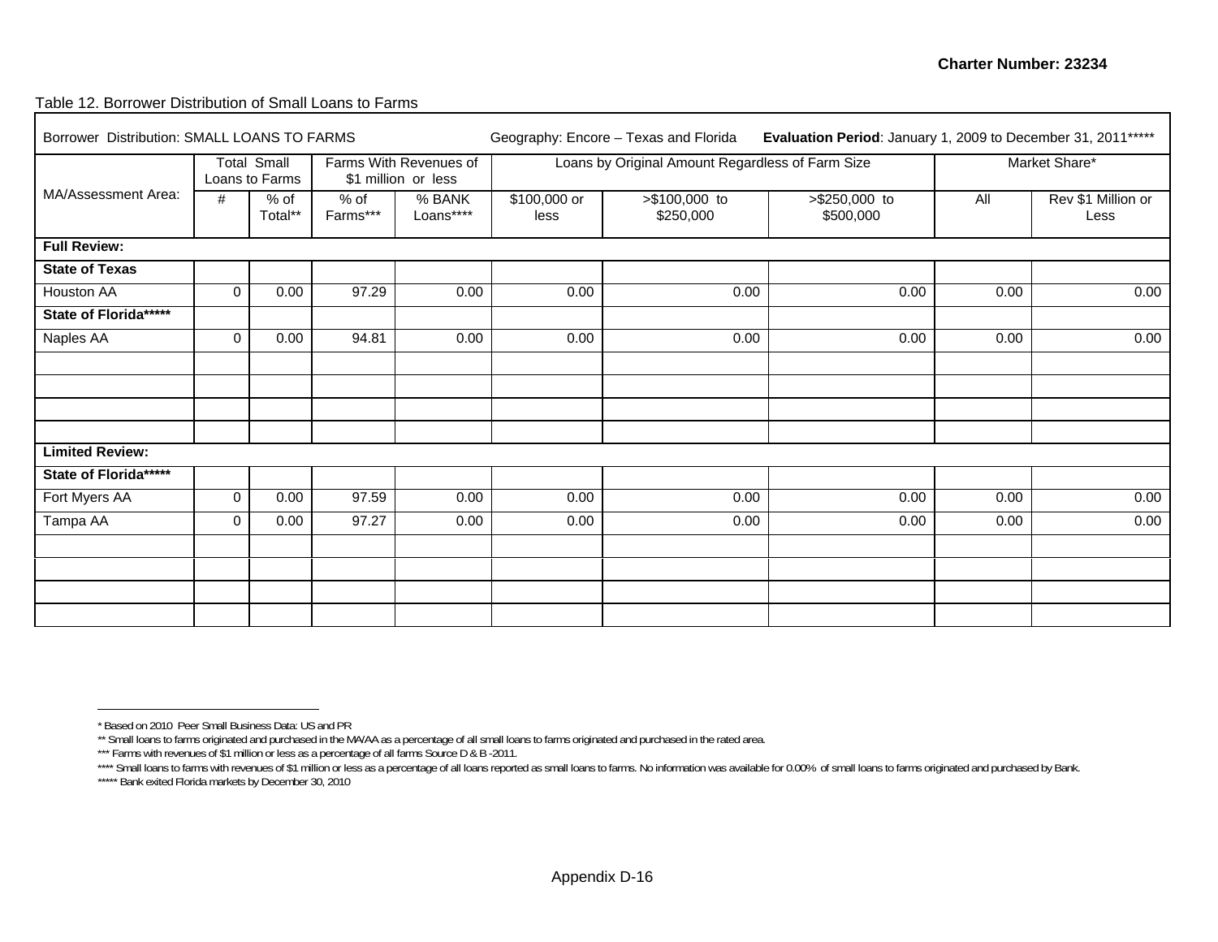Table 12. Borrower Distribution of Small Loans to Farms

| Borrower Distribution: SMALL LOANS TO FARMS | | | Geography: Encore – Texas and Florida | | | | Evaluation Period: January 1, 2009 to December 31, 2011***** | | |
|---|---|---|---|---|---|---|---|---|---|
| MA/Assessment Area: | Total Small Loans to Farms | | Farms With Revenues of $1 million or less | | Loans by Original Amount Regardless of Farm Size | | | Market Share* | |
| | # | % of Total** | % of Farms*** | % BANK Loans**** | $100,000 or less | >$100,000 to $250,000 | >$250,000 to $500,000 | All | Rev $1 Million or Less |
| **Full Review:** | | | | | | | | | |
| **State of Texas** | | | | | | | | | |
| Houston AA | 0 | 0.00 | 97.29 | 0.00 | 0.00 | 0.00 | 0.00 | 0.00 | 0.00 |
| **State of Florida******* | | | | | | | | | |
| Naples AA | 0 | 0.00 | 94.81 | 0.00 | 0.00 | 0.00 | 0.00 | 0.00 | 0.00 |
| **Limited Review:** | | | | | | | | | |
| **State of Florida******* | | | | | | | | | |
| Fort Myers AA | 0 | 0.00 | 97.59 | 0.00 | 0.00 | 0.00 | 0.00 | 0.00 | 0.00 |
| Tampa AA | 0 | 0.00 | 97.27 | 0.00 | 0.00 | 0.00 | 0.00 | 0.00 | 0.00 |

* Based on 2010 Peer Small Business Data: US and PR

** Small loans to farms originated and purchased in the MA/AA as a percentage of all small loans to farms originated and purchased in the rated area.

*** Farms with revenues of $1 million or less as a percentage of all farms Source D & B -2011.

**** Small loans to farms with revenues of $1 million or less as a percentage of all loans reported as small loans to farms. No information was available for 0.00% of small loans to farms originated and purchased by Bank.

***** Bank exited Florida markets by December 30, 2010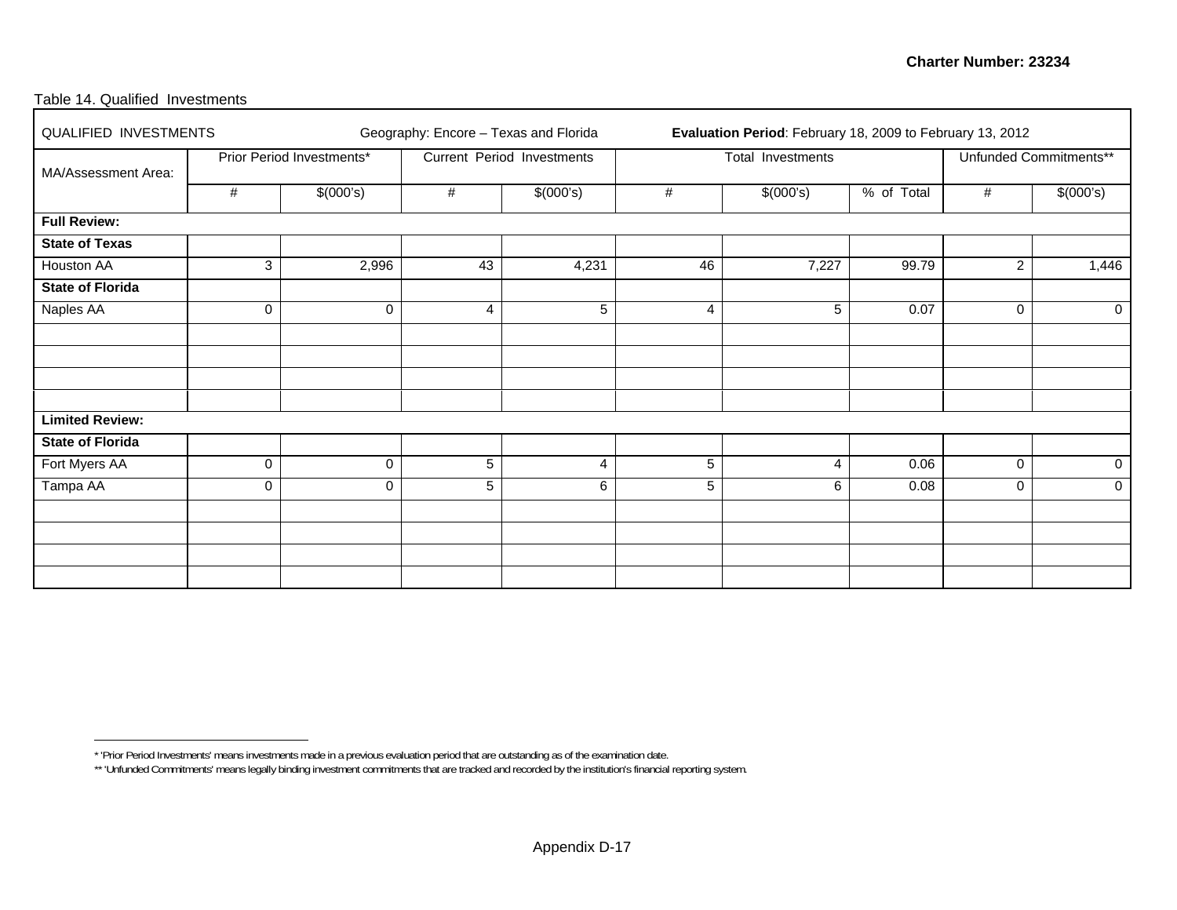Table 14. Qualified Investments

| QUALIFIED INVESTMENTS | Geography: Encore – Texas and Florida | | | | Evaluation Period: February 18, 2009 to February 13, 2012 | | | | |
|---|---|---|---|---|---|---|---|---|---|
| MA/Assessment Area: | Prior Period Investments* | | Current Period Investments | | Total Investments | | | Unfunded Commitments** | |
| | # | $(000's) | # | $(000's) | # | $(000's) | % of Total | # | $(000's) |
| **Full Review:** | | | | | | | | | |
| **State of Texas** | | | | | | | | | |
| Houston AA | 3 | 2,996 | 43 | 4,231 | 46 | 7,227 | 99.79 | 2 | 1,446 |
| **State of Florida** | | | | | | | | | |
| Naples AA | 0 | 0 | 4 | 5 | 4 | 5 | 0.07 | 0 | 0 |
| **Limited Review:** | | | | | | | | | |
| **State of Florida** | | | | | | | | | |
| Fort Myers AA | 0 | 0 | 5 | 4 | 5 | 4 | 0.06 | 0 | 0 |
| Tampa AA | 0 | 0 | 5 | 6 | 5 | 6 | 0.08 | 0 | 0 |

* 'Prior Period Investments' means investments made in a previous evaluation period that are outstanding as of the examination date.

** 'Unfunded Commitments' means legally binding investment commitments that are tracked and recorded by the institution's financial reporting system.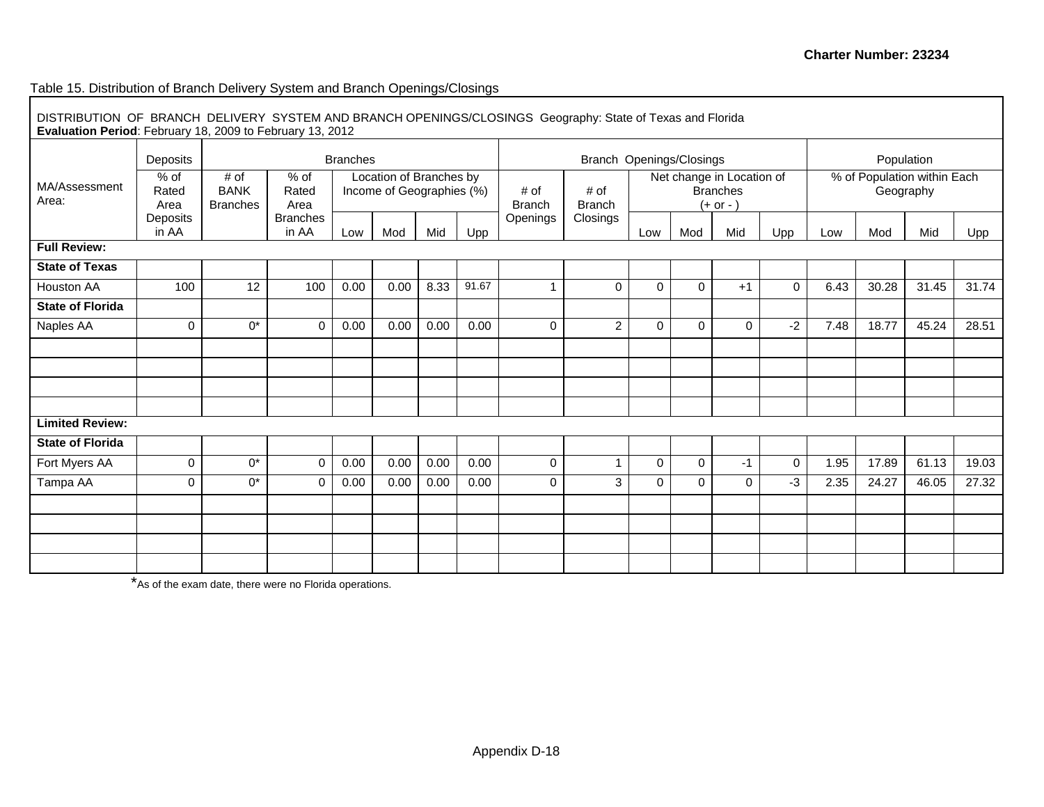Charter Number: 23234

Table 15. Distribution of Branch Delivery System and Branch Openings/Closings

DISTRIBUTION OF BRANCH DELIVERY SYSTEM AND BRANCH OPENINGS/CLOSINGS Geography: State of Texas and Florida
**Evaluation Period**: February 18, 2009 to February 13, 2012

| MA/Assessment Area: | Deposits | Branches | | | | | | Branch Openings/Closings | | | | | | Population | | | |
|---|---|---|---|---|---|---|---|---|---|---|---|---|---|---|---|---|---|
| | % of Rated Area Deposits in AA | # of BANK Branches | % of Rated Area Branches in AA | Location of Branches by Income of Geographies (%) | | | | # of Branch Openings | # of Branch Closings | Net change in Location of Branches (+ or - ) | | | | % of Population within Each Geography | | | |
| | | | | Low | Mod | Mid | Upp | | | Low | Mod | Mid | Upp | Low | Mod | Mid | Upp |
| **Full Review:** | | | | | | | | | | | | | | | | | |
| **State of Texas** | | | | | | | | | | | | | | | | | |
| Houston AA | 100 | 12 | 100 | 0.00 | 0.00 | 8.33 | 91.67 | 1 | 0 | 0 | 0 | +1 | 0 | 6.43 | 30.28 | 31.45 | 31.74 |
| **State of Florida** | | | | | | | | | | | | | | | | | |
| Naples AA | 0 | 0* | 0 | 0.00 | 0.00 | 0.00 | 0.00 | 0 | 2 | 0 | 0 | 0 | -2 | 7.48 | 18.77 | 45.24 | 28.51 |
| **Limited Review:** | | | | | | | | | | | | | | | | | |
| **State of Florida** | | | | | | | | | | | | | | | | | |
| Fort Myers AA | 0 | 0* | 0 | 0.00 | 0.00 | 0.00 | 0.00 | 0 | 1 | 0 | 0 | -1 | 0 | 1.95 | 17.89 | 61.13 | 19.03 |
| Tampa AA | 0 | 0* | 0 | 0.00 | 0.00 | 0.00 | 0.00 | 0 | 3 | 0 | 0 | 0 | -3 | 2.35 | 24.27 | 46.05 | 27.32 |

*As of the exam date, there were no Florida operations.